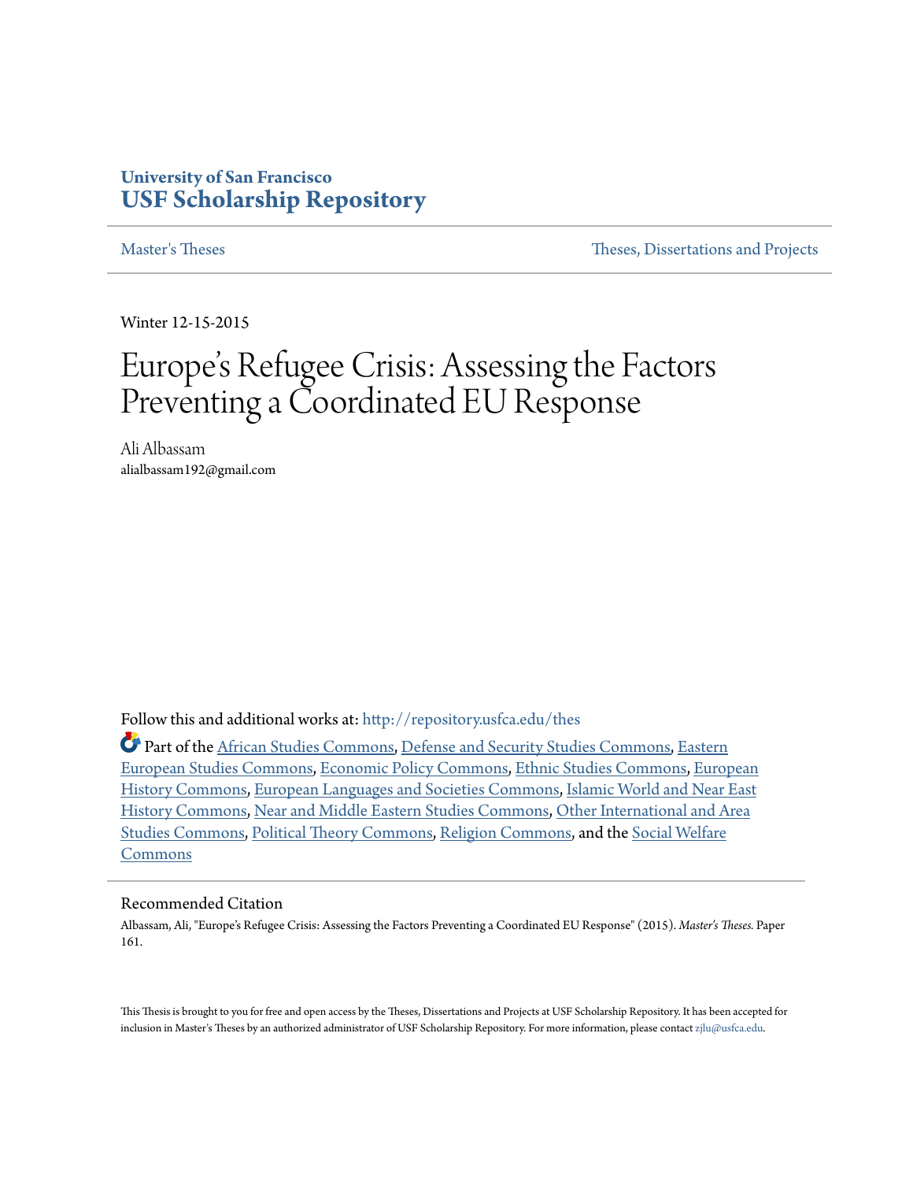University of San Francisco
**USF Scholarship Repository**

Master's Theses | Theses, Dissertations and Projects

Winter 12-15-2015

# Europe's Refugee Crisis: Assessing the Factors Preventing a Coordinated EU Response

Ali Albassam
alialbassam192@gmail.com

Follow this and additional works at: http://repository.usfca.edu/thes

Part of the African Studies Commons, Defense and Security Studies Commons, Eastern European Studies Commons, Economic Policy Commons, Ethnic Studies Commons, European History Commons, European Languages and Societies Commons, Islamic World and Near East History Commons, Near and Middle Eastern Studies Commons, Other International and Area Studies Commons, Political Theory Commons, Religion Commons, and the Social Welfare Commons

## Recommended Citation

Albassam, Ali, "Europe's Refugee Crisis: Assessing the Factors Preventing a Coordinated EU Response" (2015). *Master's Theses.* Paper 161.

This Thesis is brought to you for free and open access by the Theses, Dissertations and Projects at USF Scholarship Repository. It has been accepted for inclusion in Master's Theses by an authorized administrator of USF Scholarship Repository. For more information, please contact zjlu@usfca.edu.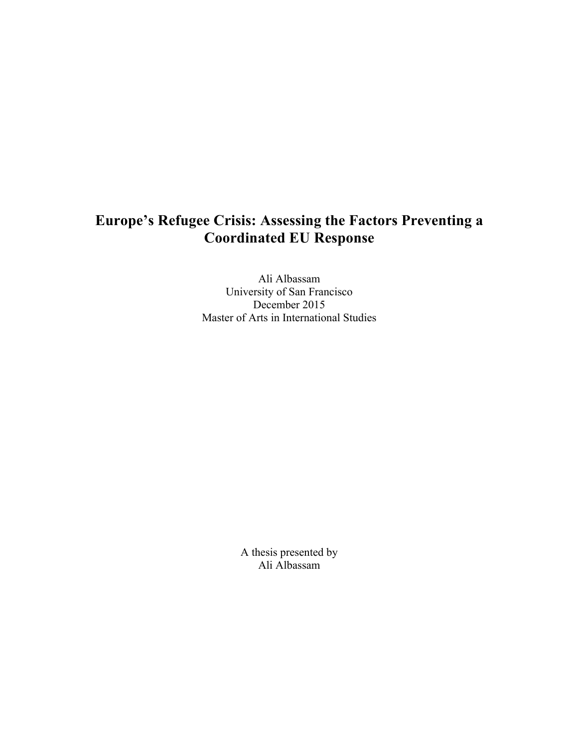# Europe's Refugee Crisis: Assessing the Factors Preventing a Coordinated EU Response

Ali Albassam
University of San Francisco
December 2015
Master of Arts in International Studies

A thesis presented by
Ali Albassam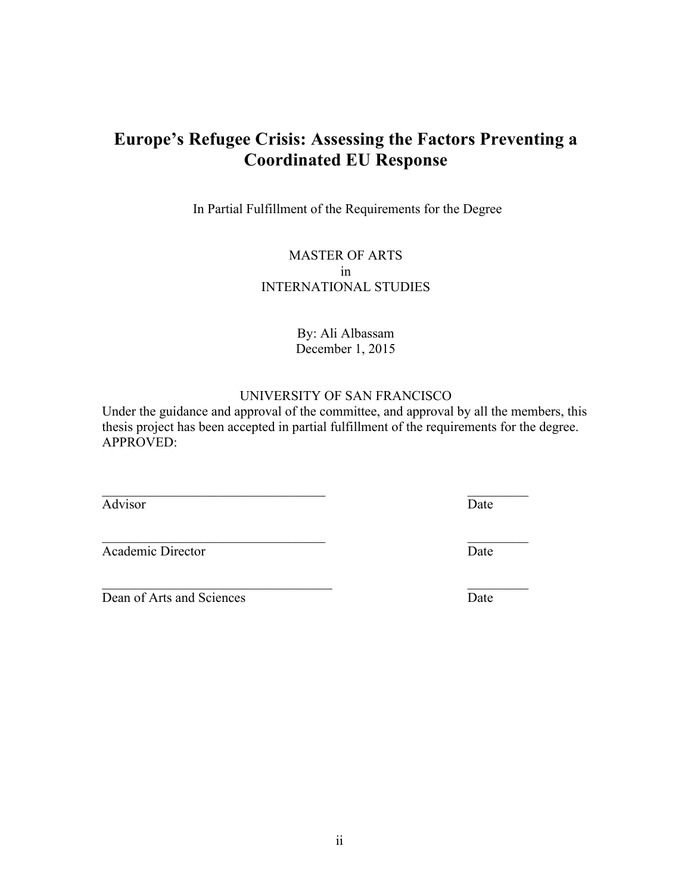# Europe's Refugee Crisis: Assessing the Factors Preventing a Coordinated EU Response

In Partial Fulfillment of the Requirements for the Degree

MASTER OF ARTS
in
INTERNATIONAL STUDIES

By: Ali Albassam
December 1, 2015

UNIVERSITY OF SAN FRANCISCO

Under the guidance and approval of the committee, and approval by all the members, this thesis project has been accepted in partial fulfillment of the requirements for the degree.
APPROVED:

\_\_\_\_\_\_\_\_\_\_\_\_\_\_\_\_\_\_\_\_\_\_\_\_\_\_\_\_\_\_\_\_\_\_ \_\_\_\_\_\_\_\_\_
Advisor Date

\_\_\_\_\_\_\_\_\_\_\_\_\_\_\_\_\_\_\_\_\_\_\_\_\_\_\_\_\_\_\_\_\_\_ \_\_\_\_\_\_\_\_\_
Academic Director Date

\_\_\_\_\_\_\_\_\_\_\_\_\_\_\_\_\_\_\_\_\_\_\_\_\_\_\_\_\_\_\_\_\_\_ \_\_\_\_\_\_\_\_\_
Dean of Arts and Sciences Date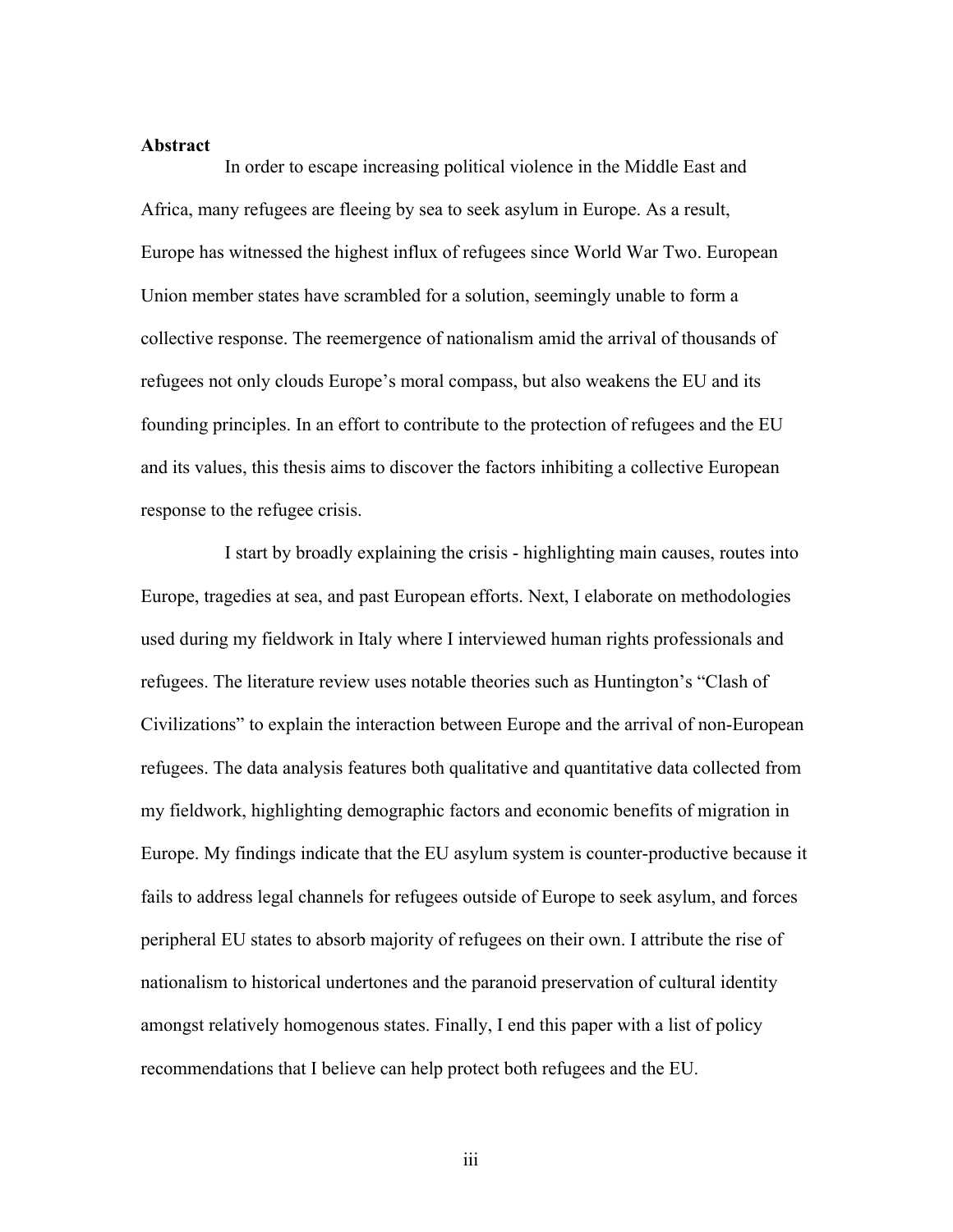**Abstract**

In order to escape increasing political violence in the Middle East and Africa, many refugees are fleeing by sea to seek asylum in Europe. As a result, Europe has witnessed the highest influx of refugees since World War Two. European Union member states have scrambled for a solution, seemingly unable to form a collective response. The reemergence of nationalism amid the arrival of thousands of refugees not only clouds Europe's moral compass, but also weakens the EU and its founding principles. In an effort to contribute to the protection of refugees and the EU and its values, this thesis aims to discover the factors inhibiting a collective European response to the refugee crisis.

I start by broadly explaining the crisis - highlighting main causes, routes into Europe, tragedies at sea, and past European efforts. Next, I elaborate on methodologies used during my fieldwork in Italy where I interviewed human rights professionals and refugees. The literature review uses notable theories such as Huntington's "Clash of Civilizations" to explain the interaction between Europe and the arrival of non-European refugees. The data analysis features both qualitative and quantitative data collected from my fieldwork, highlighting demographic factors and economic benefits of migration in Europe. My findings indicate that the EU asylum system is counter-productive because it fails to address legal channels for refugees outside of Europe to seek asylum, and forces peripheral EU states to absorb majority of refugees on their own. I attribute the rise of nationalism to historical undertones and the paranoid preservation of cultural identity amongst relatively homogenous states. Finally, I end this paper with a list of policy recommendations that I believe can help protect both refugees and the EU.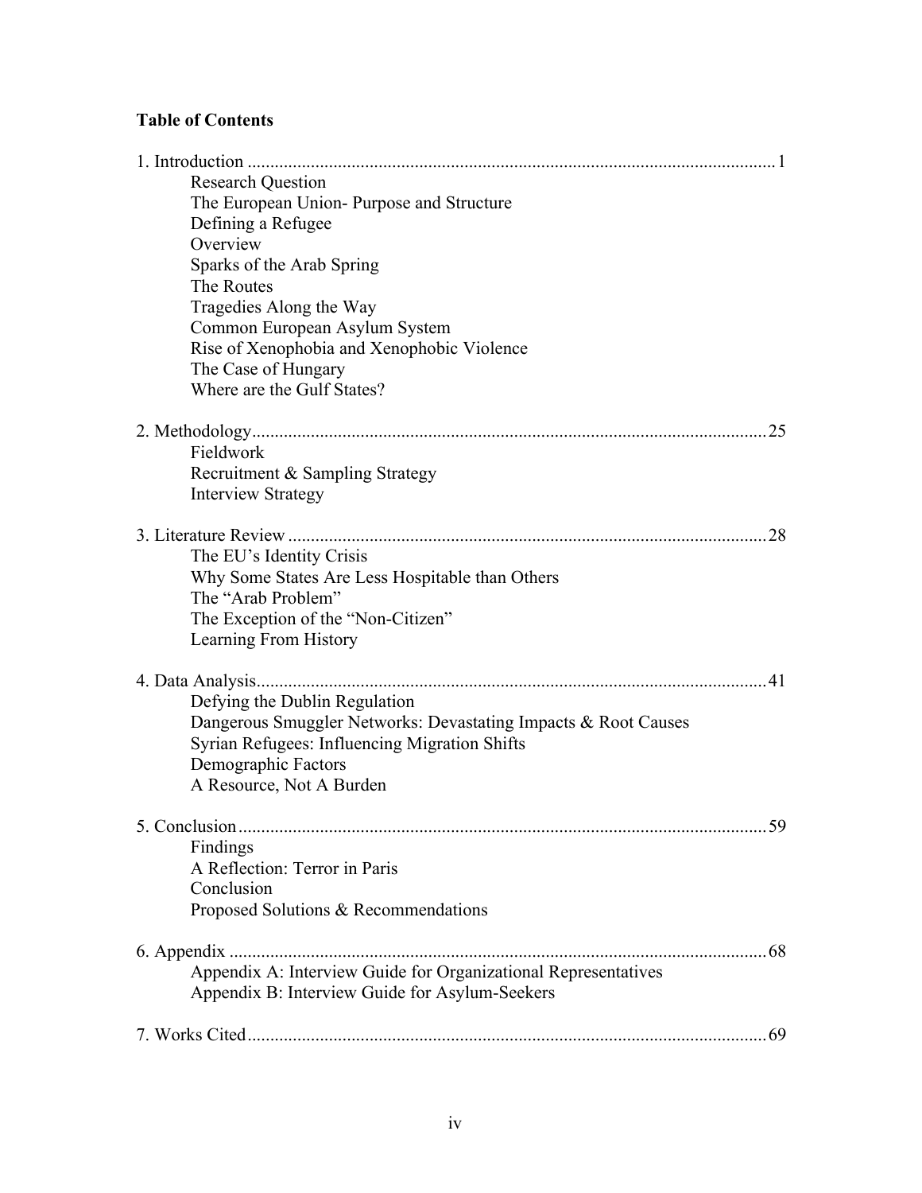**Table of Contents**

1. Introduction .................................................................................................................... 1
    - Research Question
    - The European Union- Purpose and Structure
    - Defining a Refugee
    - Overview
    - Sparks of the Arab Spring
    - The Routes
    - Tragedies Along the Way
    - Common European Asylum System
    - Rise of Xenophobia and Xenophobic Violence
    - The Case of Hungary
    - Where are the Gulf States?

2. Methodology................................................................................................................. 25
    - Fieldwork
    - Recruitment & Sampling Strategy
    - Interview Strategy

3. Literature Review ......................................................................................................... 28
    - The EU's Identity Crisis
    - Why Some States Are Less Hospitable than Others
    - The "Arab Problem"
    - The Exception of the "Non-Citizen"
    - Learning From History

4. Data Analysis................................................................................................................ 41
    - Defying the Dublin Regulation
    - Dangerous Smuggler Networks: Devastating Impacts & Root Causes
    - Syrian Refugees: Influencing Migration Shifts
    - Demographic Factors
    - A Resource, Not A Burden

5. Conclusion.................................................................................................................... 59
    - Findings
    - A Reflection: Terror in Paris
    - Conclusion
    - Proposed Solutions & Recommendations

6. Appendix ...................................................................................................................... 68
    - Appendix A: Interview Guide for Organizational Representatives
    - Appendix B: Interview Guide for Asylum-Seekers

7. Works Cited.................................................................................................................. 69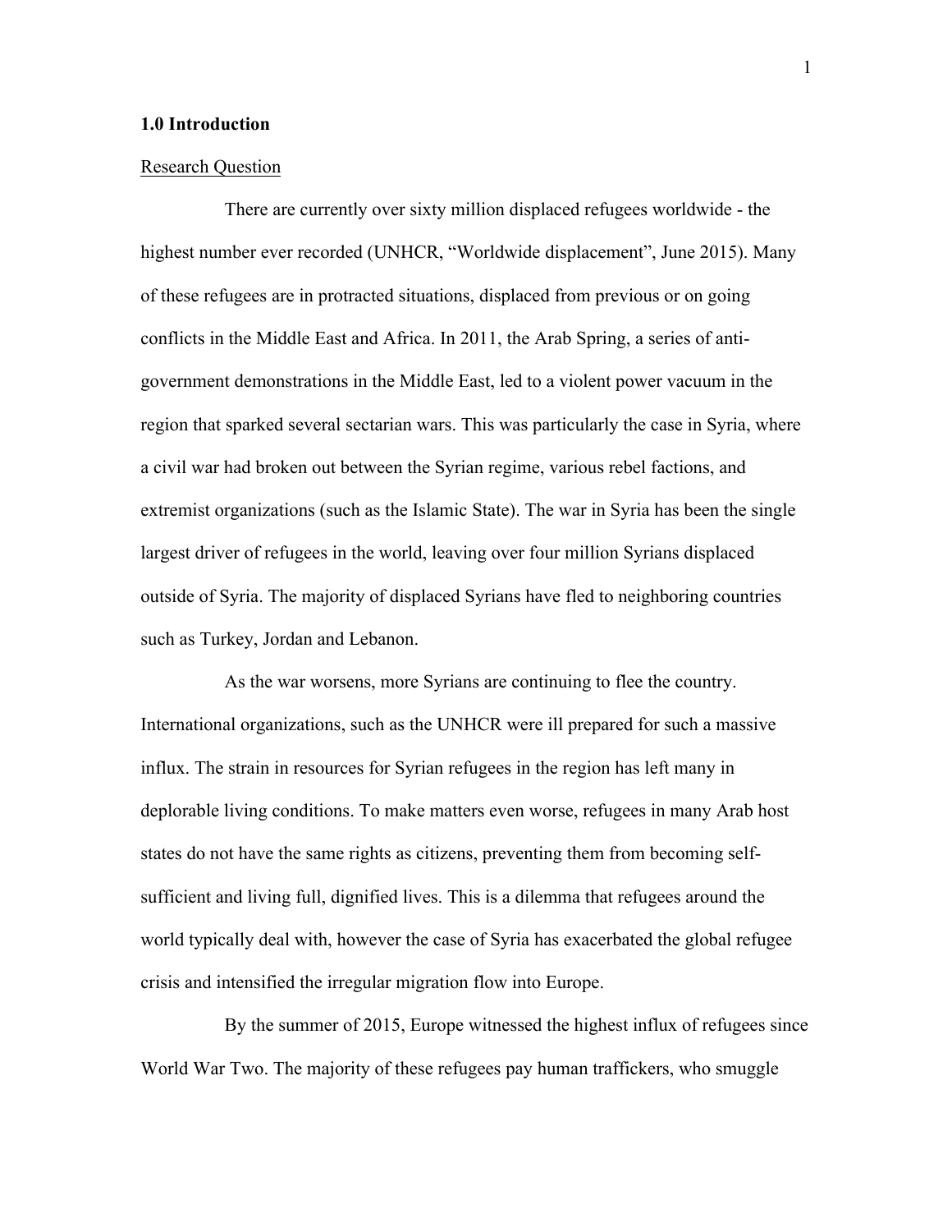## 1.0 Introduction

Research Question

There are currently over sixty million displaced refugees worldwide - the highest number ever recorded (UNHCR, "Worldwide displacement", June 2015). Many of these refugees are in protracted situations, displaced from previous or on going conflicts in the Middle East and Africa. In 2011, the Arab Spring, a series of anti-government demonstrations in the Middle East, led to a violent power vacuum in the region that sparked several sectarian wars. This was particularly the case in Syria, where a civil war had broken out between the Syrian regime, various rebel factions, and extremist organizations (such as the Islamic State). The war in Syria has been the single largest driver of refugees in the world, leaving over four million Syrians displaced outside of Syria. The majority of displaced Syrians have fled to neighboring countries such as Turkey, Jordan and Lebanon.

As the war worsens, more Syrians are continuing to flee the country. International organizations, such as the UNHCR were ill prepared for such a massive influx. The strain in resources for Syrian refugees in the region has left many in deplorable living conditions. To make matters even worse, refugees in many Arab host states do not have the same rights as citizens, preventing them from becoming self-sufficient and living full, dignified lives. This is a dilemma that refugees around the world typically deal with, however the case of Syria has exacerbated the global refugee crisis and intensified the irregular migration flow into Europe.

By the summer of 2015, Europe witnessed the highest influx of refugees since World War Two. The majority of these refugees pay human traffickers, who smuggle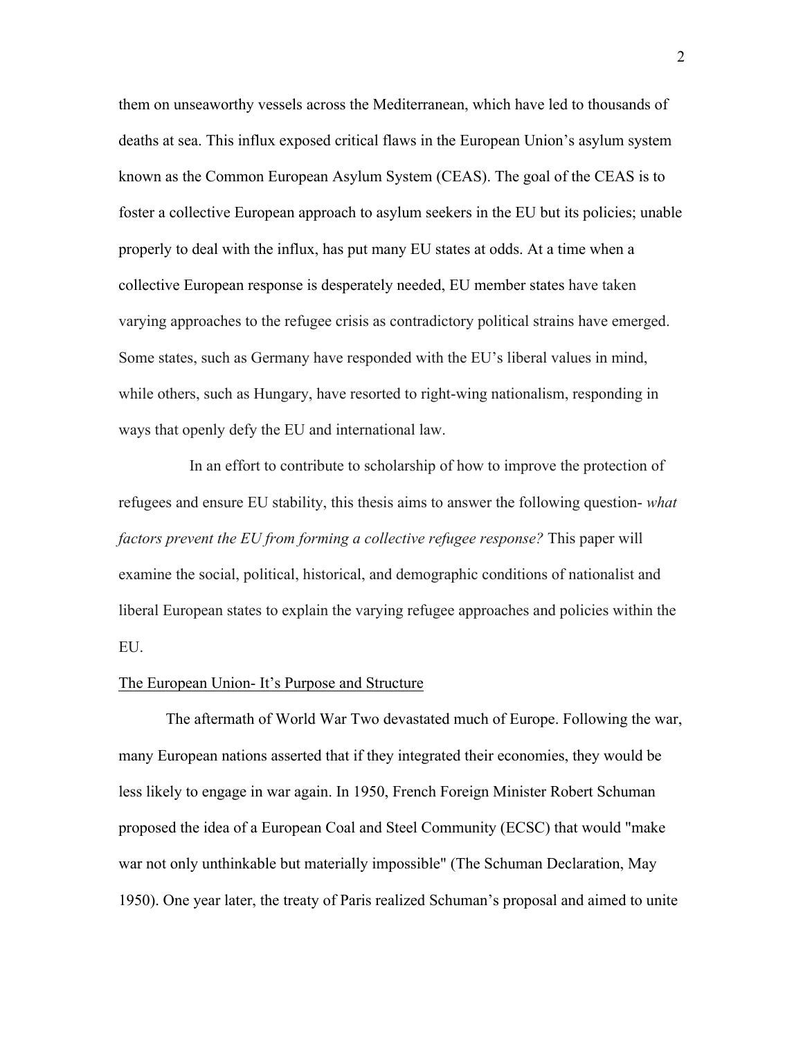them on unseaworthy vessels across the Mediterranean, which have led to thousands of deaths at sea. This influx exposed critical flaws in the European Union's asylum system known as the Common European Asylum System (CEAS). The goal of the CEAS is to foster a collective European approach to asylum seekers in the EU but its policies; unable properly to deal with the influx, has put many EU states at odds. At a time when a collective European response is desperately needed, EU member states have taken varying approaches to the refugee crisis as contradictory political strains have emerged. Some states, such as Germany have responded with the EU's liberal values in mind, while others, such as Hungary, have resorted to right-wing nationalism, responding in ways that openly defy the EU and international law.

In an effort to contribute to scholarship of how to improve the protection of refugees and ensure EU stability, this thesis aims to answer the following question- *what factors prevent the EU from forming a collective refugee response?* This paper will examine the social, political, historical, and demographic conditions of nationalist and liberal European states to explain the varying refugee approaches and policies within the EU.

<u>The European Union- It's Purpose and Structure</u>

The aftermath of World War Two devastated much of Europe. Following the war, many European nations asserted that if they integrated their economies, they would be less likely to engage in war again. In 1950, French Foreign Minister Robert Schuman proposed the idea of a European Coal and Steel Community (ECSC) that would "make war not only unthinkable but materially impossible" (The Schuman Declaration, May 1950). One year later, the treaty of Paris realized Schuman's proposal and aimed to unite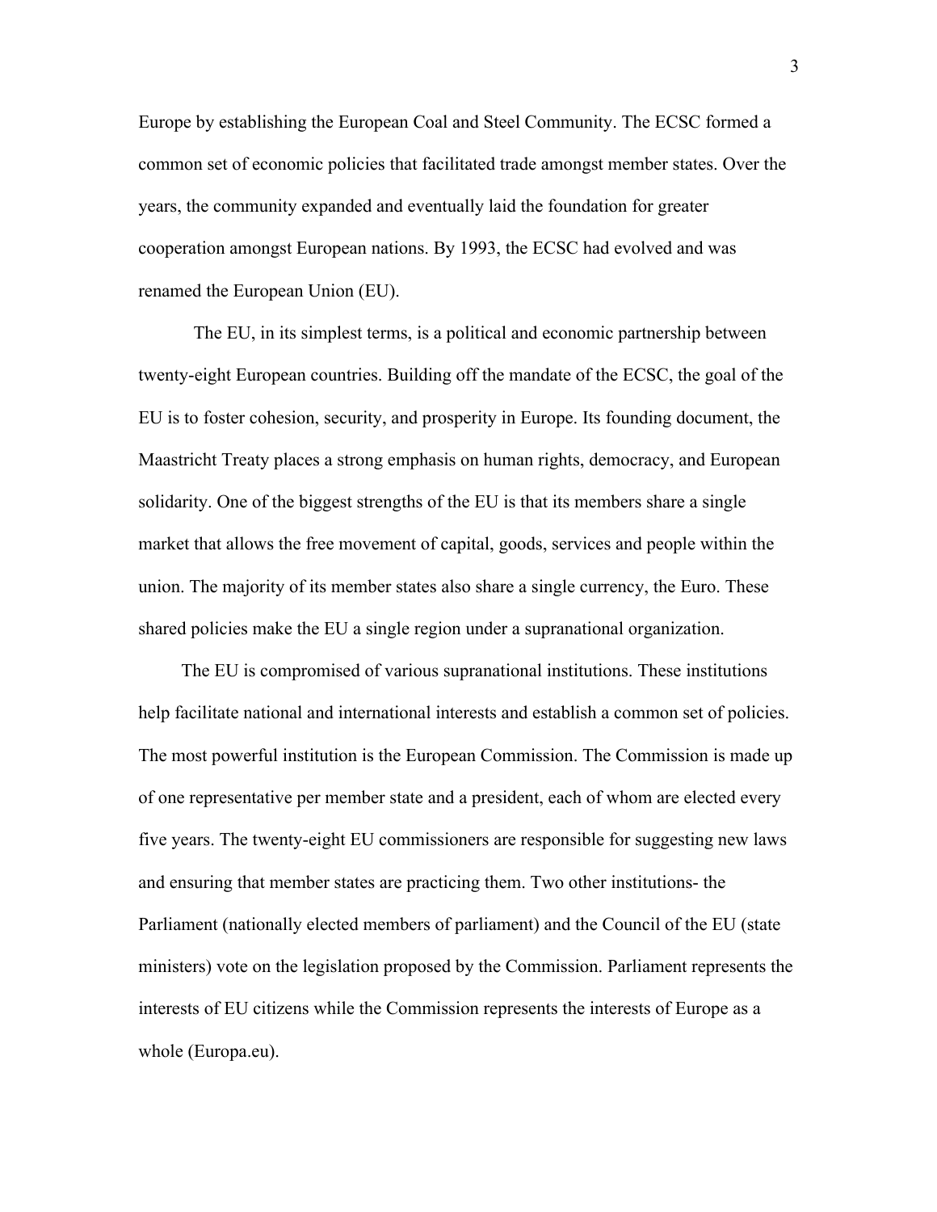Europe by establishing the European Coal and Steel Community. The ECSC formed a common set of economic policies that facilitated trade amongst member states. Over the years, the community expanded and eventually laid the foundation for greater cooperation amongst European nations. By 1993, the ECSC had evolved and was renamed the European Union (EU).

The EU, in its simplest terms, is a political and economic partnership between twenty-eight European countries. Building off the mandate of the ECSC, the goal of the EU is to foster cohesion, security, and prosperity in Europe. Its founding document, the Maastricht Treaty places a strong emphasis on human rights, democracy, and European solidarity. One of the biggest strengths of the EU is that its members share a single market that allows the free movement of capital, goods, services and people within the union. The majority of its member states also share a single currency, the Euro. These shared policies make the EU a single region under a supranational organization.

The EU is compromised of various supranational institutions. These institutions help facilitate national and international interests and establish a common set of policies. The most powerful institution is the European Commission. The Commission is made up of one representative per member state and a president, each of whom are elected every five years. The twenty-eight EU commissioners are responsible for suggesting new laws and ensuring that member states are practicing them. Two other institutions- the Parliament (nationally elected members of parliament) and the Council of the EU (state ministers) vote on the legislation proposed by the Commission. Parliament represents the interests of EU citizens while the Commission represents the interests of Europe as a whole (Europa.eu).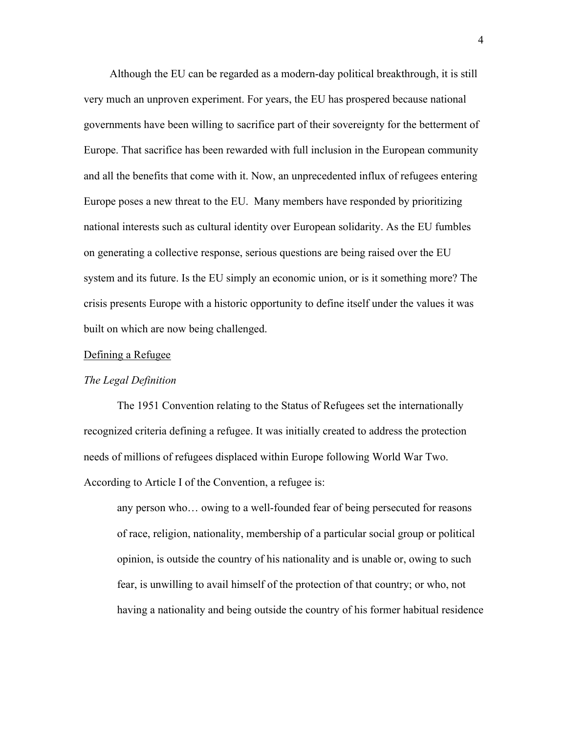Although the EU can be regarded as a modern-day political breakthrough, it is still very much an unproven experiment. For years, the EU has prospered because national governments have been willing to sacrifice part of their sovereignty for the betterment of Europe. That sacrifice has been rewarded with full inclusion in the European community and all the benefits that come with it. Now, an unprecedented influx of refugees entering Europe poses a new threat to the EU. Many members have responded by prioritizing national interests such as cultural identity over European solidarity. As the EU fumbles on generating a collective response, serious questions are being raised over the EU system and its future. Is the EU simply an economic union, or is it something more? The crisis presents Europe with a historic opportunity to define itself under the values it was built on which are now being challenged.

## Defining a Refugee

### *The Legal Definition*

The 1951 Convention relating to the Status of Refugees set the internationally recognized criteria defining a refugee. It was initially created to address the protection needs of millions of refugees displaced within Europe following World War Two. According to Article I of the Convention, a refugee is:

> any person who… owing to a well-founded fear of being persecuted for reasons of race, religion, nationality, membership of a particular social group or political opinion, is outside the country of his nationality and is unable or, owing to such fear, is unwilling to avail himself of the protection of that country; or who, not having a nationality and being outside the country of his former habitual residence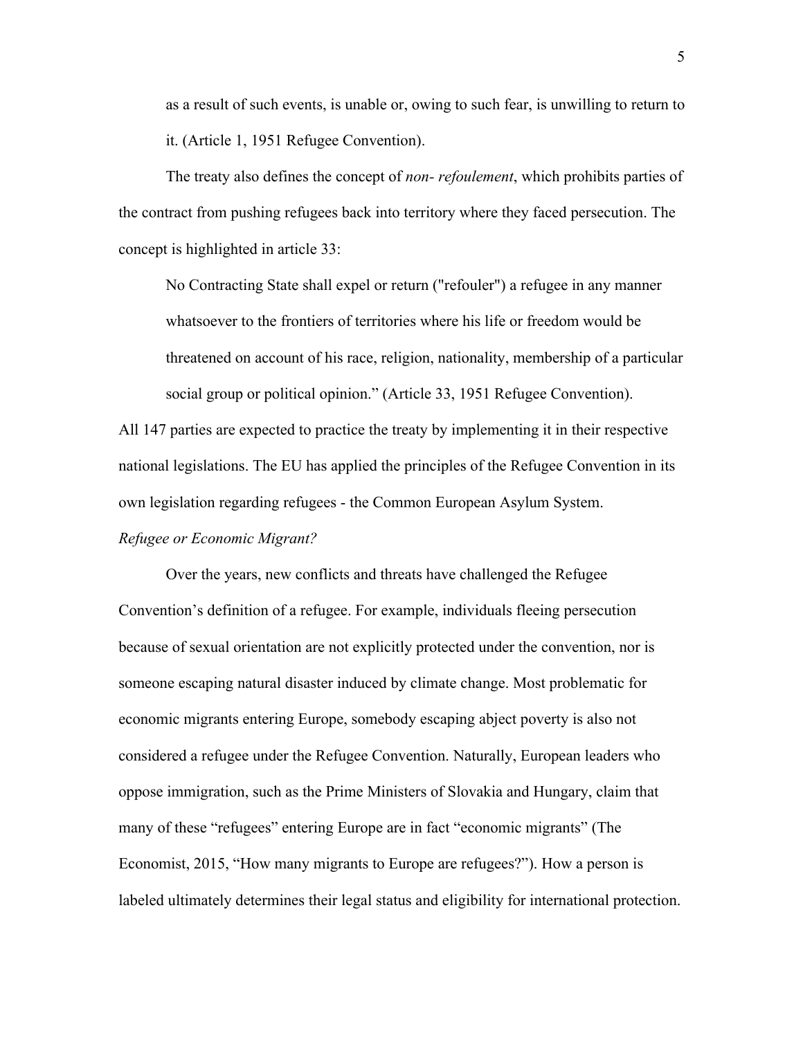> as a result of such events, is unable or, owing to such fear, is unwilling to return to it. (Article 1, 1951 Refugee Convention).

The treaty also defines the concept of *non- refoulement*, which prohibits parties of the contract from pushing refugees back into territory where they faced persecution. The concept is highlighted in article 33:

> No Contracting State shall expel or return ("refouler") a refugee in any manner whatsoever to the frontiers of territories where his life or freedom would be threatened on account of his race, religion, nationality, membership of a particular social group or political opinion." (Article 33, 1951 Refugee Convention).

All 147 parties are expected to practice the treaty by implementing it in their respective national legislations. The EU has applied the principles of the Refugee Convention in its own legislation regarding refugees - the Common European Asylum System.

### *Refugee or Economic Migrant?*

Over the years, new conflicts and threats have challenged the Refugee Convention's definition of a refugee. For example, individuals fleeing persecution because of sexual orientation are not explicitly protected under the convention, nor is someone escaping natural disaster induced by climate change. Most problematic for economic migrants entering Europe, somebody escaping abject poverty is also not considered a refugee under the Refugee Convention. Naturally, European leaders who oppose immigration, such as the Prime Ministers of Slovakia and Hungary, claim that many of these "refugees" entering Europe are in fact "economic migrants" (The Economist, 2015, "How many migrants to Europe are refugees?"). How a person is labeled ultimately determines their legal status and eligibility for international protection.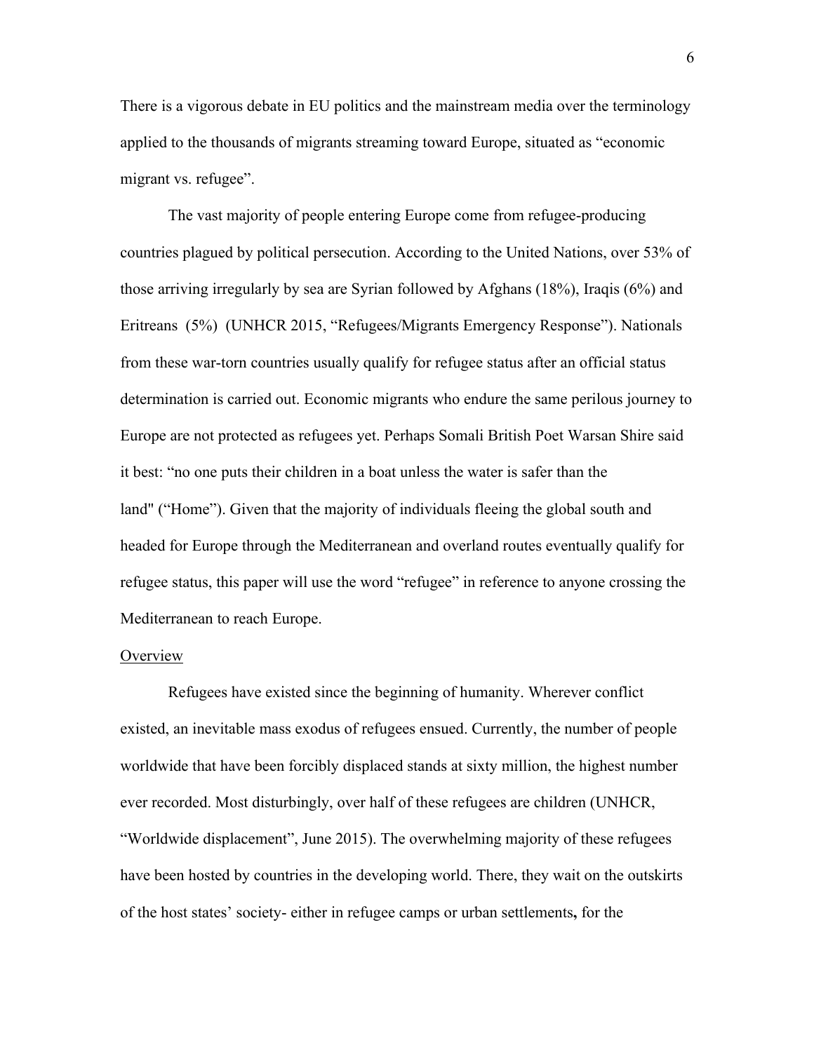There is a vigorous debate in EU politics and the mainstream media over the terminology applied to the thousands of migrants streaming toward Europe, situated as "economic migrant vs. refugee".

The vast majority of people entering Europe come from refugee-producing countries plagued by political persecution. According to the United Nations, over 53% of those arriving irregularly by sea are Syrian followed by Afghans (18%), Iraqis (6%) and Eritreans (5%) (UNHCR 2015, "Refugees/Migrants Emergency Response"). Nationals from these war-torn countries usually qualify for refugee status after an official status determination is carried out. Economic migrants who endure the same perilous journey to Europe are not protected as refugees yet. Perhaps Somali British Poet Warsan Shire said it best: "no one puts their children in a boat unless the water is safer than the land" ("Home"). Given that the majority of individuals fleeing the global south and headed for Europe through the Mediterranean and overland routes eventually qualify for refugee status, this paper will use the word "refugee" in reference to anyone crossing the Mediterranean to reach Europe.

Overview

Refugees have existed since the beginning of humanity. Wherever conflict existed, an inevitable mass exodus of refugees ensued. Currently, the number of people worldwide that have been forcibly displaced stands at sixty million, the highest number ever recorded. Most disturbingly, over half of these refugees are children (UNHCR, "Worldwide displacement", June 2015). The overwhelming majority of these refugees have been hosted by countries in the developing world. There, they wait on the outskirts of the host states' society- either in refugee camps or urban settlements**,** for the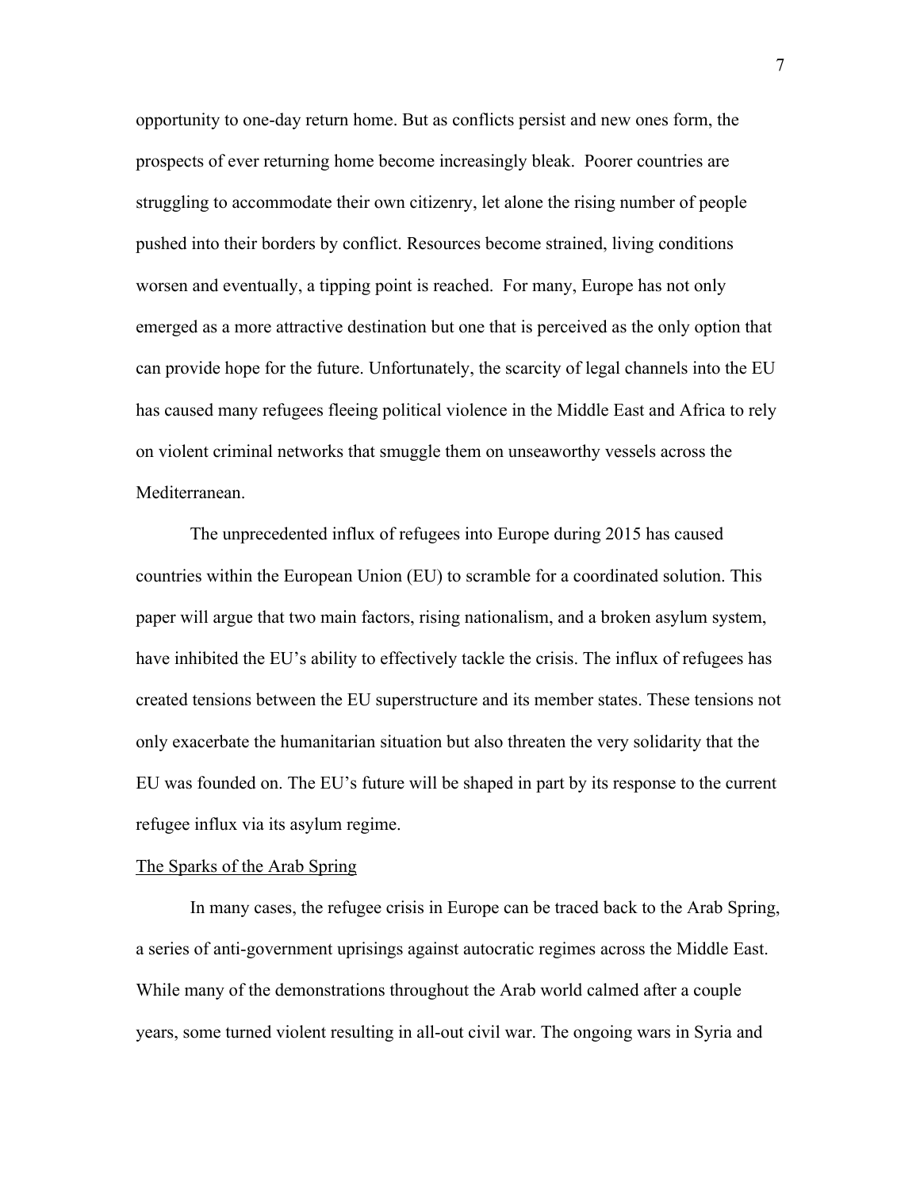opportunity to one-day return home. But as conflicts persist and new ones form, the prospects of ever returning home become increasingly bleak. Poorer countries are struggling to accommodate their own citizenry, let alone the rising number of people pushed into their borders by conflict. Resources become strained, living conditions worsen and eventually, a tipping point is reached. For many, Europe has not only emerged as a more attractive destination but one that is perceived as the only option that can provide hope for the future. Unfortunately, the scarcity of legal channels into the EU has caused many refugees fleeing political violence in the Middle East and Africa to rely on violent criminal networks that smuggle them on unseaworthy vessels across the Mediterranean.

The unprecedented influx of refugees into Europe during 2015 has caused countries within the European Union (EU) to scramble for a coordinated solution. This paper will argue that two main factors, rising nationalism, and a broken asylum system, have inhibited the EU's ability to effectively tackle the crisis. The influx of refugees has created tensions between the EU superstructure and its member states. These tensions not only exacerbate the humanitarian situation but also threaten the very solidarity that the EU was founded on. The EU's future will be shaped in part by its response to the current refugee influx via its asylum regime.

## The Sparks of the Arab Spring

In many cases, the refugee crisis in Europe can be traced back to the Arab Spring, a series of anti-government uprisings against autocratic regimes across the Middle East. While many of the demonstrations throughout the Arab world calmed after a couple years, some turned violent resulting in all-out civil war. The ongoing wars in Syria and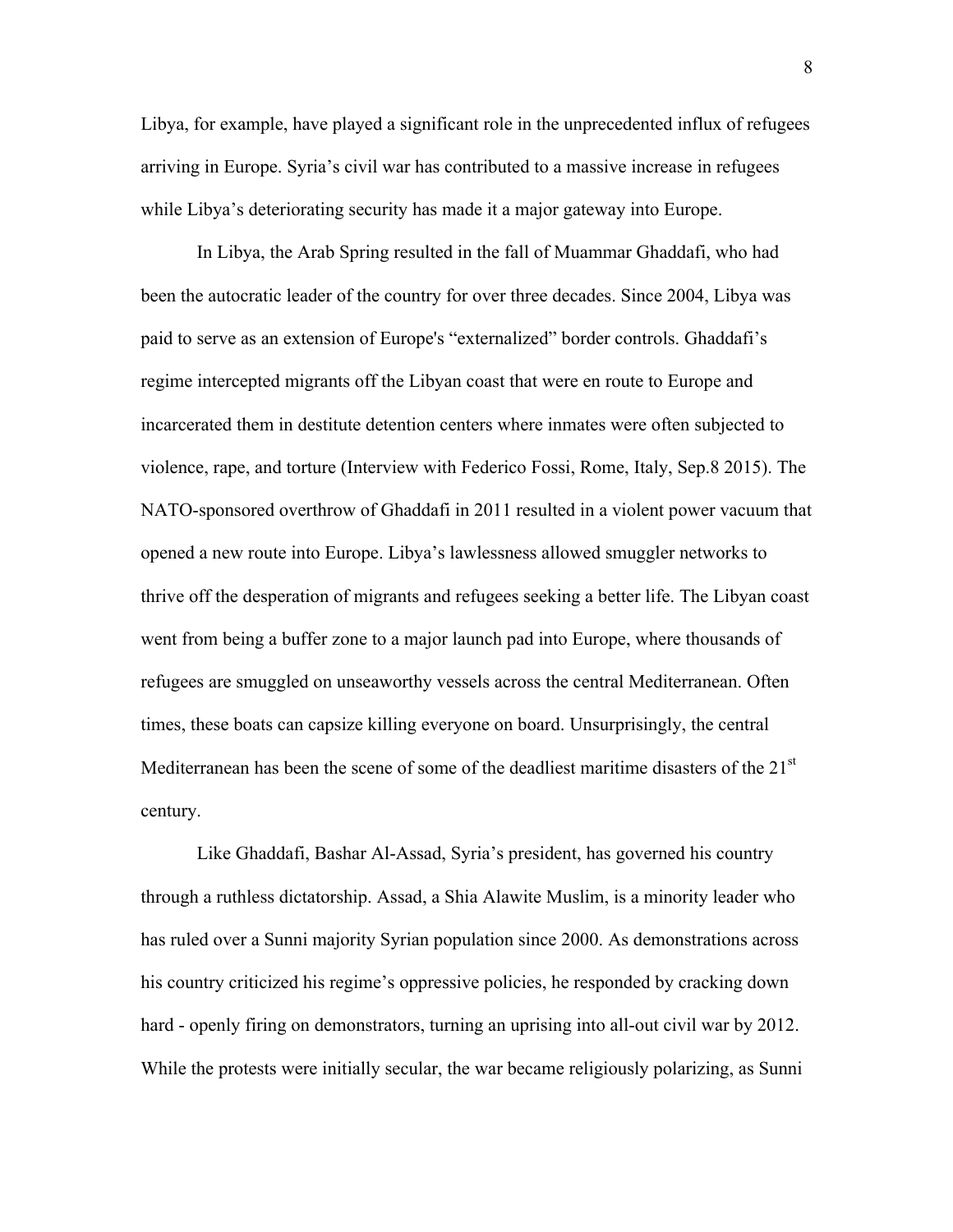Libya, for example, have played a significant role in the unprecedented influx of refugees arriving in Europe. Syria's civil war has contributed to a massive increase in refugees while Libya's deteriorating security has made it a major gateway into Europe.

In Libya, the Arab Spring resulted in the fall of Muammar Ghaddafi, who had been the autocratic leader of the country for over three decades. Since 2004, Libya was paid to serve as an extension of Europe's "externalized" border controls. Ghaddafi's regime intercepted migrants off the Libyan coast that were en route to Europe and incarcerated them in destitute detention centers where inmates were often subjected to violence, rape, and torture (Interview with Federico Fossi, Rome, Italy, Sep.8 2015). The NATO-sponsored overthrow of Ghaddafi in 2011 resulted in a violent power vacuum that opened a new route into Europe. Libya's lawlessness allowed smuggler networks to thrive off the desperation of migrants and refugees seeking a better life. The Libyan coast went from being a buffer zone to a major launch pad into Europe, where thousands of refugees are smuggled on unseaworthy vessels across the central Mediterranean. Often times, these boats can capsize killing everyone on board. Unsurprisingly, the central Mediterranean has been the scene of some of the deadliest maritime disasters of the 21st century.

Like Ghaddafi, Bashar Al-Assad, Syria's president, has governed his country through a ruthless dictatorship. Assad, a Shia Alawite Muslim, is a minority leader who has ruled over a Sunni majority Syrian population since 2000. As demonstrations across his country criticized his regime's oppressive policies, he responded by cracking down hard - openly firing on demonstrators, turning an uprising into all-out civil war by 2012. While the protests were initially secular, the war became religiously polarizing, as Sunni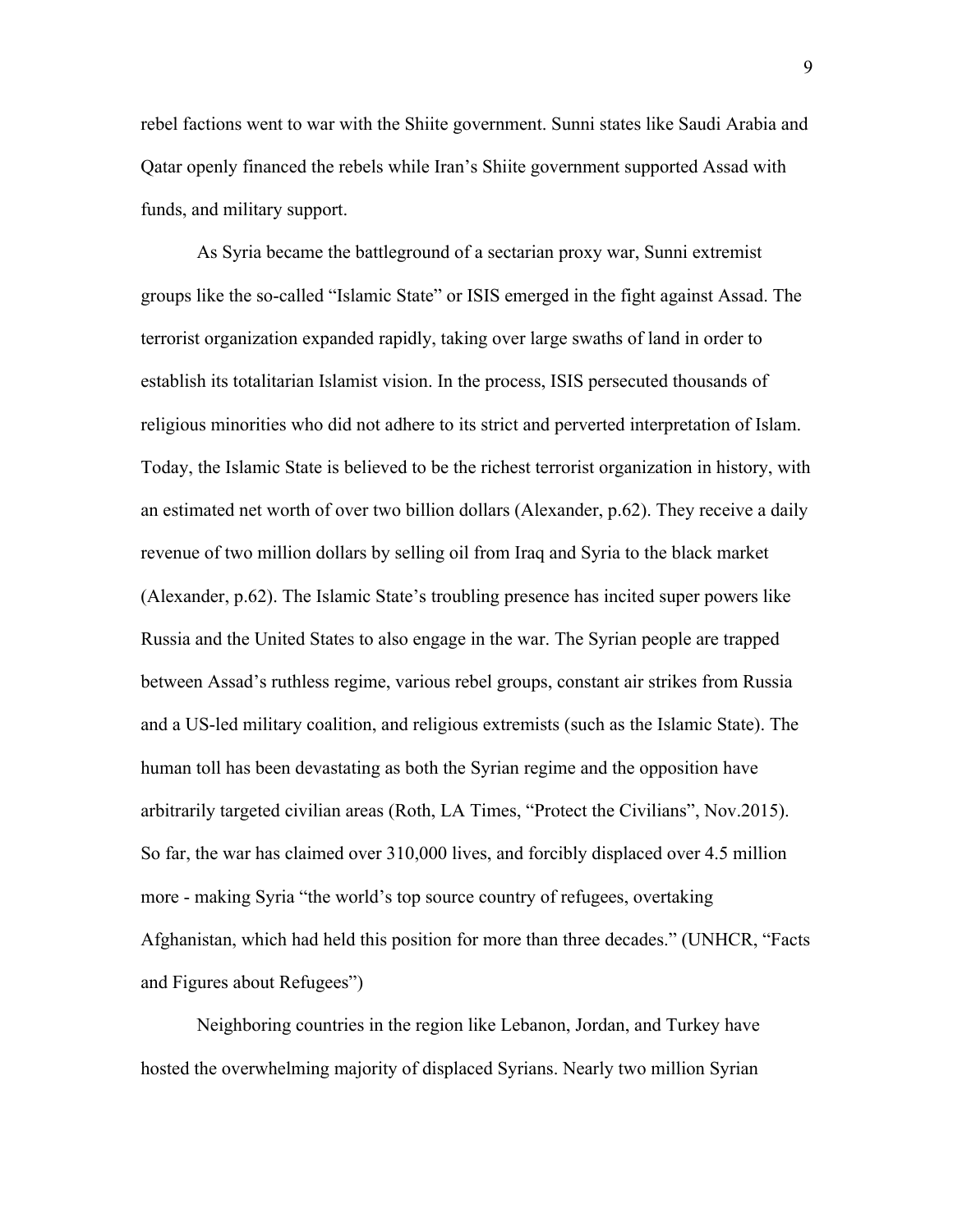rebel factions went to war with the Shiite government. Sunni states like Saudi Arabia and Qatar openly financed the rebels while Iran's Shiite government supported Assad with funds, and military support.

As Syria became the battleground of a sectarian proxy war, Sunni extremist groups like the so-called "Islamic State" or ISIS emerged in the fight against Assad. The terrorist organization expanded rapidly, taking over large swaths of land in order to establish its totalitarian Islamist vision. In the process, ISIS persecuted thousands of religious minorities who did not adhere to its strict and perverted interpretation of Islam. Today, the Islamic State is believed to be the richest terrorist organization in history, with an estimated net worth of over two billion dollars (Alexander, p.62). They receive a daily revenue of two million dollars by selling oil from Iraq and Syria to the black market (Alexander, p.62). The Islamic State's troubling presence has incited super powers like Russia and the United States to also engage in the war. The Syrian people are trapped between Assad's ruthless regime, various rebel groups, constant air strikes from Russia and a US-led military coalition, and religious extremists (such as the Islamic State). The human toll has been devastating as both the Syrian regime and the opposition have arbitrarily targeted civilian areas (Roth, LA Times, "Protect the Civilians", Nov.2015). So far, the war has claimed over 310,000 lives, and forcibly displaced over 4.5 million more - making Syria "the world's top source country of refugees, overtaking Afghanistan, which had held this position for more than three decades." (UNHCR, "Facts and Figures about Refugees")

Neighboring countries in the region like Lebanon, Jordan, and Turkey have hosted the overwhelming majority of displaced Syrians. Nearly two million Syrian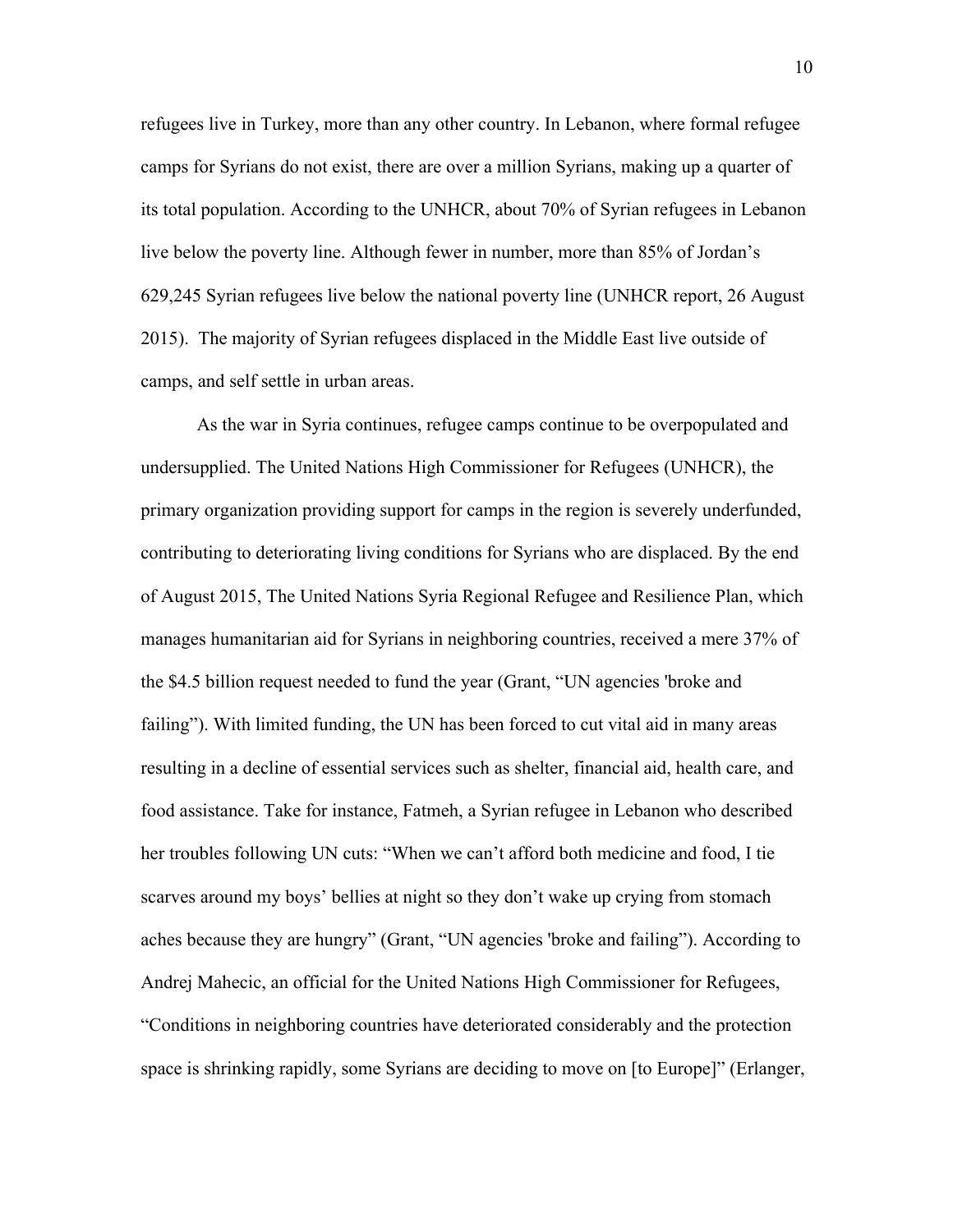refugees live in Turkey, more than any other country. In Lebanon, where formal refugee camps for Syrians do not exist, there are over a million Syrians, making up a quarter of its total population. According to the UNHCR, about 70% of Syrian refugees in Lebanon live below the poverty line. Although fewer in number, more than 85% of Jordan's 629,245 Syrian refugees live below the national poverty line (UNHCR report, 26 August 2015).  The majority of Syrian refugees displaced in the Middle East live outside of camps, and self settle in urban areas.

As the war in Syria continues, refugee camps continue to be overpopulated and undersupplied. The United Nations High Commissioner for Refugees (UNHCR), the primary organization providing support for camps in the region is severely underfunded, contributing to deteriorating living conditions for Syrians who are displaced. By the end of August 2015, The United Nations Syria Regional Refugee and Resilience Plan, which manages humanitarian aid for Syrians in neighboring countries, received a mere 37% of the $4.5 billion request needed to fund the year (Grant, "UN agencies 'broke and failing"). With limited funding, the UN has been forced to cut vital aid in many areas resulting in a decline of essential services such as shelter, financial aid, health care, and food assistance. Take for instance, Fatmeh, a Syrian refugee in Lebanon who described her troubles following UN cuts: "When we can't afford both medicine and food, I tie scarves around my boys' bellies at night so they don't wake up crying from stomach aches because they are hungry" (Grant, "UN agencies 'broke and failing"). According to Andrej Mahecic, an official for the United Nations High Commissioner for Refugees, "Conditions in neighboring countries have deteriorated considerably and the protection space is shrinking rapidly, some Syrians are deciding to move on [to Europe]" (Erlanger,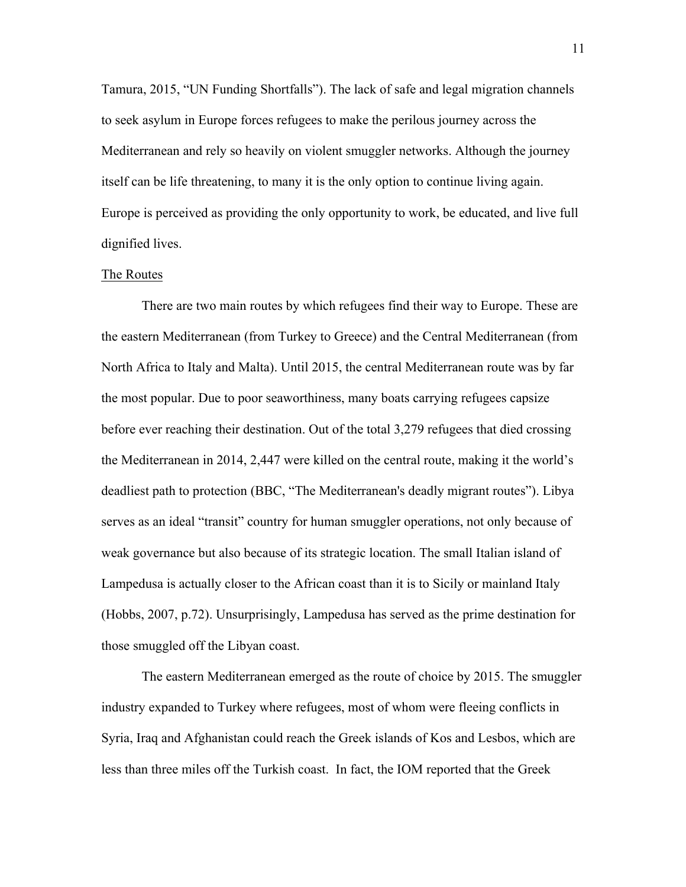Tamura, 2015, "UN Funding Shortfalls"). The lack of safe and legal migration channels to seek asylum in Europe forces refugees to make the perilous journey across the Mediterranean and rely so heavily on violent smuggler networks. Although the journey itself can be life threatening, to many it is the only option to continue living again. Europe is perceived as providing the only opportunity to work, be educated, and live full dignified lives.

<u>The Routes</u>

There are two main routes by which refugees find their way to Europe. These are the eastern Mediterranean (from Turkey to Greece) and the Central Mediterranean (from North Africa to Italy and Malta). Until 2015, the central Mediterranean route was by far the most popular. Due to poor seaworthiness, many boats carrying refugees capsize before ever reaching their destination. Out of the total 3,279 refugees that died crossing the Mediterranean in 2014, 2,447 were killed on the central route, making it the world's deadliest path to protection (BBC, "The Mediterranean's deadly migrant routes"). Libya serves as an ideal "transit" country for human smuggler operations, not only because of weak governance but also because of its strategic location. The small Italian island of Lampedusa is actually closer to the African coast than it is to Sicily or mainland Italy (Hobbs, 2007, p.72). Unsurprisingly, Lampedusa has served as the prime destination for those smuggled off the Libyan coast.

The eastern Mediterranean emerged as the route of choice by 2015. The smuggler industry expanded to Turkey where refugees, most of whom were fleeing conflicts in Syria, Iraq and Afghanistan could reach the Greek islands of Kos and Lesbos, which are less than three miles off the Turkish coast. In fact, the IOM reported that the Greek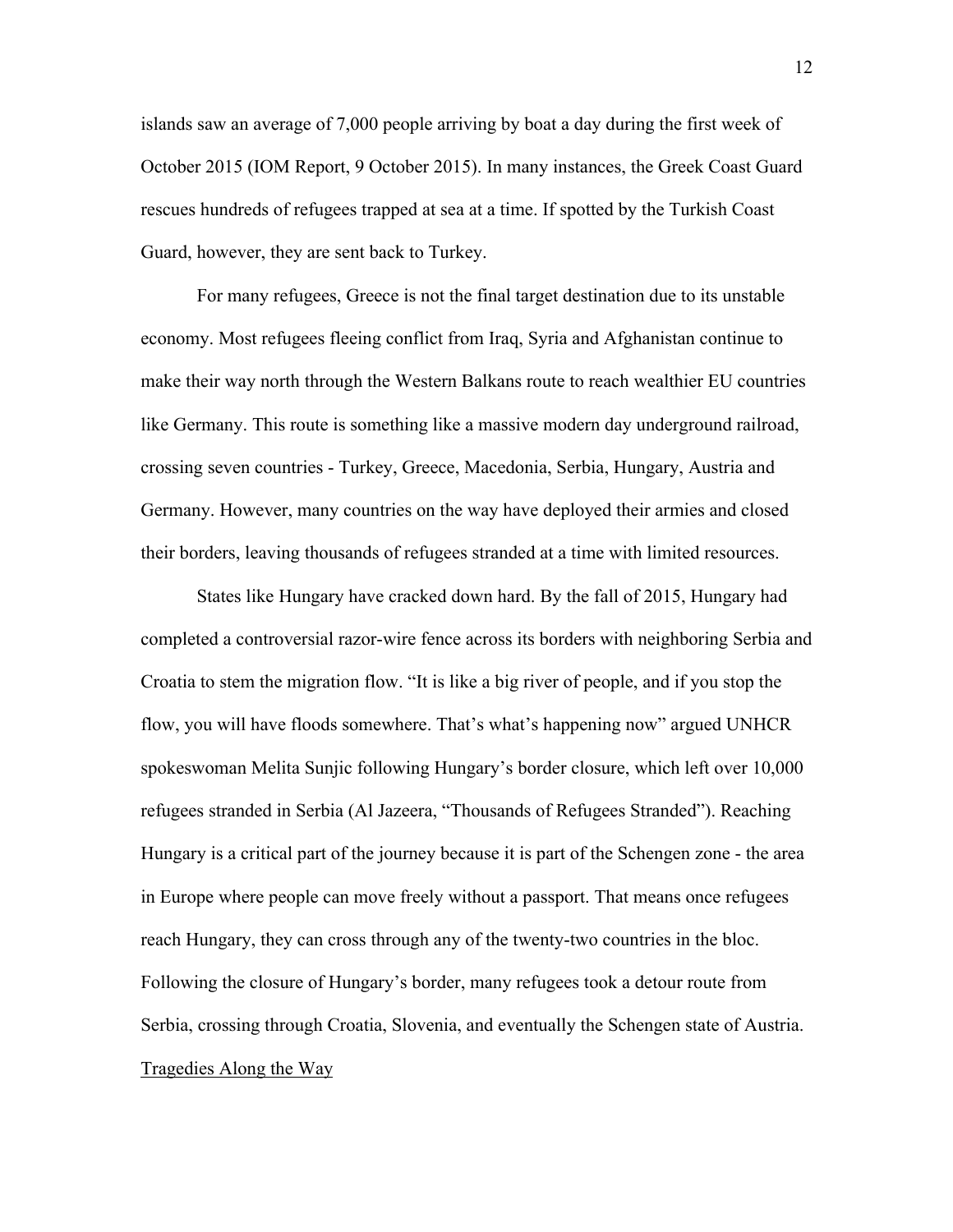islands saw an average of 7,000 people arriving by boat a day during the first week of October 2015 (IOM Report, 9 October 2015). In many instances, the Greek Coast Guard rescues hundreds of refugees trapped at sea at a time. If spotted by the Turkish Coast Guard, however, they are sent back to Turkey.

For many refugees, Greece is not the final target destination due to its unstable economy. Most refugees fleeing conflict from Iraq, Syria and Afghanistan continue to make their way north through the Western Balkans route to reach wealthier EU countries like Germany. This route is something like a massive modern day underground railroad, crossing seven countries - Turkey, Greece, Macedonia, Serbia, Hungary, Austria and Germany. However, many countries on the way have deployed their armies and closed their borders, leaving thousands of refugees stranded at a time with limited resources.

States like Hungary have cracked down hard. By the fall of 2015, Hungary had completed a controversial razor-wire fence across its borders with neighboring Serbia and Croatia to stem the migration flow. "It is like a big river of people, and if you stop the flow, you will have floods somewhere. That's what's happening now" argued UNHCR spokeswoman Melita Sunjic following Hungary's border closure, which left over 10,000 refugees stranded in Serbia (Al Jazeera, "Thousands of Refugees Stranded"). Reaching Hungary is a critical part of the journey because it is part of the Schengen zone - the area in Europe where people can move freely without a passport. That means once refugees reach Hungary, they can cross through any of the twenty-two countries in the bloc. Following the closure of Hungary's border, many refugees took a detour route from Serbia, crossing through Croatia, Slovenia, and eventually the Schengen state of Austria.

<u>Tragedies Along the Way</u>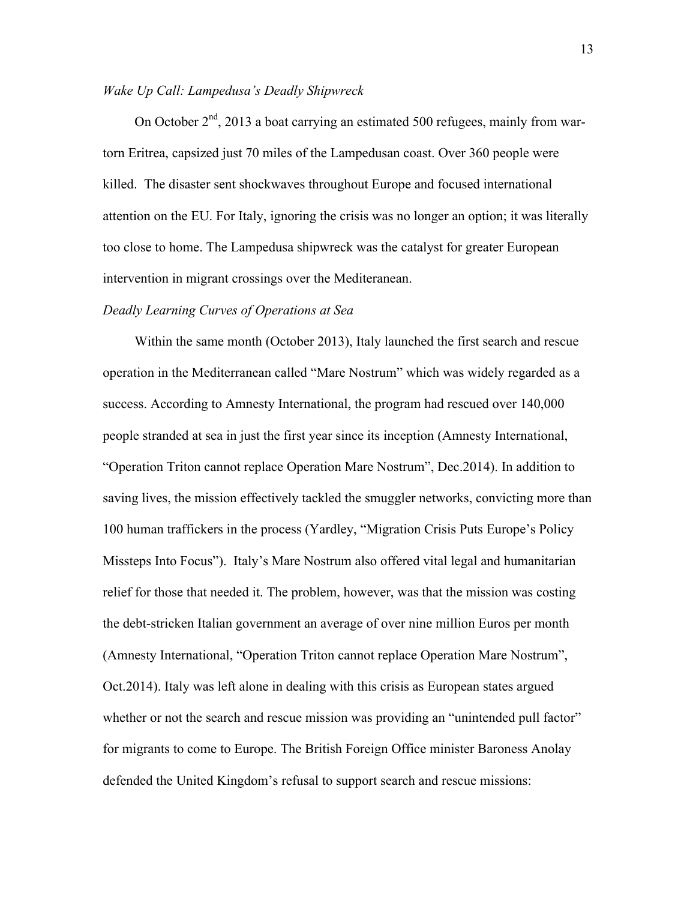*Wake Up Call: Lampedusa's Deadly Shipwreck*

On October 2nd, 2013 a boat carrying an estimated 500 refugees, mainly from war-torn Eritrea, capsized just 70 miles of the Lampedusan coast. Over 360 people were killed. The disaster sent shockwaves throughout Europe and focused international attention on the EU. For Italy, ignoring the crisis was no longer an option; it was literally too close to home. The Lampedusa shipwreck was the catalyst for greater European intervention in migrant crossings over the Mediteranean.

*Deadly Learning Curves of Operations at Sea*

Within the same month (October 2013), Italy launched the first search and rescue operation in the Mediterranean called "Mare Nostrum" which was widely regarded as a success. According to Amnesty International, the program had rescued over 140,000 people stranded at sea in just the first year since its inception (Amnesty International, "Operation Triton cannot replace Operation Mare Nostrum", Dec.2014). In addition to saving lives, the mission effectively tackled the smuggler networks, convicting more than 100 human traffickers in the process (Yardley, "Migration Crisis Puts Europe's Policy Missteps Into Focus"). Italy's Mare Nostrum also offered vital legal and humanitarian relief for those that needed it. The problem, however, was that the mission was costing the debt-stricken Italian government an average of over nine million Euros per month (Amnesty International, "Operation Triton cannot replace Operation Mare Nostrum", Oct.2014). Italy was left alone in dealing with this crisis as European states argued whether or not the search and rescue mission was providing an "unintended pull factor" for migrants to come to Europe. The British Foreign Office minister Baroness Anolay defended the United Kingdom's refusal to support search and rescue missions: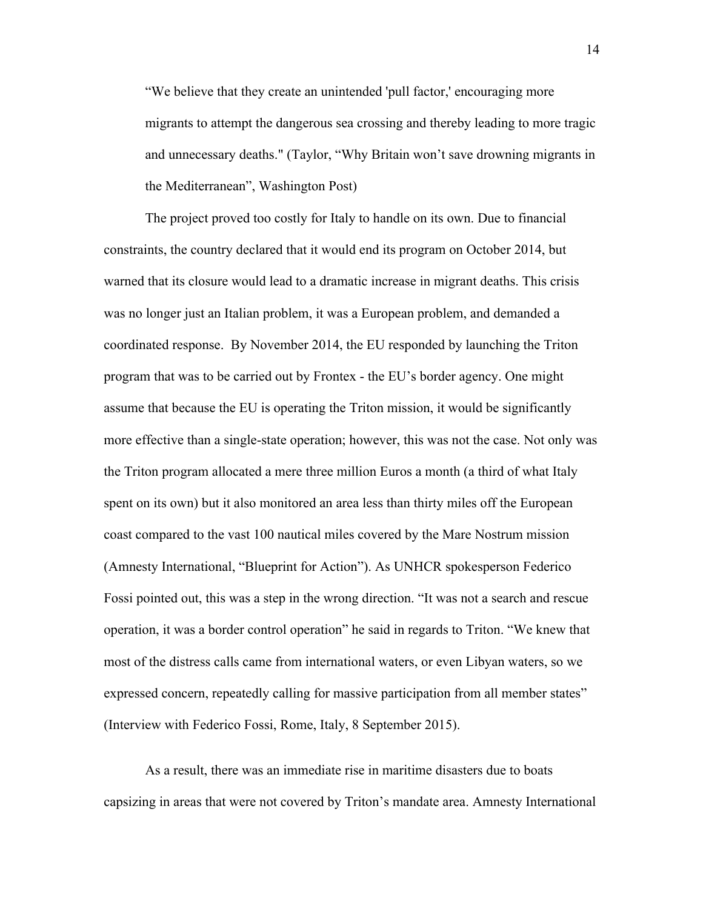> "We believe that they create an unintended 'pull factor,' encouraging more migrants to attempt the dangerous sea crossing and thereby leading to more tragic and unnecessary deaths." (Taylor, "Why Britain won't save drowning migrants in the Mediterranean", Washington Post)

The project proved too costly for Italy to handle on its own. Due to financial constraints, the country declared that it would end its program on October 2014, but warned that its closure would lead to a dramatic increase in migrant deaths. This crisis was no longer just an Italian problem, it was a European problem, and demanded a coordinated response. By November 2014, the EU responded by launching the Triton program that was to be carried out by Frontex - the EU's border agency. One might assume that because the EU is operating the Triton mission, it would be significantly more effective than a single-state operation; however, this was not the case. Not only was the Triton program allocated a mere three million Euros a month (a third of what Italy spent on its own) but it also monitored an area less than thirty miles off the European coast compared to the vast 100 nautical miles covered by the Mare Nostrum mission (Amnesty International, "Blueprint for Action"). As UNHCR spokesperson Federico Fossi pointed out, this was a step in the wrong direction. "It was not a search and rescue operation, it was a border control operation" he said in regards to Triton. "We knew that most of the distress calls came from international waters, or even Libyan waters, so we expressed concern, repeatedly calling for massive participation from all member states" (Interview with Federico Fossi, Rome, Italy, 8 September 2015).

As a result, there was an immediate rise in maritime disasters due to boats capsizing in areas that were not covered by Triton's mandate area. Amnesty International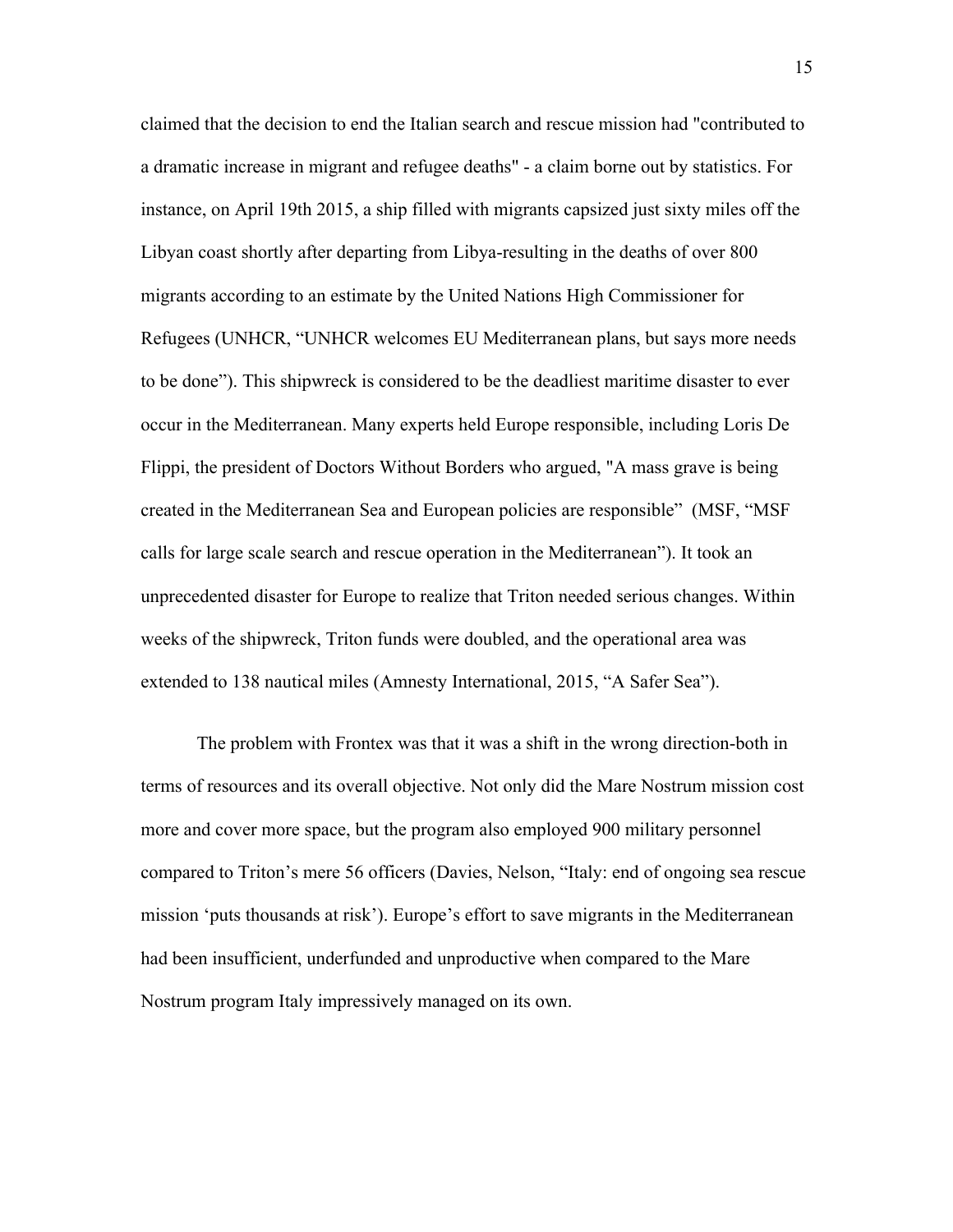claimed that the decision to end the Italian search and rescue mission had "contributed to a dramatic increase in migrant and refugee deaths" - a claim borne out by statistics. For instance, on April 19th 2015, a ship filled with migrants capsized just sixty miles off the Libyan coast shortly after departing from Libya-resulting in the deaths of over 800 migrants according to an estimate by the United Nations High Commissioner for Refugees (UNHCR, "UNHCR welcomes EU Mediterranean plans, but says more needs to be done"). This shipwreck is considered to be the deadliest maritime disaster to ever occur in the Mediterranean. Many experts held Europe responsible, including Loris De Flippi, the president of Doctors Without Borders who argued, "A mass grave is being created in the Mediterranean Sea and European policies are responsible" (MSF, "MSF calls for large scale search and rescue operation in the Mediterranean"). It took an unprecedented disaster for Europe to realize that Triton needed serious changes. Within weeks of the shipwreck, Triton funds were doubled, and the operational area was extended to 138 nautical miles (Amnesty International, 2015, "A Safer Sea").

The problem with Frontex was that it was a shift in the wrong direction-both in terms of resources and its overall objective. Not only did the Mare Nostrum mission cost more and cover more space, but the program also employed 900 military personnel compared to Triton's mere 56 officers (Davies, Nelson, "Italy: end of ongoing sea rescue mission 'puts thousands at risk'). Europe's effort to save migrants in the Mediterranean had been insufficient, underfunded and unproductive when compared to the Mare Nostrum program Italy impressively managed on its own.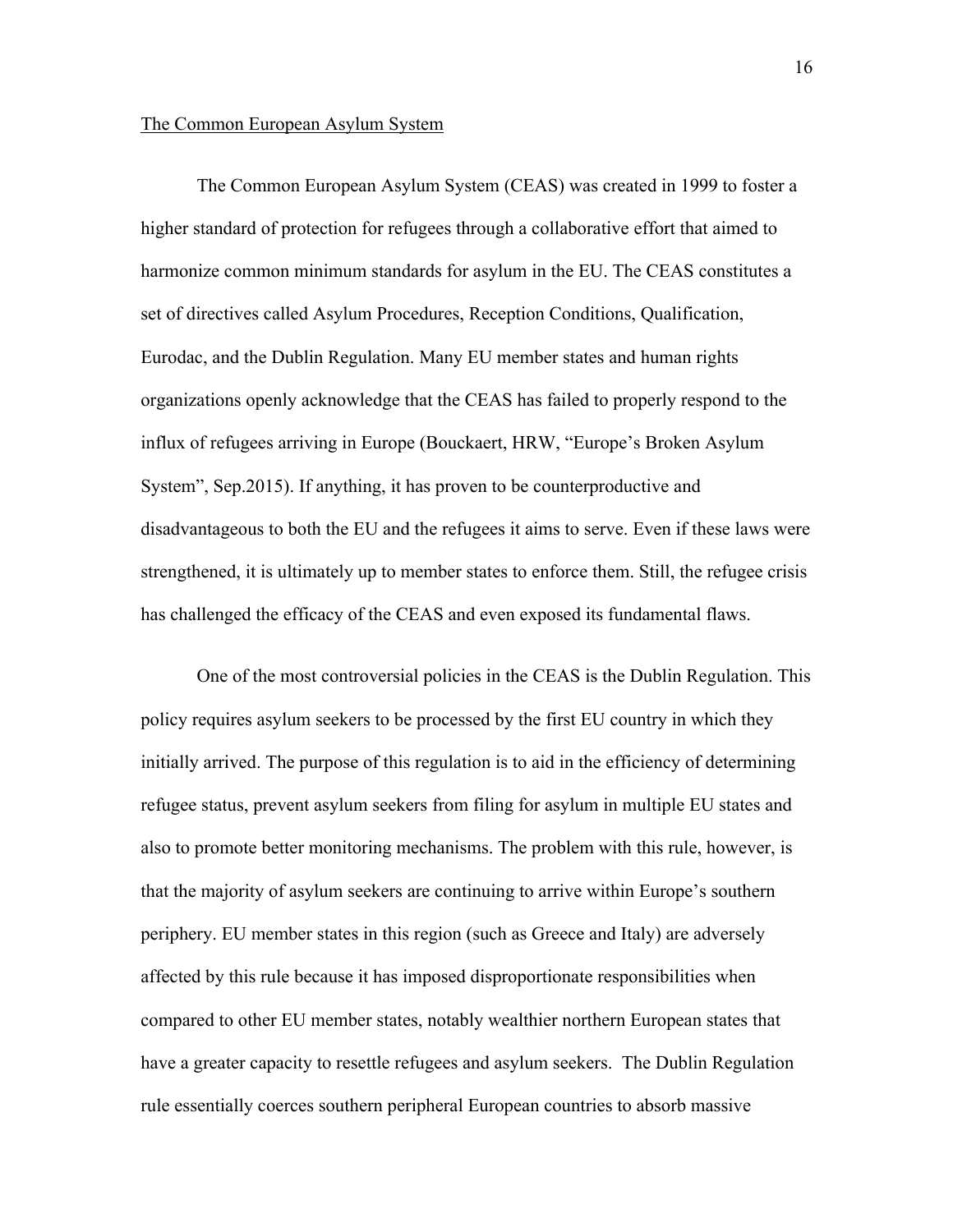The Common European Asylum System

The Common European Asylum System (CEAS) was created in 1999 to foster a higher standard of protection for refugees through a collaborative effort that aimed to harmonize common minimum standards for asylum in the EU. The CEAS constitutes a set of directives called Asylum Procedures, Reception Conditions, Qualification, Eurodac, and the Dublin Regulation. Many EU member states and human rights organizations openly acknowledge that the CEAS has failed to properly respond to the influx of refugees arriving in Europe (Bouckaert, HRW, "Europe's Broken Asylum System", Sep.2015). If anything, it has proven to be counterproductive and disadvantageous to both the EU and the refugees it aims to serve. Even if these laws were strengthened, it is ultimately up to member states to enforce them. Still, the refugee crisis has challenged the efficacy of the CEAS and even exposed its fundamental flaws.

One of the most controversial policies in the CEAS is the Dublin Regulation. This policy requires asylum seekers to be processed by the first EU country in which they initially arrived. The purpose of this regulation is to aid in the efficiency of determining refugee status, prevent asylum seekers from filing for asylum in multiple EU states and also to promote better monitoring mechanisms. The problem with this rule, however, is that the majority of asylum seekers are continuing to arrive within Europe's southern periphery. EU member states in this region (such as Greece and Italy) are adversely affected by this rule because it has imposed disproportionate responsibilities when compared to other EU member states, notably wealthier northern European states that have a greater capacity to resettle refugees and asylum seekers. The Dublin Regulation rule essentially coerces southern peripheral European countries to absorb massive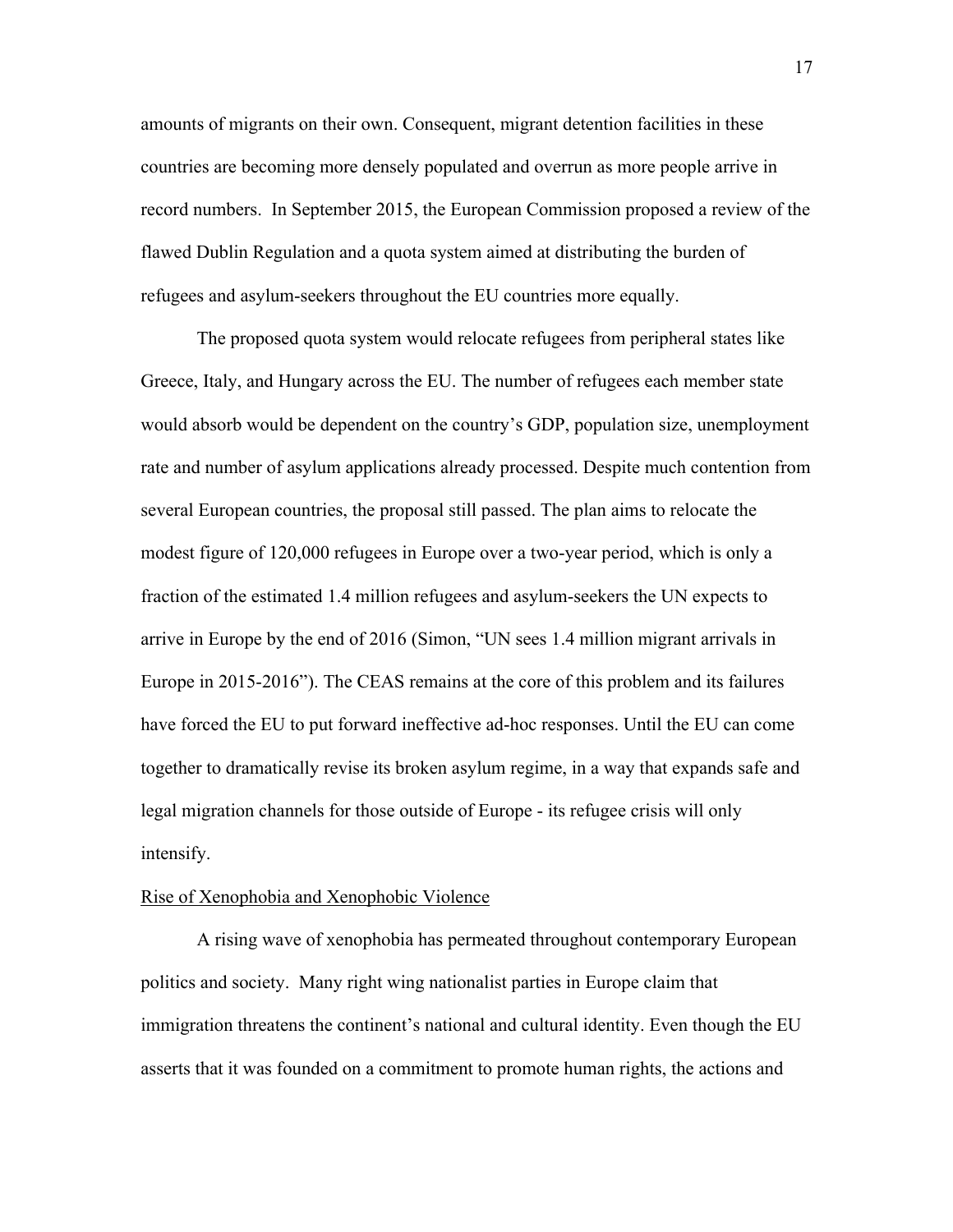amounts of migrants on their own. Consequent, migrant detention facilities in these countries are becoming more densely populated and overrun as more people arrive in record numbers. In September 2015, the European Commission proposed a review of the flawed Dublin Regulation and a quota system aimed at distributing the burden of refugees and asylum-seekers throughout the EU countries more equally.

The proposed quota system would relocate refugees from peripheral states like Greece, Italy, and Hungary across the EU. The number of refugees each member state would absorb would be dependent on the country's GDP, population size, unemployment rate and number of asylum applications already processed. Despite much contention from several European countries, the proposal still passed. The plan aims to relocate the modest figure of 120,000 refugees in Europe over a two-year period, which is only a fraction of the estimated 1.4 million refugees and asylum-seekers the UN expects to arrive in Europe by the end of 2016 (Simon, "UN sees 1.4 million migrant arrivals in Europe in 2015-2016"). The CEAS remains at the core of this problem and its failures have forced the EU to put forward ineffective ad-hoc responses. Until the EU can come together to dramatically revise its broken asylum regime, in a way that expands safe and legal migration channels for those outside of Europe - its refugee crisis will only intensify.

<u>Rise of Xenophobia and Xenophobic Violence</u>

A rising wave of xenophobia has permeated throughout contemporary European politics and society. Many right wing nationalist parties in Europe claim that immigration threatens the continent's national and cultural identity. Even though the EU asserts that it was founded on a commitment to promote human rights, the actions and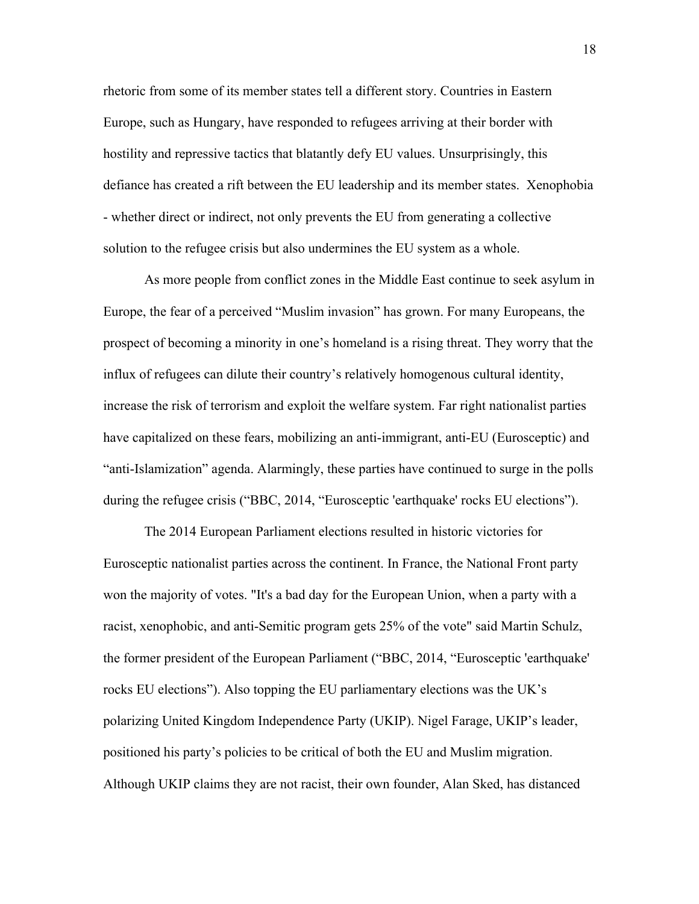rhetoric from some of its member states tell a different story. Countries in Eastern Europe, such as Hungary, have responded to refugees arriving at their border with hostility and repressive tactics that blatantly defy EU values. Unsurprisingly, this defiance has created a rift between the EU leadership and its member states. Xenophobia - whether direct or indirect, not only prevents the EU from generating a collective solution to the refugee crisis but also undermines the EU system as a whole.

As more people from conflict zones in the Middle East continue to seek asylum in Europe, the fear of a perceived "Muslim invasion" has grown. For many Europeans, the prospect of becoming a minority in one's homeland is a rising threat. They worry that the influx of refugees can dilute their country's relatively homogenous cultural identity, increase the risk of terrorism and exploit the welfare system. Far right nationalist parties have capitalized on these fears, mobilizing an anti-immigrant, anti-EU (Eurosceptic) and "anti-Islamization" agenda. Alarmingly, these parties have continued to surge in the polls during the refugee crisis ("BBC, 2014, "Eurosceptic 'earthquake' rocks EU elections").

The 2014 European Parliament elections resulted in historic victories for Eurosceptic nationalist parties across the continent. In France, the National Front party won the majority of votes. "It's a bad day for the European Union, when a party with a racist, xenophobic, and anti-Semitic program gets 25% of the vote" said Martin Schulz, the former president of the European Parliament ("BBC, 2014, "Eurosceptic 'earthquake' rocks EU elections"). Also topping the EU parliamentary elections was the UK's polarizing United Kingdom Independence Party (UKIP). Nigel Farage, UKIP's leader, positioned his party's policies to be critical of both the EU and Muslim migration. Although UKIP claims they are not racist, their own founder, Alan Sked, has distanced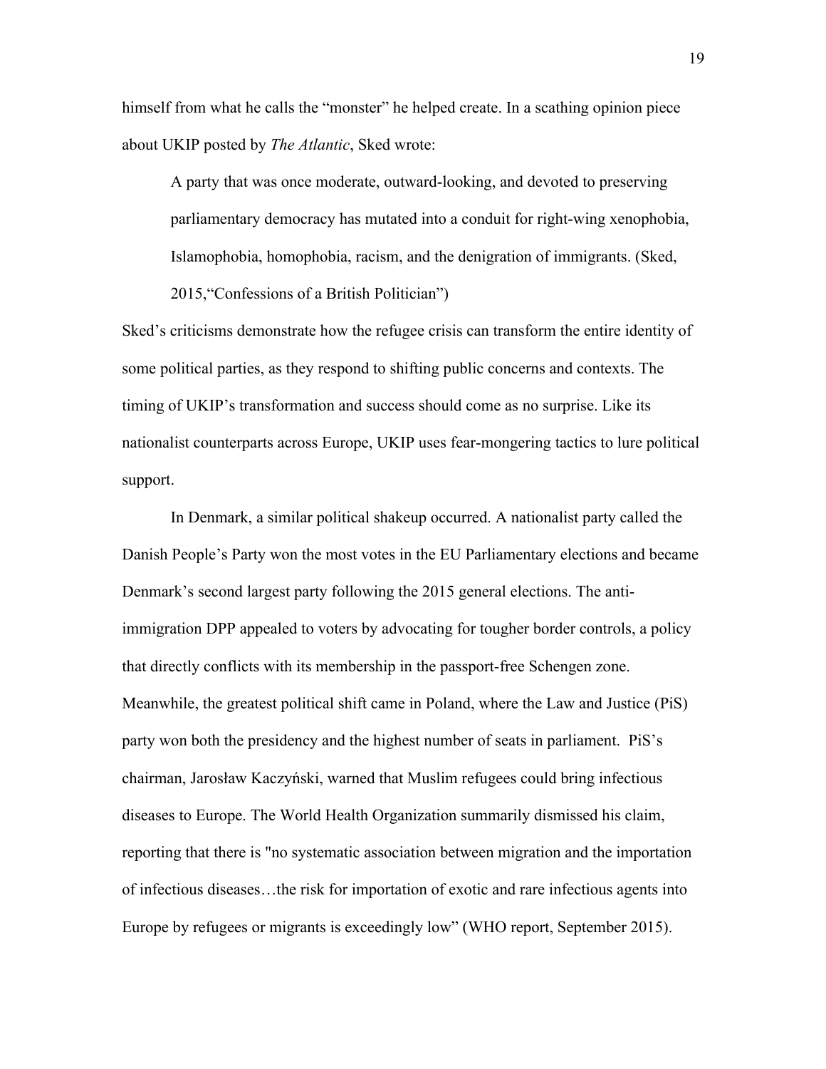himself from what he calls the "monster" he helped create. In a scathing opinion piece about UKIP posted by *The Atlantic*, Sked wrote:

> A party that was once moderate, outward-looking, and devoted to preserving parliamentary democracy has mutated into a conduit for right-wing xenophobia, Islamophobia, homophobia, racism, and the denigration of immigrants. (Sked, 2015,"Confessions of a British Politician")

Sked's criticisms demonstrate how the refugee crisis can transform the entire identity of some political parties, as they respond to shifting public concerns and contexts. The timing of UKIP's transformation and success should come as no surprise. Like its nationalist counterparts across Europe, UKIP uses fear-mongering tactics to lure political support.

In Denmark, a similar political shakeup occurred. A nationalist party called the Danish People's Party won the most votes in the EU Parliamentary elections and became Denmark's second largest party following the 2015 general elections. The anti-immigration DPP appealed to voters by advocating for tougher border controls, a policy that directly conflicts with its membership in the passport-free Schengen zone. Meanwhile, the greatest political shift came in Poland, where the Law and Justice (PiS) party won both the presidency and the highest number of seats in parliament. PiS's chairman, Jarosław Kaczyński, warned that Muslim refugees could bring infectious diseases to Europe. The World Health Organization summarily dismissed his claim, reporting that there is "no systematic association between migration and the importation of infectious diseases…the risk for importation of exotic and rare infectious agents into Europe by refugees or migrants is exceedingly low" (WHO report, September 2015).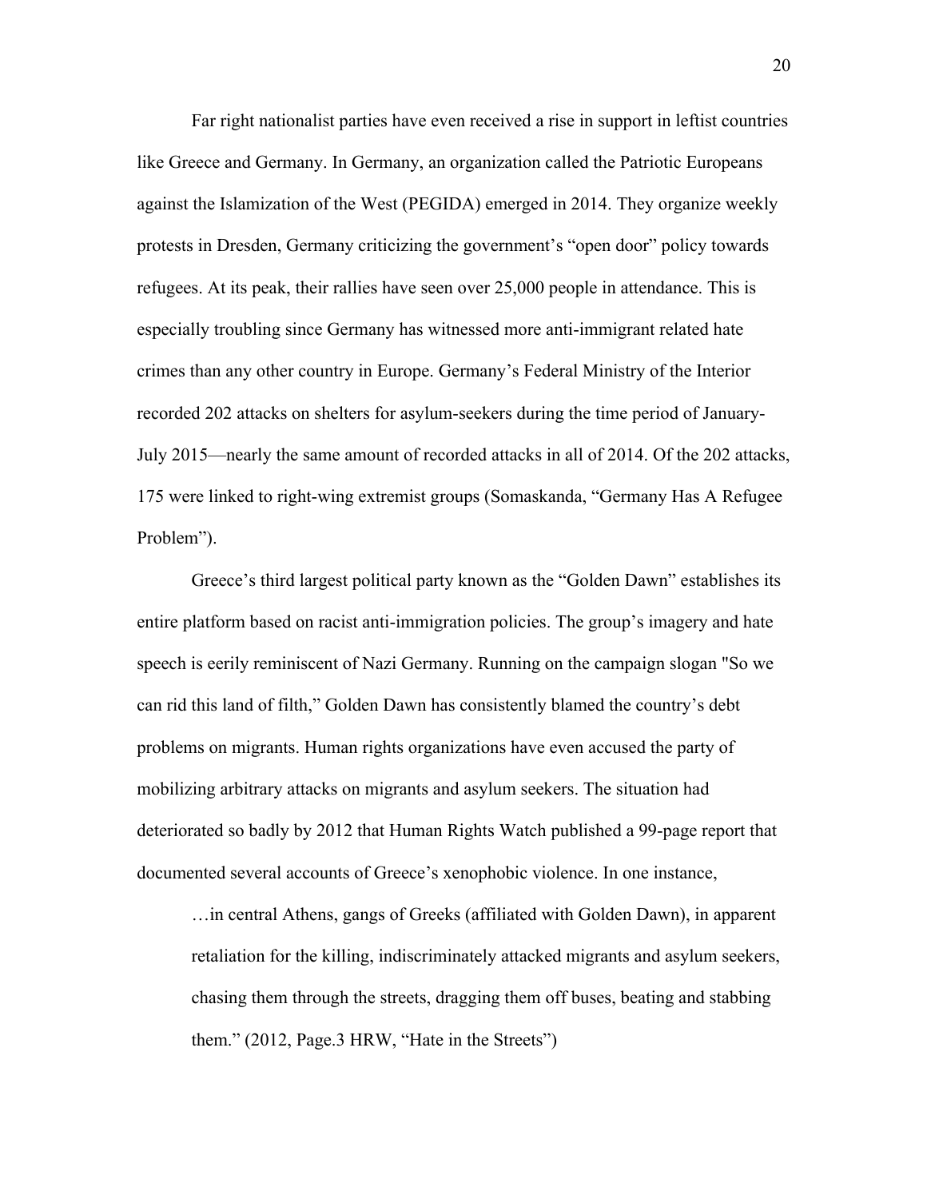Far right nationalist parties have even received a rise in support in leftist countries like Greece and Germany. In Germany, an organization called the Patriotic Europeans against the Islamization of the West (PEGIDA) emerged in 2014. They organize weekly protests in Dresden, Germany criticizing the government's "open door" policy towards refugees. At its peak, their rallies have seen over 25,000 people in attendance. This is especially troubling since Germany has witnessed more anti-immigrant related hate crimes than any other country in Europe. Germany's Federal Ministry of the Interior recorded 202 attacks on shelters for asylum-seekers during the time period of January-July 2015—nearly the same amount of recorded attacks in all of 2014. Of the 202 attacks, 175 were linked to right-wing extremist groups (Somaskanda, "Germany Has A Refugee Problem").

Greece's third largest political party known as the "Golden Dawn" establishes its entire platform based on racist anti-immigration policies. The group's imagery and hate speech is eerily reminiscent of Nazi Germany. Running on the campaign slogan "So we can rid this land of filth," Golden Dawn has consistently blamed the country's debt problems on migrants. Human rights organizations have even accused the party of mobilizing arbitrary attacks on migrants and asylum seekers. The situation had deteriorated so badly by 2012 that Human Rights Watch published a 99-page report that documented several accounts of Greece's xenophobic violence. In one instance,

> …in central Athens, gangs of Greeks (affiliated with Golden Dawn), in apparent retaliation for the killing, indiscriminately attacked migrants and asylum seekers, chasing them through the streets, dragging them off buses, beating and stabbing them." (2012, Page.3 HRW, "Hate in the Streets")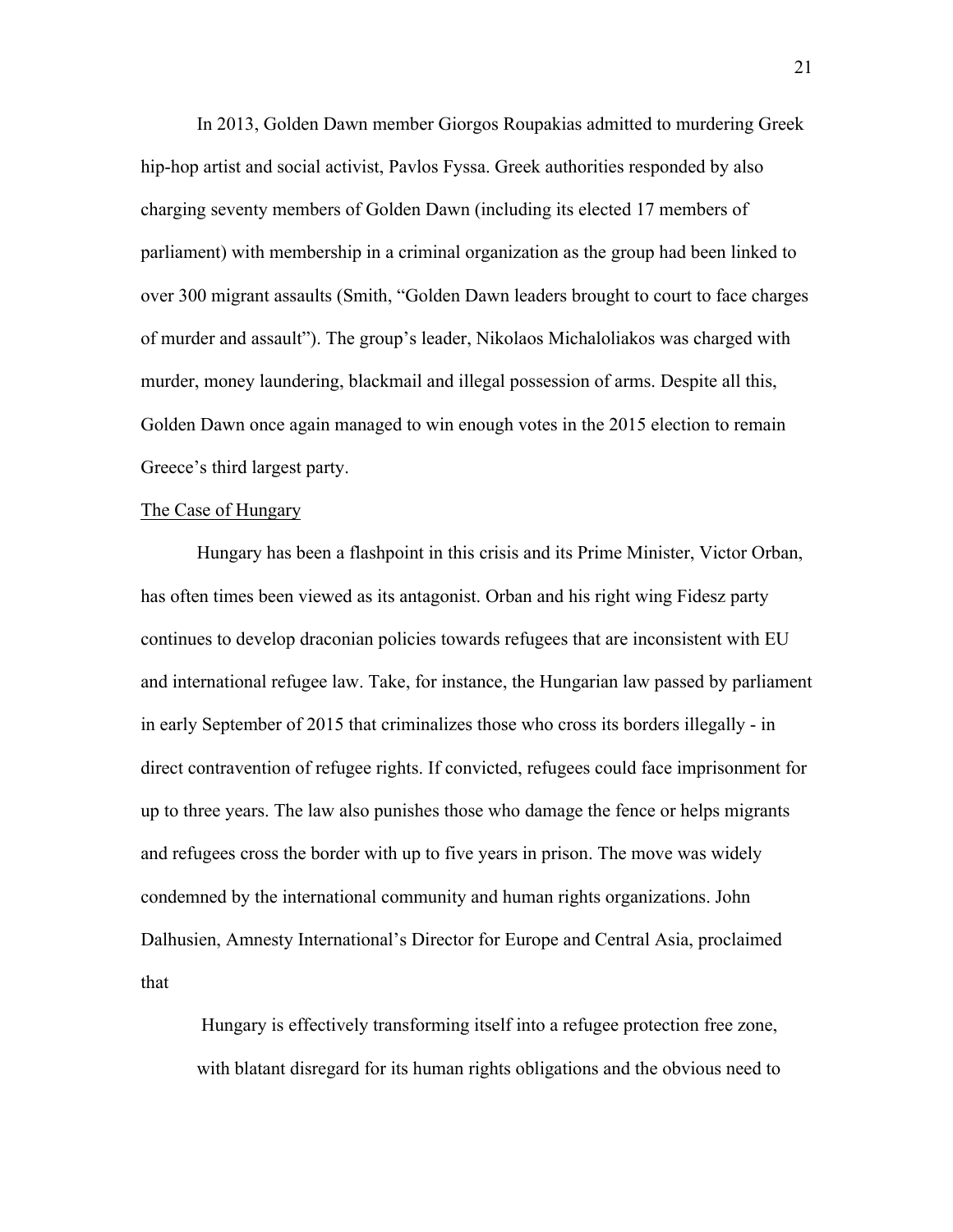In 2013, Golden Dawn member Giorgos Roupakias admitted to murdering Greek hip-hop artist and social activist, Pavlos Fyssa. Greek authorities responded by also charging seventy members of Golden Dawn (including its elected 17 members of parliament) with membership in a criminal organization as the group had been linked to over 300 migrant assaults (Smith, "Golden Dawn leaders brought to court to face charges of murder and assault"). The group's leader, Nikolaos Michaloliakos was charged with murder, money laundering, blackmail and illegal possession of arms. Despite all this, Golden Dawn once again managed to win enough votes in the 2015 election to remain Greece's third largest party.

<u>The Case of Hungary</u>

Hungary has been a flashpoint in this crisis and its Prime Minister, Victor Orban, has often times been viewed as its antagonist. Orban and his right wing Fidesz party continues to develop draconian policies towards refugees that are inconsistent with EU and international refugee law. Take, for instance, the Hungarian law passed by parliament in early September of 2015 that criminalizes those who cross its borders illegally - in direct contravention of refugee rights. If convicted, refugees could face imprisonment for up to three years. The law also punishes those who damage the fence or helps migrants and refugees cross the border with up to five years in prison. The move was widely condemned by the international community and human rights organizations. John Dalhusien, Amnesty International's Director for Europe and Central Asia, proclaimed that

> Hungary is effectively transforming itself into a refugee protection free zone, with blatant disregard for its human rights obligations and the obvious need to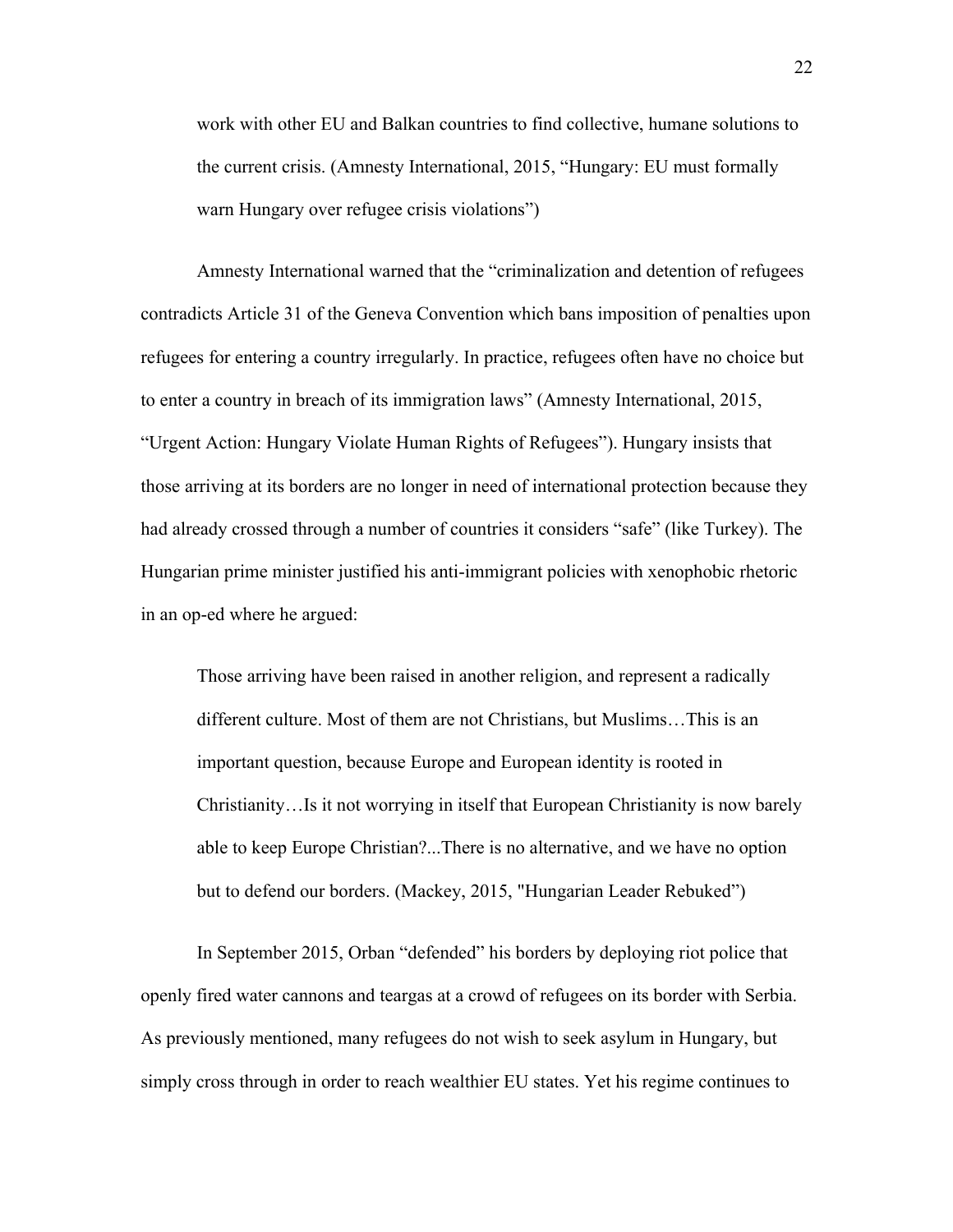> work with other EU and Balkan countries to find collective, humane solutions to the current crisis. (Amnesty International, 2015, "Hungary: EU must formally warn Hungary over refugee crisis violations")

Amnesty International warned that the "criminalization and detention of refugees contradicts Article 31 of the Geneva Convention which bans imposition of penalties upon refugees for entering a country irregularly. In practice, refugees often have no choice but to enter a country in breach of its immigration laws" (Amnesty International, 2015, "Urgent Action: Hungary Violate Human Rights of Refugees"). Hungary insists that those arriving at its borders are no longer in need of international protection because they had already crossed through a number of countries it considers "safe" (like Turkey). The Hungarian prime minister justified his anti-immigrant policies with xenophobic rhetoric in an op-ed where he argued:

> Those arriving have been raised in another religion, and represent a radically different culture. Most of them are not Christians, but Muslims…This is an important question, because Europe and European identity is rooted in Christianity…Is it not worrying in itself that European Christianity is now barely able to keep Europe Christian?...There is no alternative, and we have no option but to defend our borders. (Mackey, 2015, "Hungarian Leader Rebuked")

In September 2015, Orban "defended" his borders by deploying riot police that openly fired water cannons and teargas at a crowd of refugees on its border with Serbia. As previously mentioned, many refugees do not wish to seek asylum in Hungary, but simply cross through in order to reach wealthier EU states. Yet his regime continues to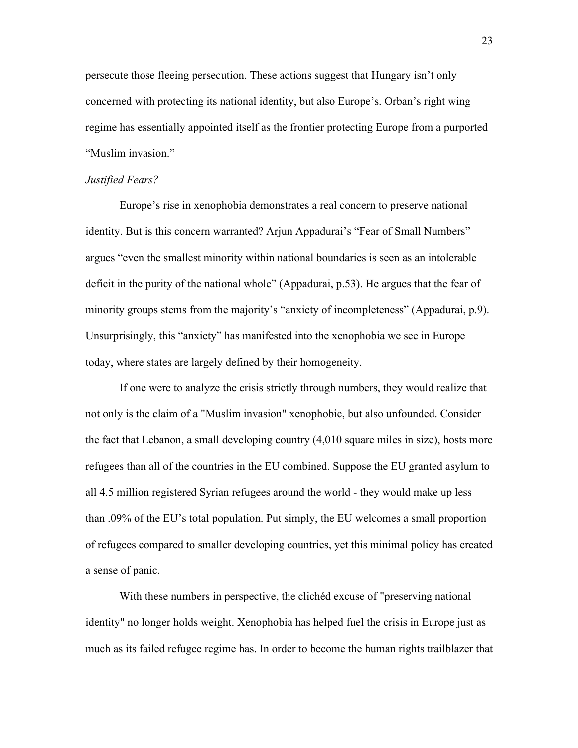persecute those fleeing persecution. These actions suggest that Hungary isn't only concerned with protecting its national identity, but also Europe's. Orban's right wing regime has essentially appointed itself as the frontier protecting Europe from a purported "Muslim invasion."

*Justified Fears?*

Europe's rise in xenophobia demonstrates a real concern to preserve national identity. But is this concern warranted? Arjun Appadurai's "Fear of Small Numbers" argues "even the smallest minority within national boundaries is seen as an intolerable deficit in the purity of the national whole" (Appadurai, p.53). He argues that the fear of minority groups stems from the majority's "anxiety of incompleteness" (Appadurai, p.9). Unsurprisingly, this "anxiety" has manifested into the xenophobia we see in Europe today, where states are largely defined by their homogeneity.

If one were to analyze the crisis strictly through numbers, they would realize that not only is the claim of a "Muslim invasion" xenophobic, but also unfounded. Consider the fact that Lebanon, a small developing country (4,010 square miles in size), hosts more refugees than all of the countries in the EU combined. Suppose the EU granted asylum to all 4.5 million registered Syrian refugees around the world - they would make up less than .09% of the EU's total population. Put simply, the EU welcomes a small proportion of refugees compared to smaller developing countries, yet this minimal policy has created a sense of panic.

With these numbers in perspective, the clichéd excuse of "preserving national identity" no longer holds weight. Xenophobia has helped fuel the crisis in Europe just as much as its failed refugee regime has. In order to become the human rights trailblazer that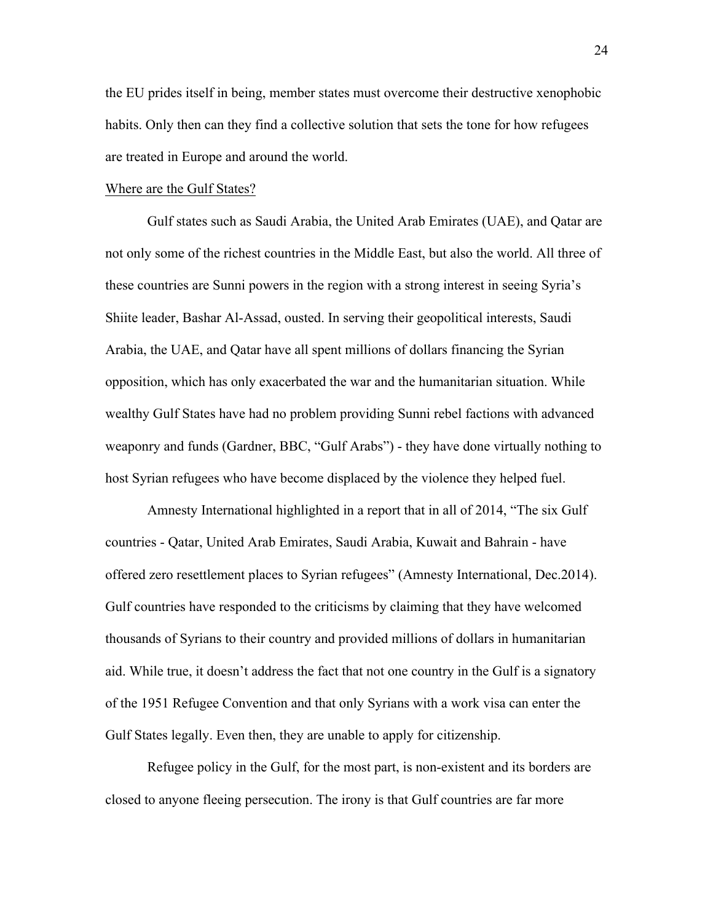the EU prides itself in being, member states must overcome their destructive xenophobic habits. Only then can they find a collective solution that sets the tone for how refugees are treated in Europe and around the world.

## Where are the Gulf States?

Gulf states such as Saudi Arabia, the United Arab Emirates (UAE), and Qatar are not only some of the richest countries in the Middle East, but also the world. All three of these countries are Sunni powers in the region with a strong interest in seeing Syria's Shiite leader, Bashar Al-Assad, ousted. In serving their geopolitical interests, Saudi Arabia, the UAE, and Qatar have all spent millions of dollars financing the Syrian opposition, which has only exacerbated the war and the humanitarian situation. While wealthy Gulf States have had no problem providing Sunni rebel factions with advanced weaponry and funds (Gardner, BBC, "Gulf Arabs") - they have done virtually nothing to host Syrian refugees who have become displaced by the violence they helped fuel.

Amnesty International highlighted in a report that in all of 2014, "The six Gulf countries - Qatar, United Arab Emirates, Saudi Arabia, Kuwait and Bahrain - have offered zero resettlement places to Syrian refugees" (Amnesty International, Dec.2014). Gulf countries have responded to the criticisms by claiming that they have welcomed thousands of Syrians to their country and provided millions of dollars in humanitarian aid. While true, it doesn't address the fact that not one country in the Gulf is a signatory of the 1951 Refugee Convention and that only Syrians with a work visa can enter the Gulf States legally. Even then, they are unable to apply for citizenship.

Refugee policy in the Gulf, for the most part, is non-existent and its borders are closed to anyone fleeing persecution. The irony is that Gulf countries are far more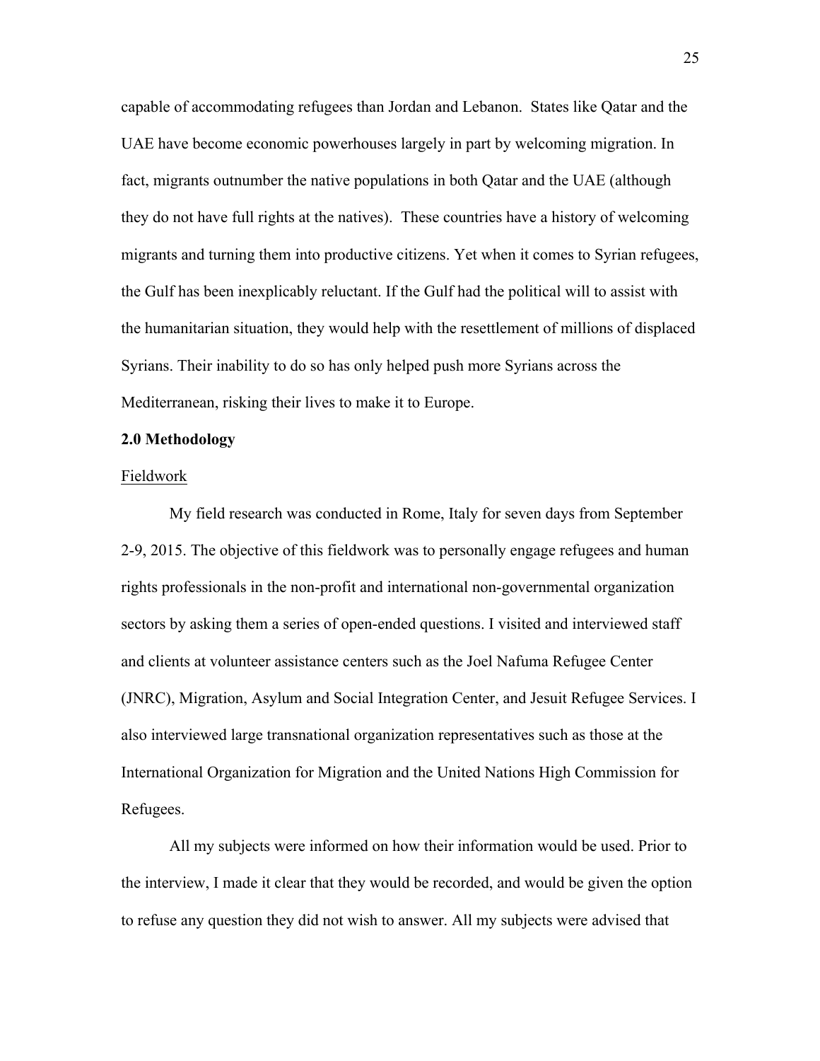capable of accommodating refugees than Jordan and Lebanon.  States like Qatar and the UAE have become economic powerhouses largely in part by welcoming migration. In fact, migrants outnumber the native populations in both Qatar and the UAE (although they do not have full rights at the natives).  These countries have a history of welcoming migrants and turning them into productive citizens. Yet when it comes to Syrian refugees, the Gulf has been inexplicably reluctant. If the Gulf had the political will to assist with the humanitarian situation, they would help with the resettlement of millions of displaced Syrians. Their inability to do so has only helped push more Syrians across the Mediterranean, risking their lives to make it to Europe.

## 2.0 Methodology

<u>Fieldwork</u>

My field research was conducted in Rome, Italy for seven days from September 2-9, 2015. The objective of this fieldwork was to personally engage refugees and human rights professionals in the non-profit and international non-governmental organization sectors by asking them a series of open-ended questions. I visited and interviewed staff and clients at volunteer assistance centers such as the Joel Nafuma Refugee Center (JNRC), Migration, Asylum and Social Integration Center, and Jesuit Refugee Services. I also interviewed large transnational organization representatives such as those at the International Organization for Migration and the United Nations High Commission for Refugees.

All my subjects were informed on how their information would be used. Prior to the interview, I made it clear that they would be recorded, and would be given the option to refuse any question they did not wish to answer. All my subjects were advised that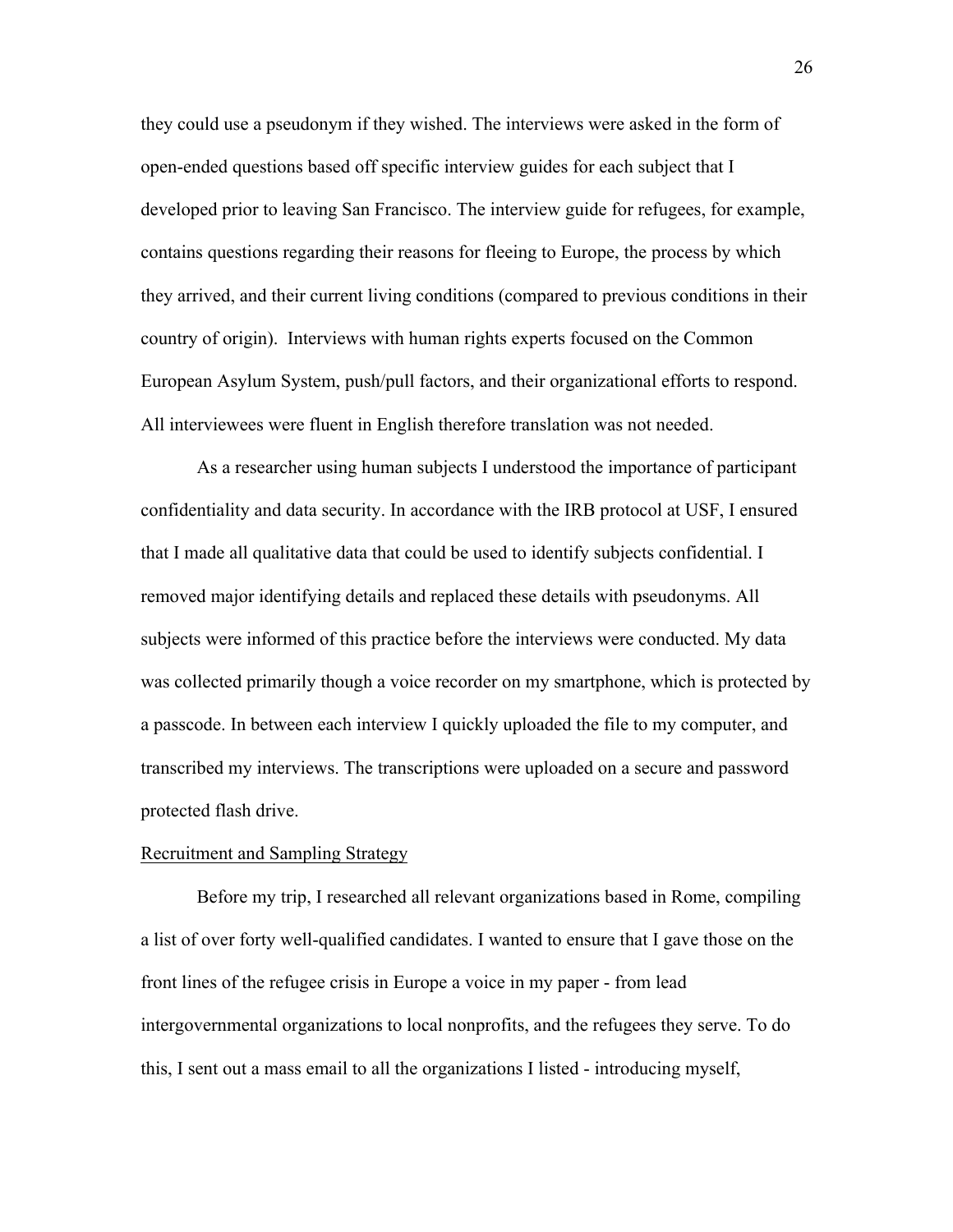they could use a pseudonym if they wished. The interviews were asked in the form of open-ended questions based off specific interview guides for each subject that I developed prior to leaving San Francisco. The interview guide for refugees, for example, contains questions regarding their reasons for fleeing to Europe, the process by which they arrived, and their current living conditions (compared to previous conditions in their country of origin). Interviews with human rights experts focused on the Common European Asylum System, push/pull factors, and their organizational efforts to respond. All interviewees were fluent in English therefore translation was not needed.

As a researcher using human subjects I understood the importance of participant confidentiality and data security. In accordance with the IRB protocol at USF, I ensured that I made all qualitative data that could be used to identify subjects confidential. I removed major identifying details and replaced these details with pseudonyms. All subjects were informed of this practice before the interviews were conducted. My data was collected primarily though a voice recorder on my smartphone, which is protected by a passcode. In between each interview I quickly uploaded the file to my computer, and transcribed my interviews. The transcriptions were uploaded on a secure and password protected flash drive.

<u>Recruitment and Sampling Strategy</u>

Before my trip, I researched all relevant organizations based in Rome, compiling a list of over forty well-qualified candidates. I wanted to ensure that I gave those on the front lines of the refugee crisis in Europe a voice in my paper - from lead intergovernmental organizations to local nonprofits, and the refugees they serve. To do this, I sent out a mass email to all the organizations I listed - introducing myself,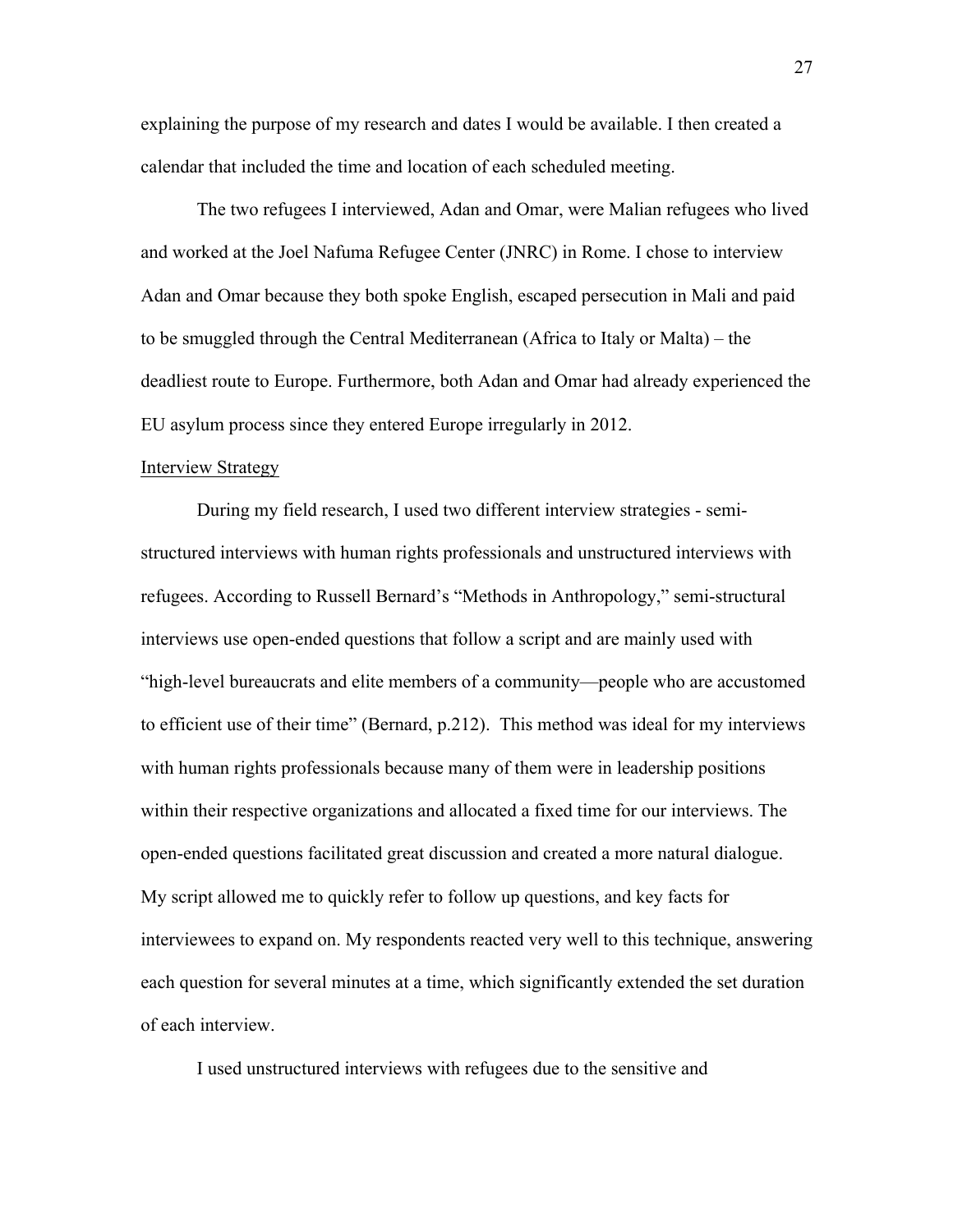explaining the purpose of my research and dates I would be available. I then created a calendar that included the time and location of each scheduled meeting.

The two refugees I interviewed, Adan and Omar, were Malian refugees who lived and worked at the Joel Nafuma Refugee Center (JNRC) in Rome. I chose to interview Adan and Omar because they both spoke English, escaped persecution in Mali and paid to be smuggled through the Central Mediterranean (Africa to Italy or Malta) – the deadliest route to Europe. Furthermore, both Adan and Omar had already experienced the EU asylum process since they entered Europe irregularly in 2012.

<u>Interview Strategy</u>

During my field research, I used two different interview strategies - semi-structured interviews with human rights professionals and unstructured interviews with refugees. According to Russell Bernard's "Methods in Anthropology," semi-structural interviews use open-ended questions that follow a script and are mainly used with "high-level bureaucrats and elite members of a community—people who are accustomed to efficient use of their time" (Bernard, p.212). This method was ideal for my interviews with human rights professionals because many of them were in leadership positions within their respective organizations and allocated a fixed time for our interviews. The open-ended questions facilitated great discussion and created a more natural dialogue. My script allowed me to quickly refer to follow up questions, and key facts for interviewees to expand on. My respondents reacted very well to this technique, answering each question for several minutes at a time, which significantly extended the set duration of each interview.

I used unstructured interviews with refugees due to the sensitive and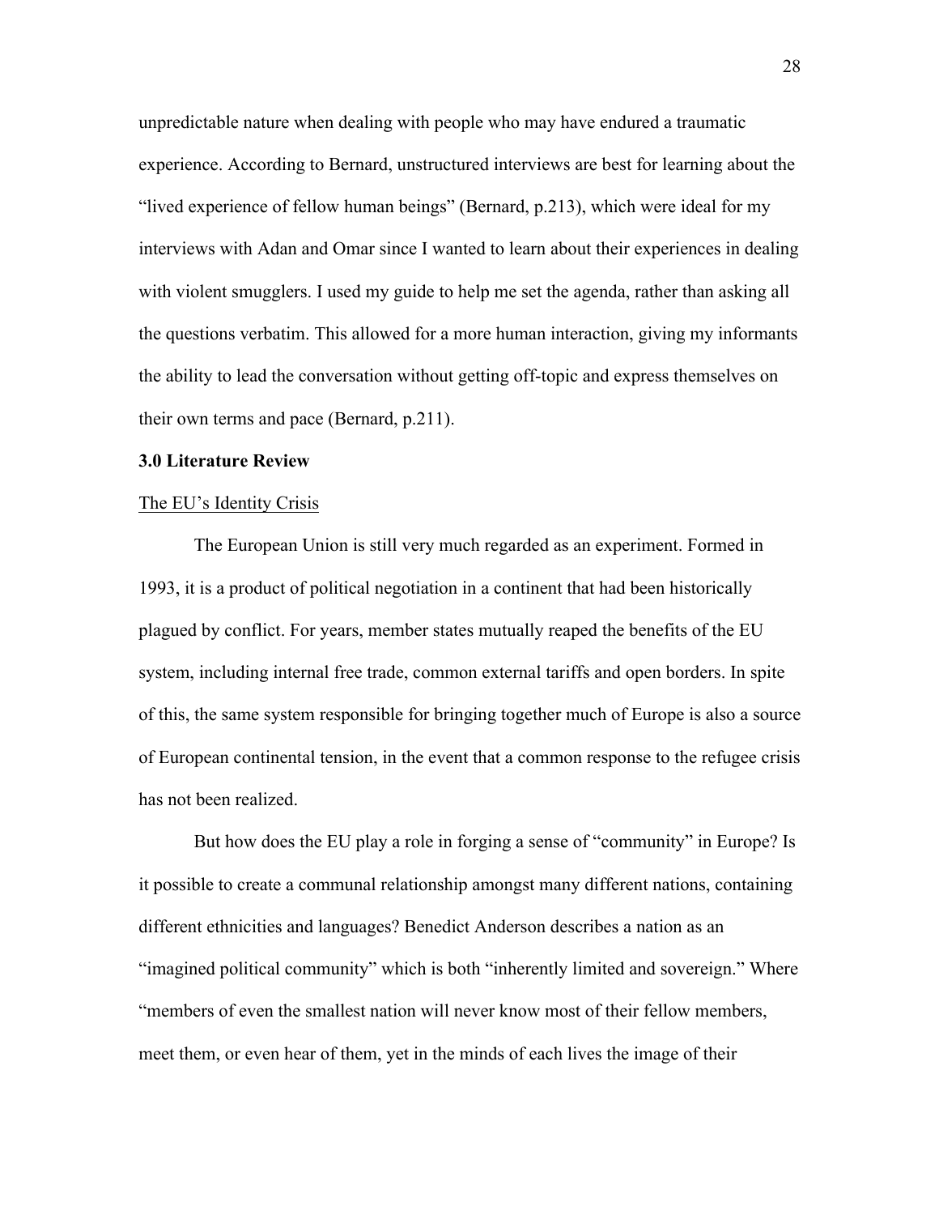unpredictable nature when dealing with people who may have endured a traumatic experience. According to Bernard, unstructured interviews are best for learning about the "lived experience of fellow human beings" (Bernard, p.213), which were ideal for my interviews with Adan and Omar since I wanted to learn about their experiences in dealing with violent smugglers. I used my guide to help me set the agenda, rather than asking all the questions verbatim. This allowed for a more human interaction, giving my informants the ability to lead the conversation without getting off-topic and express themselves on their own terms and pace (Bernard, p.211).

## 3.0 Literature Review

### The EU's Identity Crisis

The European Union is still very much regarded as an experiment. Formed in 1993, it is a product of political negotiation in a continent that had been historically plagued by conflict. For years, member states mutually reaped the benefits of the EU system, including internal free trade, common external tariffs and open borders. In spite of this, the same system responsible for bringing together much of Europe is also a source of European continental tension, in the event that a common response to the refugee crisis has not been realized.

But how does the EU play a role in forging a sense of "community" in Europe? Is it possible to create a communal relationship amongst many different nations, containing different ethnicities and languages? Benedict Anderson describes a nation as an "imagined political community" which is both "inherently limited and sovereign." Where "members of even the smallest nation will never know most of their fellow members, meet them, or even hear of them, yet in the minds of each lives the image of their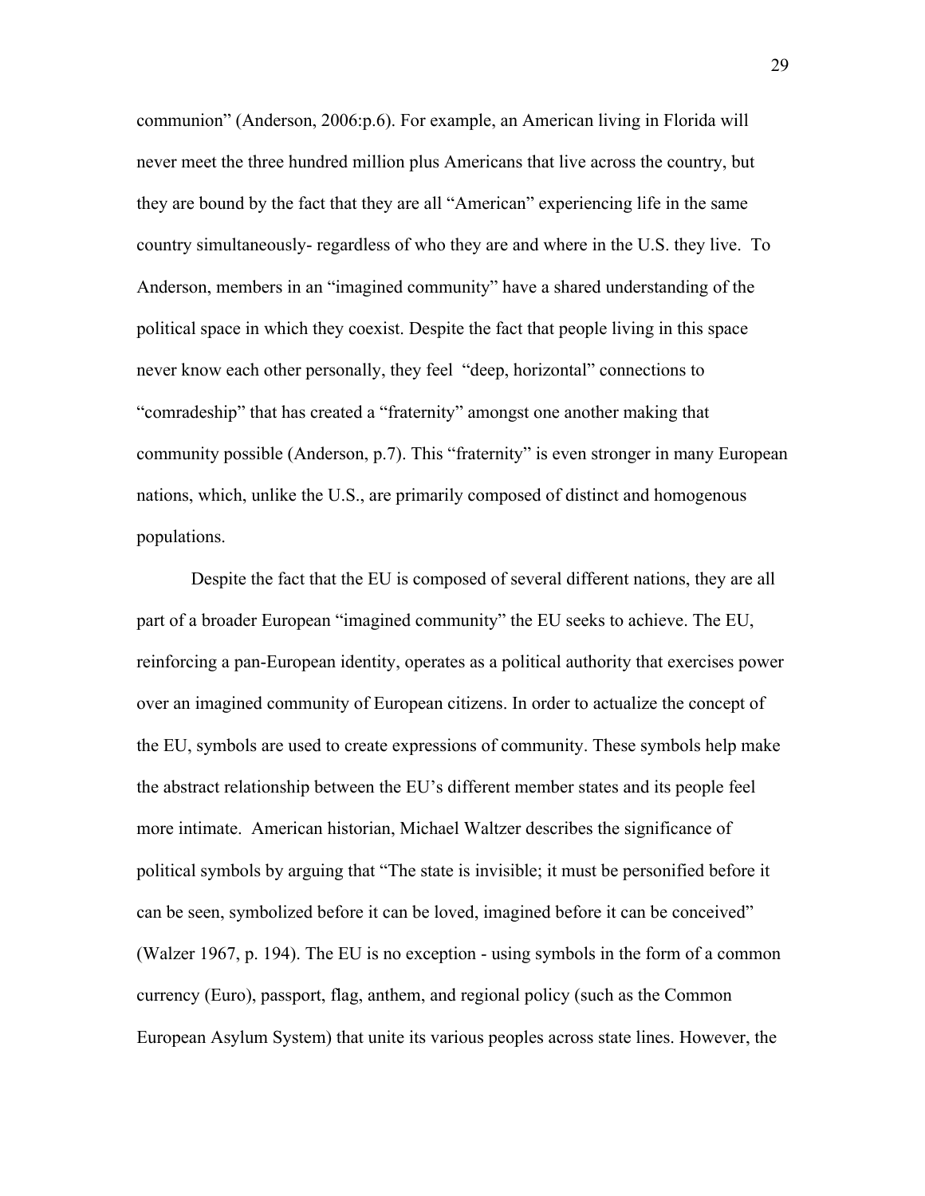communion" (Anderson, 2006:p.6). For example, an American living in Florida will never meet the three hundred million plus Americans that live across the country, but they are bound by the fact that they are all "American" experiencing life in the same country simultaneously- regardless of who they are and where in the U.S. they live. To Anderson, members in an "imagined community" have a shared understanding of the political space in which they coexist. Despite the fact that people living in this space never know each other personally, they feel "deep, horizontal" connections to "comradeship" that has created a "fraternity" amongst one another making that community possible (Anderson, p.7). This "fraternity" is even stronger in many European nations, which, unlike the U.S., are primarily composed of distinct and homogenous populations.

Despite the fact that the EU is composed of several different nations, they are all part of a broader European "imagined community" the EU seeks to achieve. The EU, reinforcing a pan-European identity, operates as a political authority that exercises power over an imagined community of European citizens. In order to actualize the concept of the EU, symbols are used to create expressions of community. These symbols help make the abstract relationship between the EU's different member states and its people feel more intimate. American historian, Michael Waltzer describes the significance of political symbols by arguing that "The state is invisible; it must be personified before it can be seen, symbolized before it can be loved, imagined before it can be conceived" (Walzer 1967, p. 194). The EU is no exception - using symbols in the form of a common currency (Euro), passport, flag, anthem, and regional policy (such as the Common European Asylum System) that unite its various peoples across state lines. However, the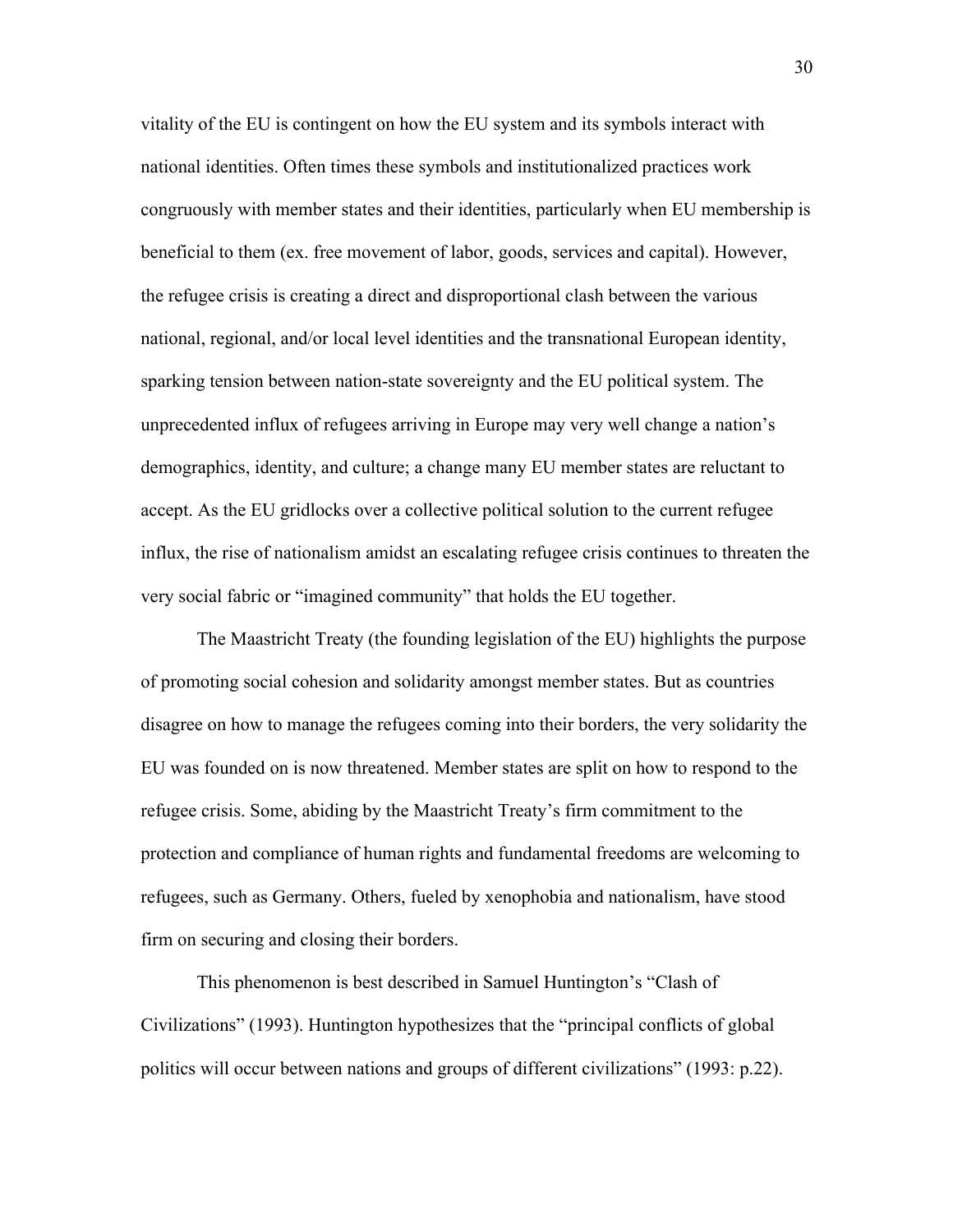vitality of the EU is contingent on how the EU system and its symbols interact with national identities. Often times these symbols and institutionalized practices work congruously with member states and their identities, particularly when EU membership is beneficial to them (ex. free movement of labor, goods, services and capital). However, the refugee crisis is creating a direct and disproportional clash between the various national, regional, and/or local level identities and the transnational European identity, sparking tension between nation-state sovereignty and the EU political system. The unprecedented influx of refugees arriving in Europe may very well change a nation's demographics, identity, and culture; a change many EU member states are reluctant to accept. As the EU gridlocks over a collective political solution to the current refugee influx, the rise of nationalism amidst an escalating refugee crisis continues to threaten the very social fabric or "imagined community" that holds the EU together.

The Maastricht Treaty (the founding legislation of the EU) highlights the purpose of promoting social cohesion and solidarity amongst member states. But as countries disagree on how to manage the refugees coming into their borders, the very solidarity the EU was founded on is now threatened. Member states are split on how to respond to the refugee crisis. Some, abiding by the Maastricht Treaty's firm commitment to the protection and compliance of human rights and fundamental freedoms are welcoming to refugees, such as Germany. Others, fueled by xenophobia and nationalism, have stood firm on securing and closing their borders.

This phenomenon is best described in Samuel Huntington's "Clash of Civilizations" (1993). Huntington hypothesizes that the "principal conflicts of global politics will occur between nations and groups of different civilizations" (1993: p.22).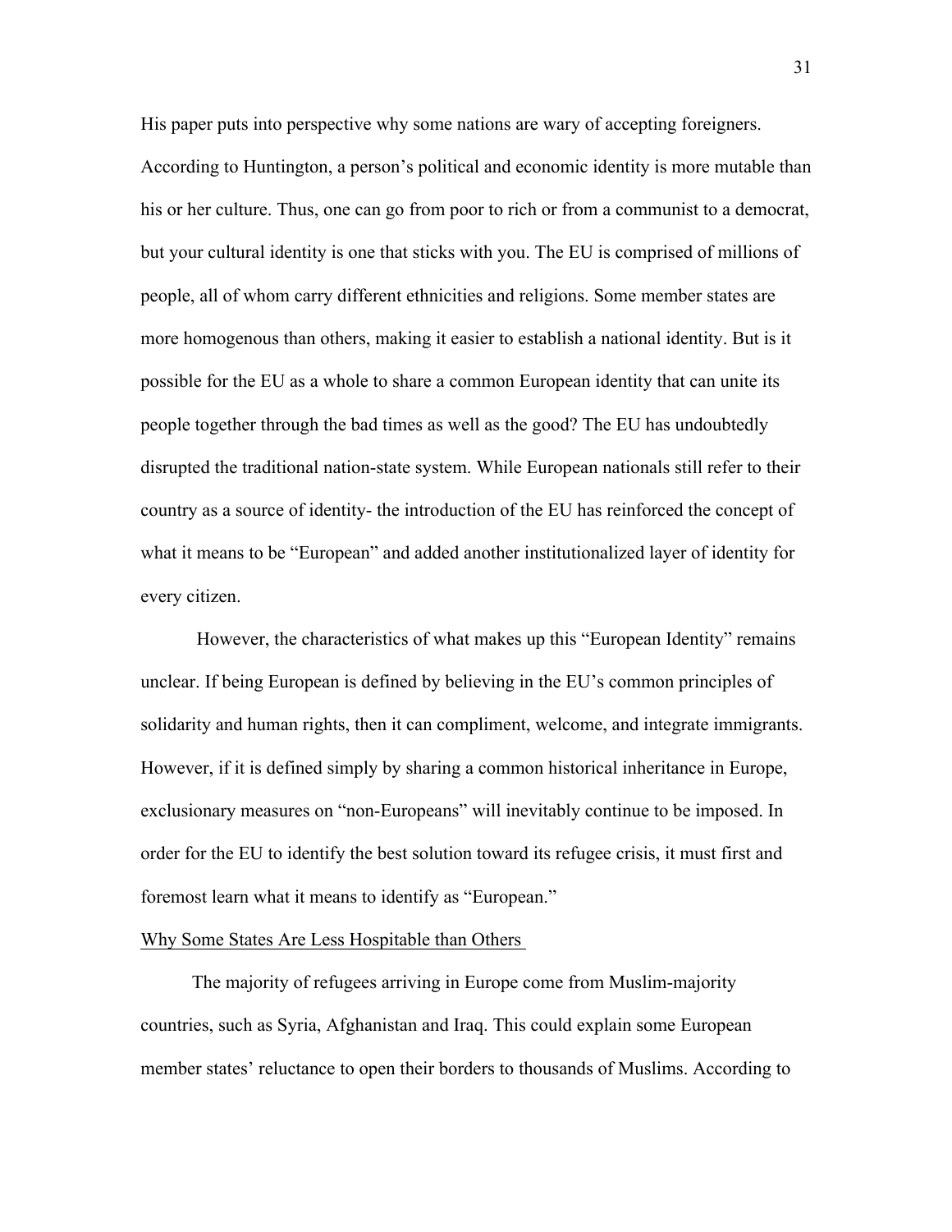His paper puts into perspective why some nations are wary of accepting foreigners. According to Huntington, a person's political and economic identity is more mutable than his or her culture. Thus, one can go from poor to rich or from a communist to a democrat, but your cultural identity is one that sticks with you. The EU is comprised of millions of people, all of whom carry different ethnicities and religions. Some member states are more homogenous than others, making it easier to establish a national identity. But is it possible for the EU as a whole to share a common European identity that can unite its people together through the bad times as well as the good? The EU has undoubtedly disrupted the traditional nation-state system. While European nationals still refer to their country as a source of identity- the introduction of the EU has reinforced the concept of what it means to be "European" and added another institutionalized layer of identity for every citizen.

However, the characteristics of what makes up this "European Identity" remains unclear. If being European is defined by believing in the EU's common principles of solidarity and human rights, then it can compliment, welcome, and integrate immigrants. However, if it is defined simply by sharing a common historical inheritance in Europe, exclusionary measures on "non-Europeans" will inevitably continue to be imposed. In order for the EU to identify the best solution toward its refugee crisis, it must first and foremost learn what it means to identify as "European."

### Why Some States Are Less Hospitable than Others

The majority of refugees arriving in Europe come from Muslim-majority countries, such as Syria, Afghanistan and Iraq. This could explain some European member states' reluctance to open their borders to thousands of Muslims. According to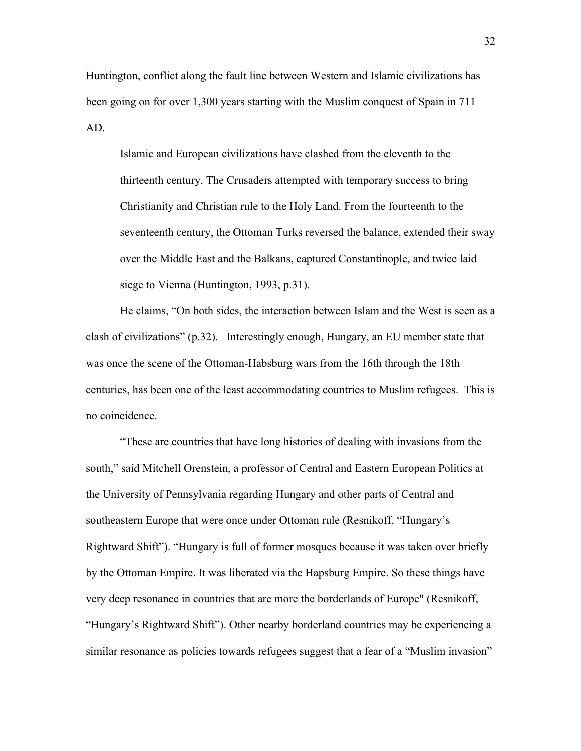Huntington, conflict along the fault line between Western and Islamic civilizations has been going on for over 1,300 years starting with the Muslim conquest of Spain in 711 AD.

> Islamic and European civilizations have clashed from the eleventh to the thirteenth century. The Crusaders attempted with temporary success to bring Christianity and Christian rule to the Holy Land. From the fourteenth to the seventeenth century, the Ottoman Turks reversed the balance, extended their sway over the Middle East and the Balkans, captured Constantinople, and twice laid siege to Vienna (Huntington, 1993, p.31).

He claims, "On both sides, the interaction between Islam and the West is seen as a clash of civilizations" (p.32). Interestingly enough, Hungary, an EU member state that was once the scene of the Ottoman-Habsburg wars from the 16th through the 18th centuries, has been one of the least accommodating countries to Muslim refugees. This is no coincidence.

"These are countries that have long histories of dealing with invasions from the south," said Mitchell Orenstein, a professor of Central and Eastern European Politics at the University of Pennsylvania regarding Hungary and other parts of Central and southeastern Europe that were once under Ottoman rule (Resnikoff, "Hungary's Rightward Shift"). "Hungary is full of former mosques because it was taken over briefly by the Ottoman Empire. It was liberated via the Hapsburg Empire. So these things have very deep resonance in countries that are more the borderlands of Europe" (Resnikoff, "Hungary's Rightward Shift"). Other nearby borderland countries may be experiencing a similar resonance as policies towards refugees suggest that a fear of a "Muslim invasion"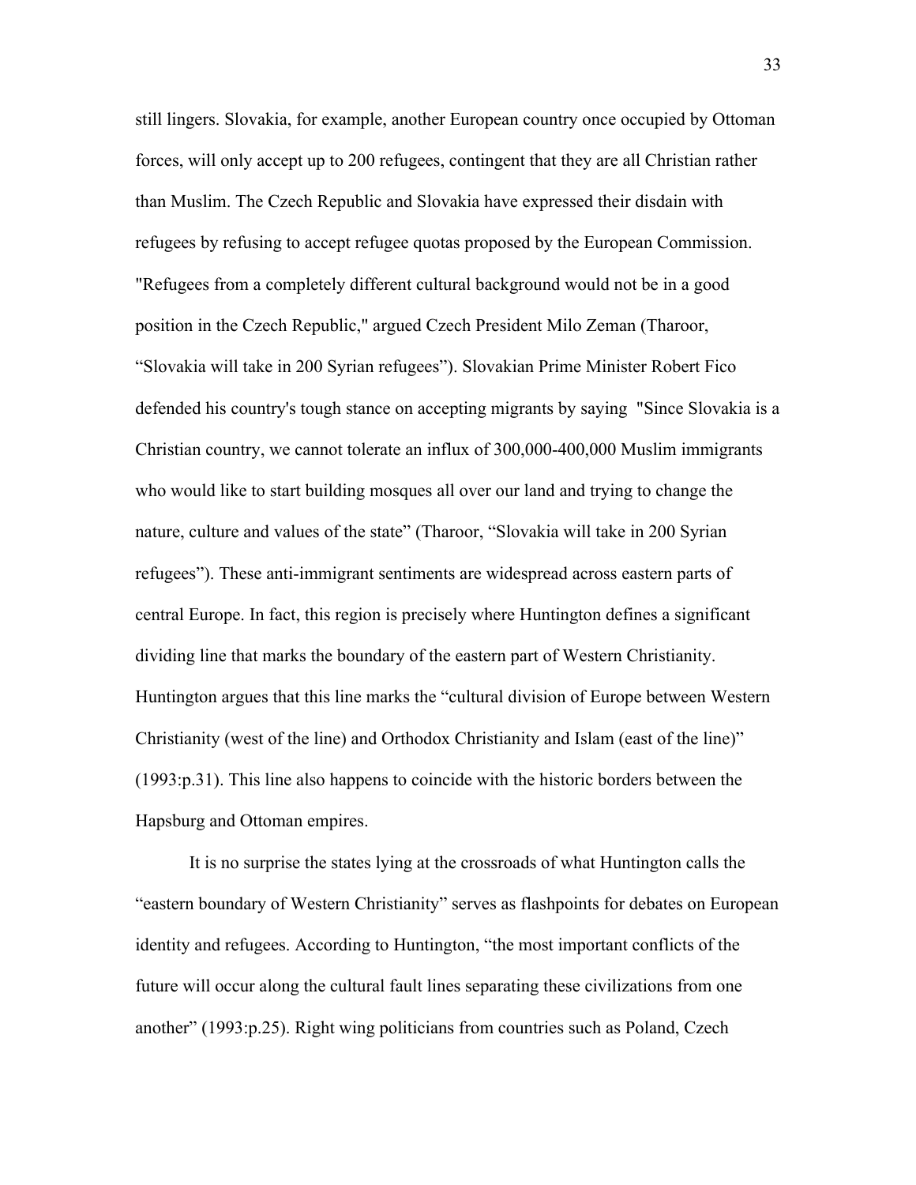still lingers. Slovakia, for example, another European country once occupied by Ottoman forces, will only accept up to 200 refugees, contingent that they are all Christian rather than Muslim. The Czech Republic and Slovakia have expressed their disdain with refugees by refusing to accept refugee quotas proposed by the European Commission. "Refugees from a completely different cultural background would not be in a good position in the Czech Republic," argued Czech President Milo Zeman (Tharoor, "Slovakia will take in 200 Syrian refugees"). Slovakian Prime Minister Robert Fico defended his country's tough stance on accepting migrants by saying "Since Slovakia is a Christian country, we cannot tolerate an influx of 300,000-400,000 Muslim immigrants who would like to start building mosques all over our land and trying to change the nature, culture and values of the state" (Tharoor, "Slovakia will take in 200 Syrian refugees"). These anti-immigrant sentiments are widespread across eastern parts of central Europe. In fact, this region is precisely where Huntington defines a significant dividing line that marks the boundary of the eastern part of Western Christianity. Huntington argues that this line marks the "cultural division of Europe between Western Christianity (west of the line) and Orthodox Christianity and Islam (east of the line)" (1993:p.31). This line also happens to coincide with the historic borders between the Hapsburg and Ottoman empires.

It is no surprise the states lying at the crossroads of what Huntington calls the "eastern boundary of Western Christianity" serves as flashpoints for debates on European identity and refugees. According to Huntington, "the most important conflicts of the future will occur along the cultural fault lines separating these civilizations from one another" (1993:p.25). Right wing politicians from countries such as Poland, Czech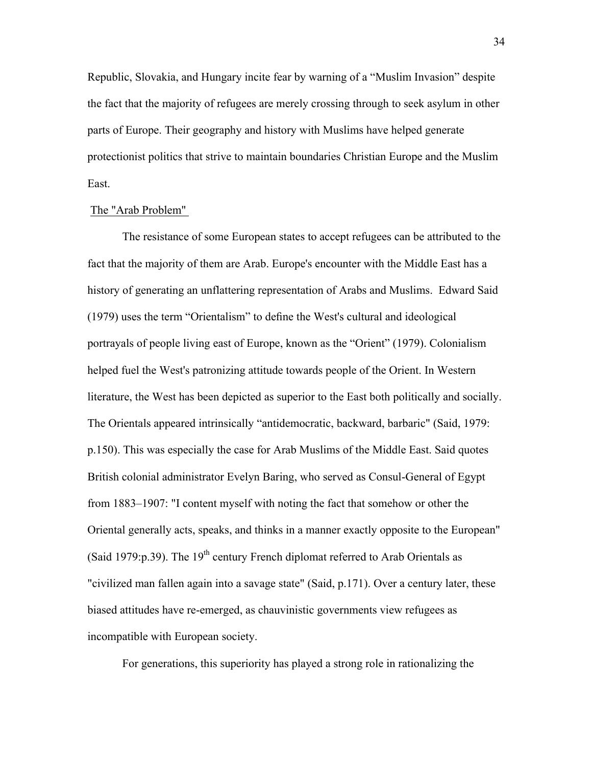Republic, Slovakia, and Hungary incite fear by warning of a "Muslim Invasion" despite the fact that the majority of refugees are merely crossing through to seek asylum in other parts of Europe. Their geography and history with Muslims have helped generate protectionist politics that strive to maintain boundaries Christian Europe and the Muslim East.

## The "Arab Problem"

The resistance of some European states to accept refugees can be attributed to the fact that the majority of them are Arab. Europe's encounter with the Middle East has a history of generating an unflattering representation of Arabs and Muslims. Edward Said (1979) uses the term "Orientalism" to define the West's cultural and ideological portrayals of people living east of Europe, known as the "Orient" (1979). Colonialism helped fuel the West's patronizing attitude towards people of the Orient. In Western literature, the West has been depicted as superior to the East both politically and socially. The Orientals appeared intrinsically "antidemocratic, backward, barbaric" (Said, 1979: p.150). This was especially the case for Arab Muslims of the Middle East. Said quotes British colonial administrator Evelyn Baring, who served as Consul-General of Egypt from 1883–1907: "I content myself with noting the fact that somehow or other the Oriental generally acts, speaks, and thinks in a manner exactly opposite to the European" (Said 1979:p.39). The 19th century French diplomat referred to Arab Orientals as "civilized man fallen again into a savage state" (Said, p.171). Over a century later, these biased attitudes have re-emerged, as chauvinistic governments view refugees as incompatible with European society.

For generations, this superiority has played a strong role in rationalizing the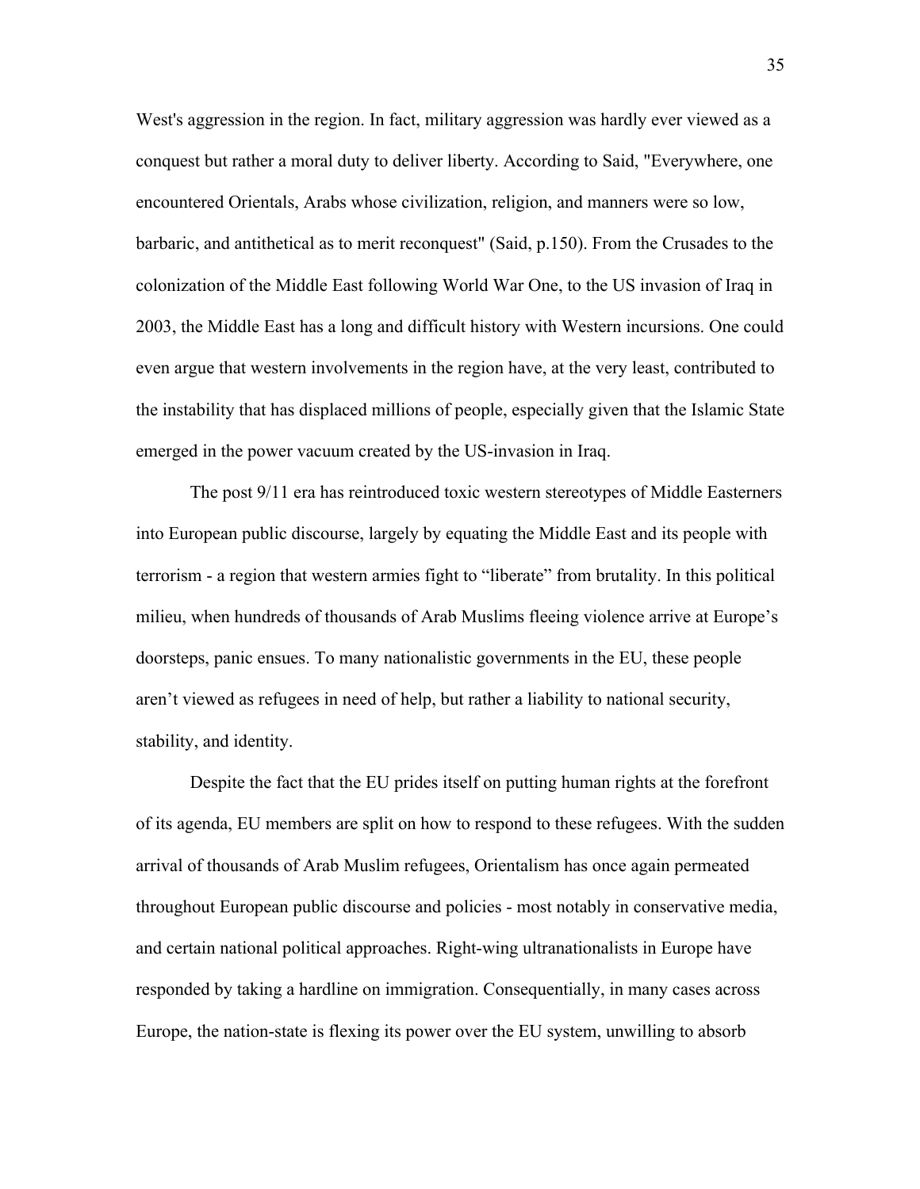West's aggression in the region. In fact, military aggression was hardly ever viewed as a conquest but rather a moral duty to deliver liberty. According to Said, "Everywhere, one encountered Orientals, Arabs whose civilization, religion, and manners were so low, barbaric, and antithetical as to merit reconquest" (Said, p.150). From the Crusades to the colonization of the Middle East following World War One, to the US invasion of Iraq in 2003, the Middle East has a long and difficult history with Western incursions. One could even argue that western involvements in the region have, at the very least, contributed to the instability that has displaced millions of people, especially given that the Islamic State emerged in the power vacuum created by the US-invasion in Iraq.

The post 9/11 era has reintroduced toxic western stereotypes of Middle Easterners into European public discourse, largely by equating the Middle East and its people with terrorism - a region that western armies fight to "liberate" from brutality. In this political milieu, when hundreds of thousands of Arab Muslims fleeing violence arrive at Europe's doorsteps, panic ensues. To many nationalistic governments in the EU, these people aren't viewed as refugees in need of help, but rather a liability to national security, stability, and identity.

Despite the fact that the EU prides itself on putting human rights at the forefront of its agenda, EU members are split on how to respond to these refugees. With the sudden arrival of thousands of Arab Muslim refugees, Orientalism has once again permeated throughout European public discourse and policies - most notably in conservative media, and certain national political approaches. Right-wing ultranationalists in Europe have responded by taking a hardline on immigration. Consequentially, in many cases across Europe, the nation-state is flexing its power over the EU system, unwilling to absorb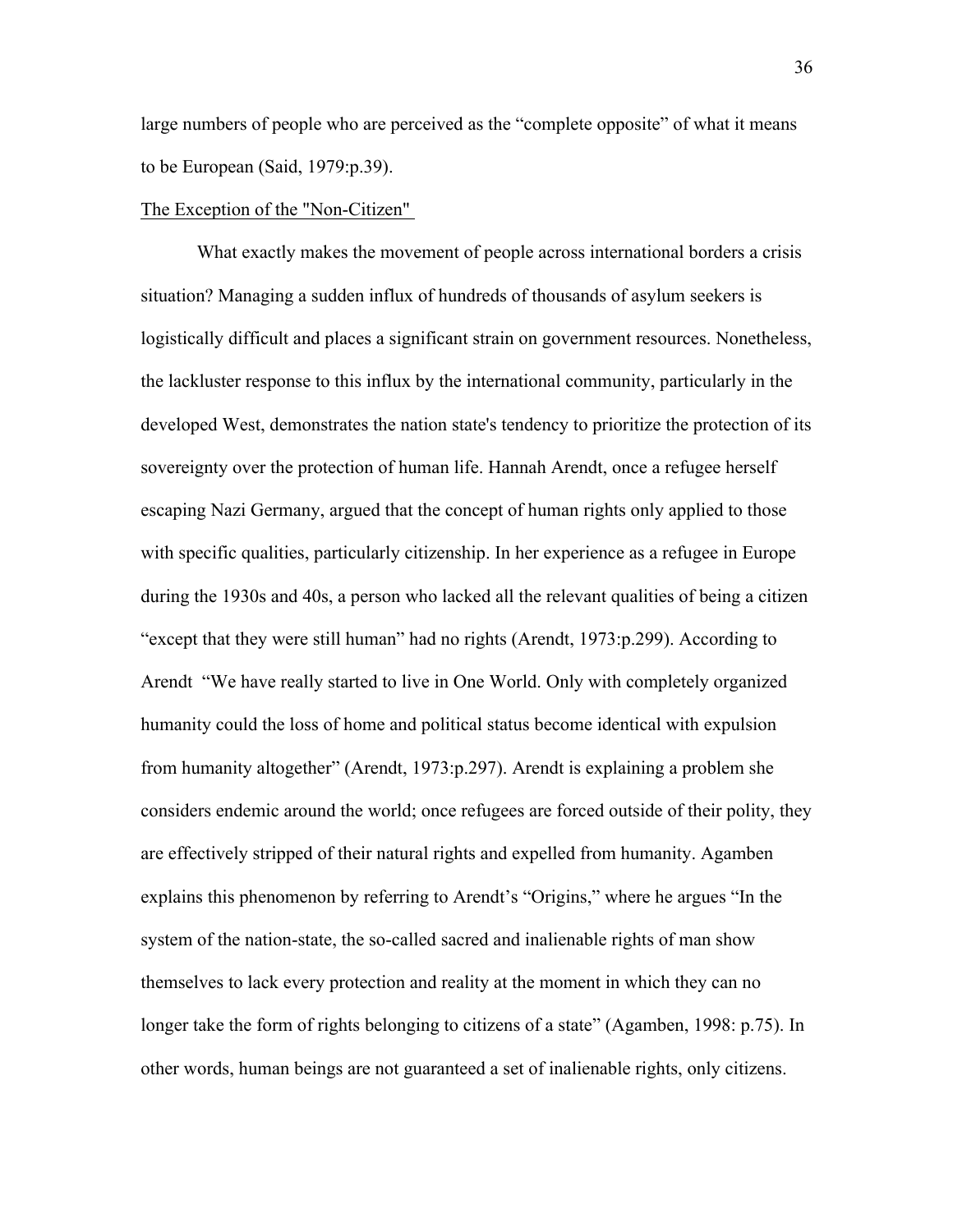large numbers of people who are perceived as the "complete opposite" of what it means to be European (Said, 1979:p.39).

The Exception of the "Non-Citizen"

What exactly makes the movement of people across international borders a crisis situation? Managing a sudden influx of hundreds of thousands of asylum seekers is logistically difficult and places a significant strain on government resources. Nonetheless, the lackluster response to this influx by the international community, particularly in the developed West, demonstrates the nation state's tendency to prioritize the protection of its sovereignty over the protection of human life. Hannah Arendt, once a refugee herself escaping Nazi Germany, argued that the concept of human rights only applied to those with specific qualities, particularly citizenship. In her experience as a refugee in Europe during the 1930s and 40s, a person who lacked all the relevant qualities of being a citizen "except that they were still human" had no rights (Arendt, 1973:p.299). According to Arendt "We have really started to live in One World. Only with completely organized humanity could the loss of home and political status become identical with expulsion from humanity altogether" (Arendt, 1973:p.297). Arendt is explaining a problem she considers endemic around the world; once refugees are forced outside of their polity, they are effectively stripped of their natural rights and expelled from humanity. Agamben explains this phenomenon by referring to Arendt's "Origins," where he argues "In the system of the nation-state, the so-called sacred and inalienable rights of man show themselves to lack every protection and reality at the moment in which they can no longer take the form of rights belonging to citizens of a state" (Agamben, 1998: p.75). In other words, human beings are not guaranteed a set of inalienable rights, only citizens.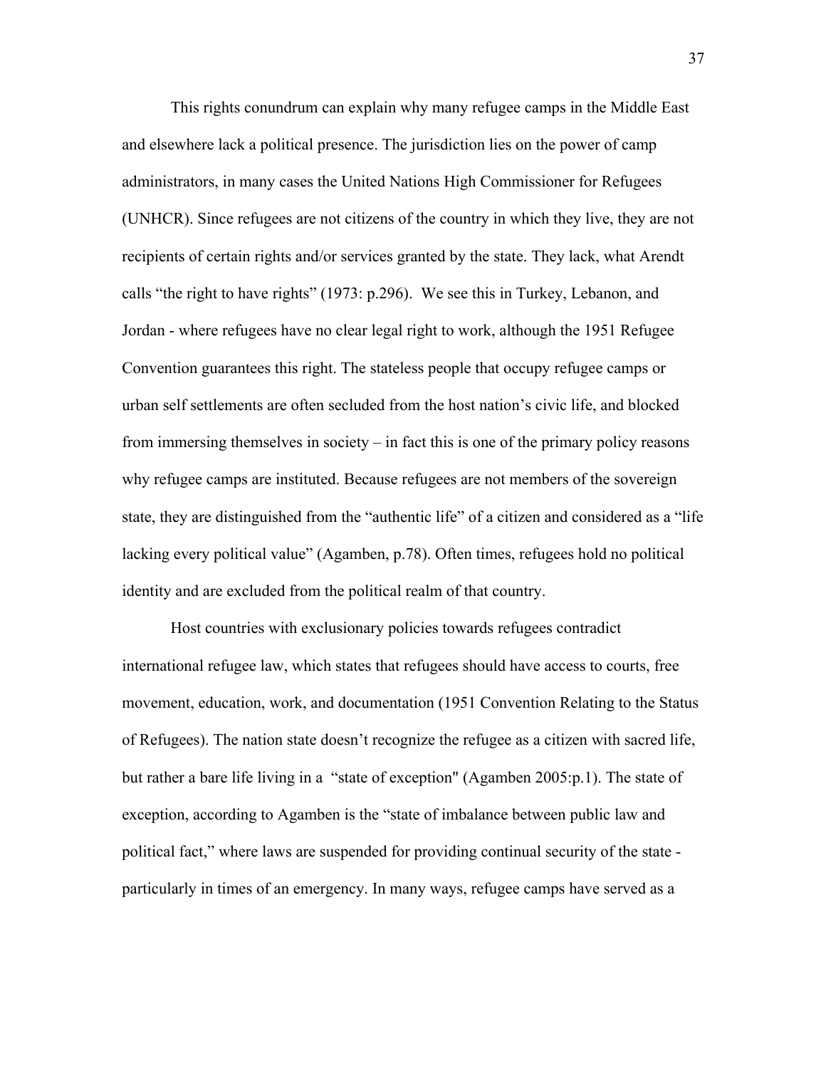This rights conundrum can explain why many refugee camps in the Middle East and elsewhere lack a political presence. The jurisdiction lies on the power of camp administrators, in many cases the United Nations High Commissioner for Refugees (UNHCR). Since refugees are not citizens of the country in which they live, they are not recipients of certain rights and/or services granted by the state. They lack, what Arendt calls "the right to have rights" (1973: p.296). We see this in Turkey, Lebanon, and Jordan - where refugees have no clear legal right to work, although the 1951 Refugee Convention guarantees this right. The stateless people that occupy refugee camps or urban self settlements are often secluded from the host nation's civic life, and blocked from immersing themselves in society – in fact this is one of the primary policy reasons why refugee camps are instituted. Because refugees are not members of the sovereign state, they are distinguished from the "authentic life" of a citizen and considered as a "life lacking every political value" (Agamben, p.78). Often times, refugees hold no political identity and are excluded from the political realm of that country.

Host countries with exclusionary policies towards refugees contradict international refugee law, which states that refugees should have access to courts, free movement, education, work, and documentation (1951 Convention Relating to the Status of Refugees). The nation state doesn't recognize the refugee as a citizen with sacred life, but rather a bare life living in a "state of exception" (Agamben 2005:p.1). The state of exception, according to Agamben is the "state of imbalance between public law and political fact," where laws are suspended for providing continual security of the state - particularly in times of an emergency. In many ways, refugee camps have served as a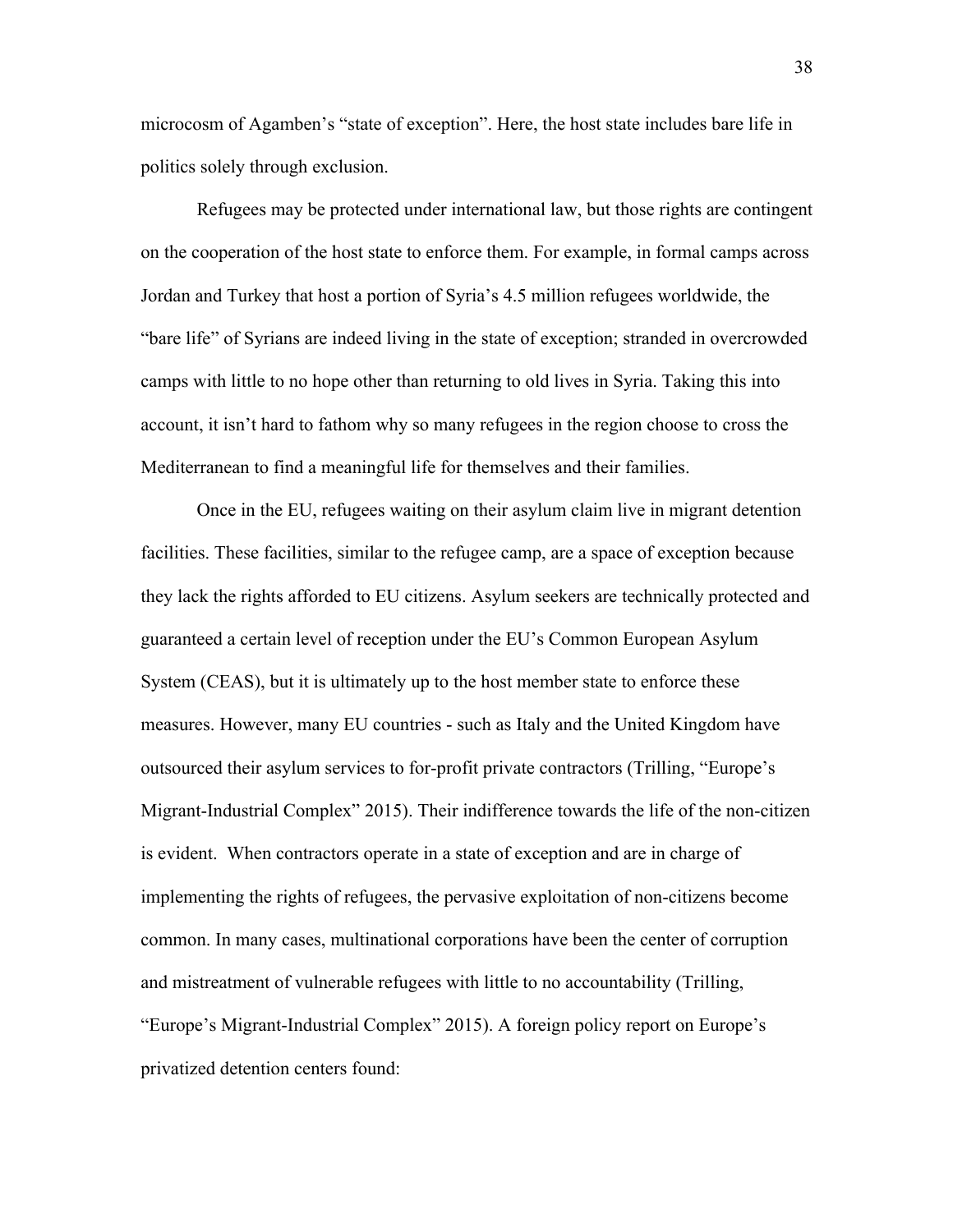microcosm of Agamben's "state of exception". Here, the host state includes bare life in politics solely through exclusion.

Refugees may be protected under international law, but those rights are contingent on the cooperation of the host state to enforce them. For example, in formal camps across Jordan and Turkey that host a portion of Syria's 4.5 million refugees worldwide, the "bare life" of Syrians are indeed living in the state of exception; stranded in overcrowded camps with little to no hope other than returning to old lives in Syria. Taking this into account, it isn't hard to fathom why so many refugees in the region choose to cross the Mediterranean to find a meaningful life for themselves and their families.

Once in the EU, refugees waiting on their asylum claim live in migrant detention facilities. These facilities, similar to the refugee camp, are a space of exception because they lack the rights afforded to EU citizens. Asylum seekers are technically protected and guaranteed a certain level of reception under the EU's Common European Asylum System (CEAS), but it is ultimately up to the host member state to enforce these measures. However, many EU countries - such as Italy and the United Kingdom have outsourced their asylum services to for-profit private contractors (Trilling, "Europe's Migrant-Industrial Complex" 2015). Their indifference towards the life of the non-citizen is evident. When contractors operate in a state of exception and are in charge of implementing the rights of refugees, the pervasive exploitation of non-citizens become common. In many cases, multinational corporations have been the center of corruption and mistreatment of vulnerable refugees with little to no accountability (Trilling, "Europe's Migrant-Industrial Complex" 2015). A foreign policy report on Europe's privatized detention centers found: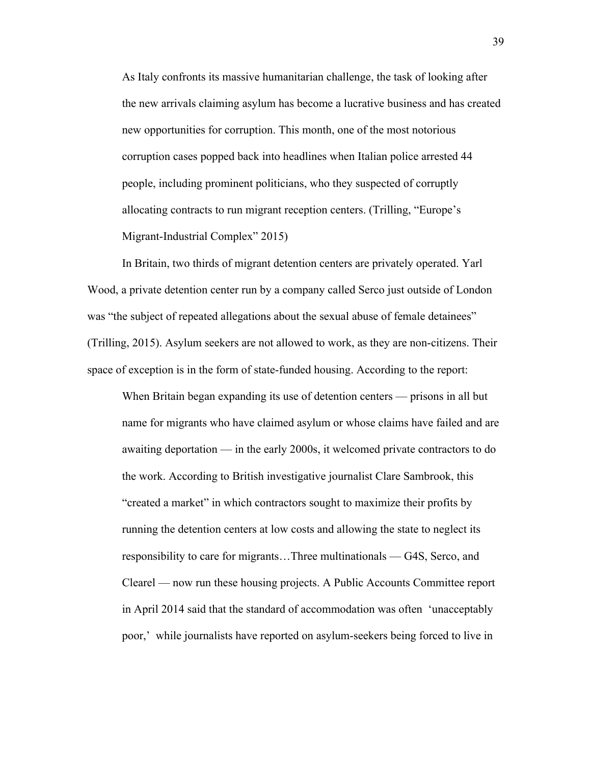> As Italy confronts its massive humanitarian challenge, the task of looking after the new arrivals claiming asylum has become a lucrative business and has created new opportunities for corruption. This month, one of the most notorious corruption cases popped back into headlines when Italian police arrested 44 people, including prominent politicians, who they suspected of corruptly allocating contracts to run migrant reception centers. (Trilling, "Europe's Migrant-Industrial Complex" 2015)

In Britain, two thirds of migrant detention centers are privately operated. Yarl Wood, a private detention center run by a company called Serco just outside of London was "the subject of repeated allegations about the sexual abuse of female detainees" (Trilling, 2015). Asylum seekers are not allowed to work, as they are non-citizens. Their space of exception is in the form of state-funded housing. According to the report:

> When Britain began expanding its use of detention centers — prisons in all but name for migrants who have claimed asylum or whose claims have failed and are awaiting deportation — in the early 2000s, it welcomed private contractors to do the work. According to British investigative journalist Clare Sambrook, this "created a market" in which contractors sought to maximize their profits by running the detention centers at low costs and allowing the state to neglect its responsibility to care for migrants…Three multinationals — G4S, Serco, and Clearel — now run these housing projects. A Public Accounts Committee report in April 2014 said that the standard of accommodation was often 'unacceptably poor,' while journalists have reported on asylum-seekers being forced to live in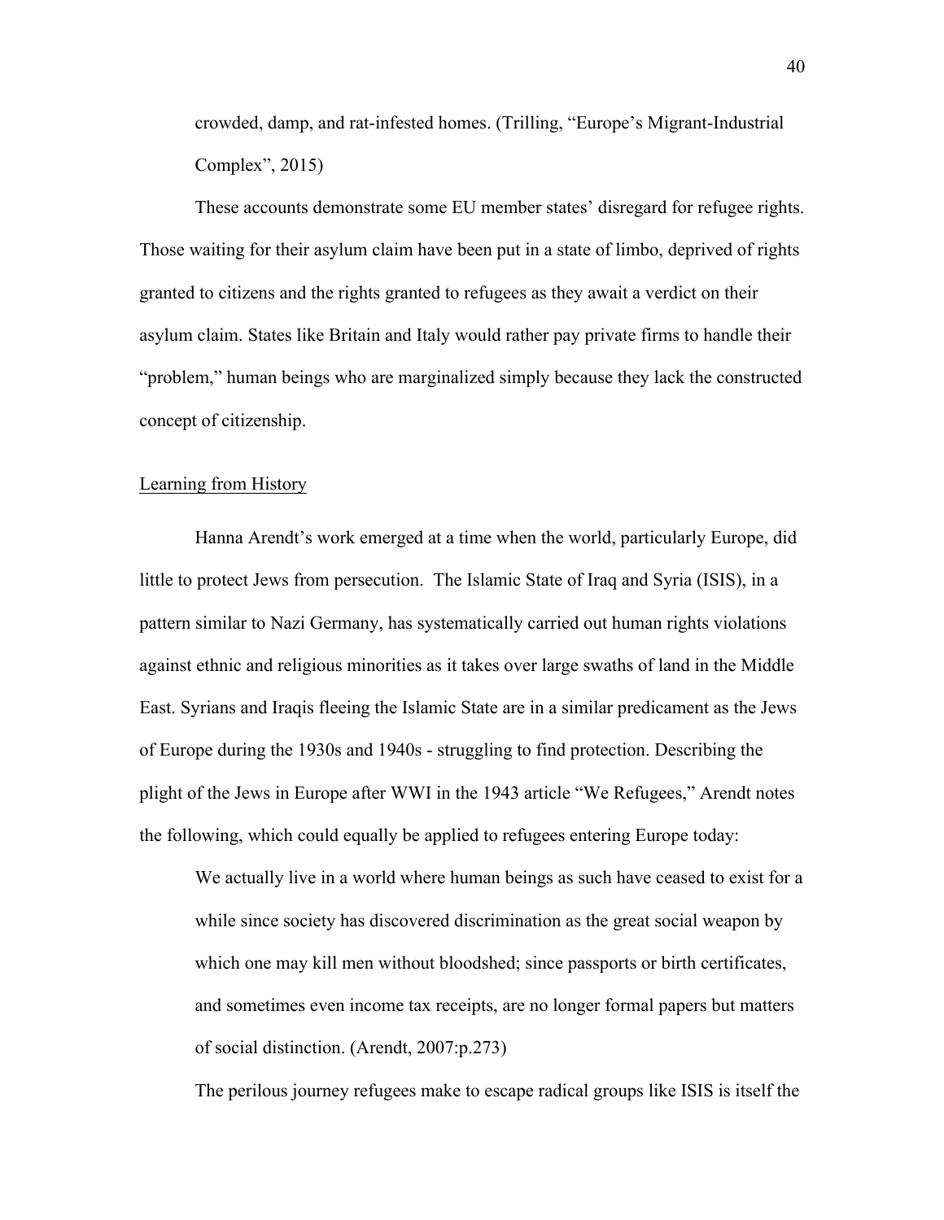> crowded, damp, and rat-infested homes. (Trilling, "Europe's Migrant-Industrial Complex", 2015)

These accounts demonstrate some EU member states' disregard for refugee rights. Those waiting for their asylum claim have been put in a state of limbo, deprived of rights granted to citizens and the rights granted to refugees as they await a verdict on their asylum claim. States like Britain and Italy would rather pay private firms to handle their "problem," human beings who are marginalized simply because they lack the constructed concept of citizenship.

<u>Learning from History</u>

Hanna Arendt's work emerged at a time when the world, particularly Europe, did little to protect Jews from persecution. The Islamic State of Iraq and Syria (ISIS), in a pattern similar to Nazi Germany, has systematically carried out human rights violations against ethnic and religious minorities as it takes over large swaths of land in the Middle East. Syrians and Iraqis fleeing the Islamic State are in a similar predicament as the Jews of Europe during the 1930s and 1940s - struggling to find protection. Describing the plight of the Jews in Europe after WWI in the 1943 article "We Refugees," Arendt notes the following, which could equally be applied to refugees entering Europe today:

> We actually live in a world where human beings as such have ceased to exist for a while since society has discovered discrimination as the great social weapon by which one may kill men without bloodshed; since passports or birth certificates, and sometimes even income tax receipts, are no longer formal papers but matters of social distinction. (Arendt, 2007:p.273)

The perilous journey refugees make to escape radical groups like ISIS is itself the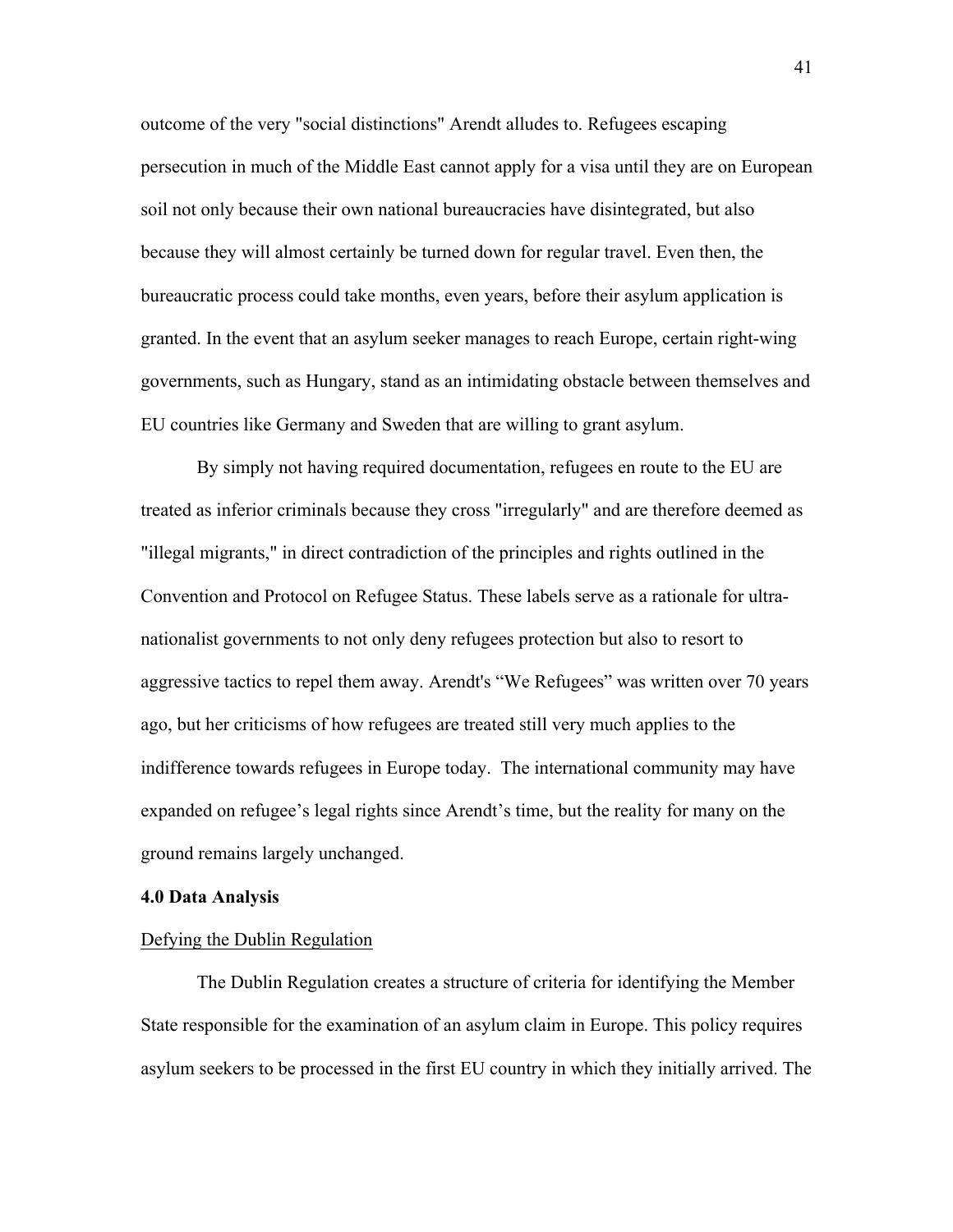outcome of the very "social distinctions" Arendt alludes to. Refugees escaping persecution in much of the Middle East cannot apply for a visa until they are on European soil not only because their own national bureaucracies have disintegrated, but also because they will almost certainly be turned down for regular travel. Even then, the bureaucratic process could take months, even years, before their asylum application is granted. In the event that an asylum seeker manages to reach Europe, certain right-wing governments, such as Hungary, stand as an intimidating obstacle between themselves and EU countries like Germany and Sweden that are willing to grant asylum.

By simply not having required documentation, refugees en route to the EU are treated as inferior criminals because they cross "irregularly" and are therefore deemed as "illegal migrants," in direct contradiction of the principles and rights outlined in the Convention and Protocol on Refugee Status. These labels serve as a rationale for ultra-nationalist governments to not only deny refugees protection but also to resort to aggressive tactics to repel them away. Arendt's "We Refugees" was written over 70 years ago, but her criticisms of how refugees are treated still very much applies to the indifference towards refugees in Europe today. The international community may have expanded on refugee's legal rights since Arendt's time, but the reality for many on the ground remains largely unchanged.

**4.0 Data Analysis**

<u>Defying the Dublin Regulation</u>

The Dublin Regulation creates a structure of criteria for identifying the Member State responsible for the examination of an asylum claim in Europe. This policy requires asylum seekers to be processed in the first EU country in which they initially arrived. The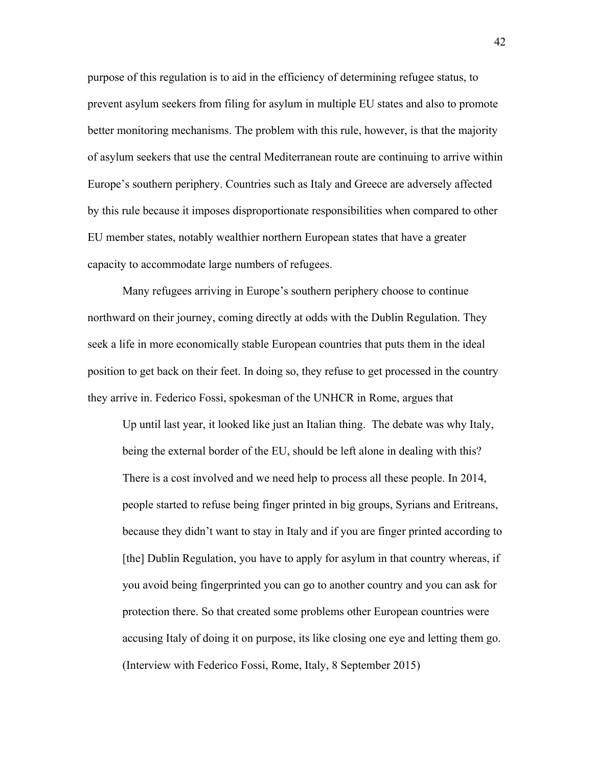purpose of this regulation is to aid in the efficiency of determining refugee status, to prevent asylum seekers from filing for asylum in multiple EU states and also to promote better monitoring mechanisms. The problem with this rule, however, is that the majority of asylum seekers that use the central Mediterranean route are continuing to arrive within Europe's southern periphery. Countries such as Italy and Greece are adversely affected by this rule because it imposes disproportionate responsibilities when compared to other EU member states, notably wealthier northern European states that have a greater capacity to accommodate large numbers of refugees.

Many refugees arriving in Europe's southern periphery choose to continue northward on their journey, coming directly at odds with the Dublin Regulation. They seek a life in more economically stable European countries that puts them in the ideal position to get back on their feet. In doing so, they refuse to get processed in the country they arrive in. Federico Fossi, spokesman of the UNHCR in Rome, argues that

> Up until last year, it looked like just an Italian thing. The debate was why Italy, being the external border of the EU, should be left alone in dealing with this? There is a cost involved and we need help to process all these people. In 2014, people started to refuse being finger printed in big groups, Syrians and Eritreans, because they didn't want to stay in Italy and if you are finger printed according to [the] Dublin Regulation, you have to apply for asylum in that country whereas, if you avoid being fingerprinted you can go to another country and you can ask for protection there. So that created some problems other European countries were accusing Italy of doing it on purpose, its like closing one eye and letting them go. (Interview with Federico Fossi, Rome, Italy, 8 September 2015)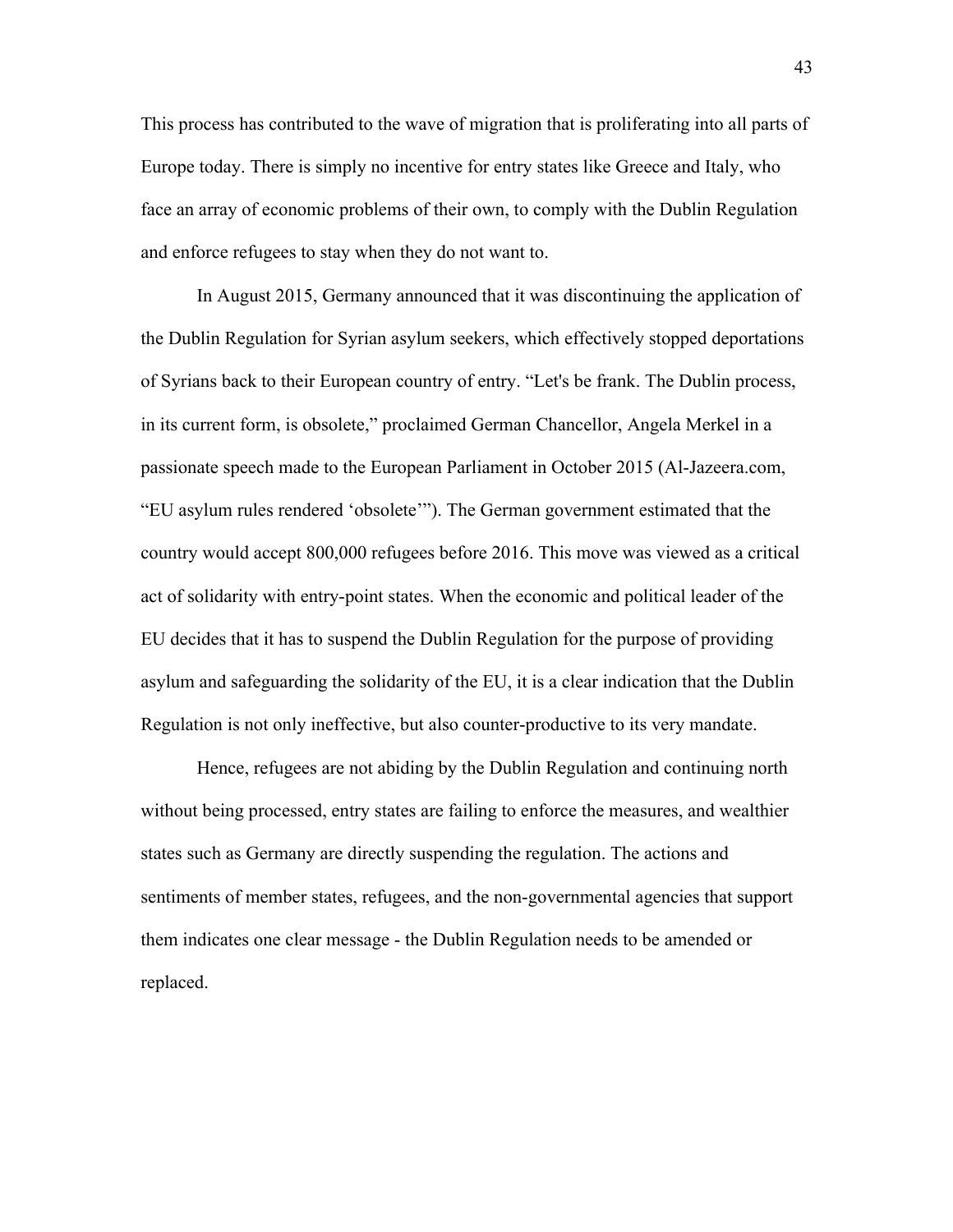This process has contributed to the wave of migration that is proliferating into all parts of Europe today. There is simply no incentive for entry states like Greece and Italy, who face an array of economic problems of their own, to comply with the Dublin Regulation and enforce refugees to stay when they do not want to.

In August 2015, Germany announced that it was discontinuing the application of the Dublin Regulation for Syrian asylum seekers, which effectively stopped deportations of Syrians back to their European country of entry. "Let's be frank. The Dublin process, in its current form, is obsolete," proclaimed German Chancellor, Angela Merkel in a passionate speech made to the European Parliament in October 2015 (Al-Jazeera.com, "EU asylum rules rendered 'obsolete'"). The German government estimated that the country would accept 800,000 refugees before 2016. This move was viewed as a critical act of solidarity with entry-point states. When the economic and political leader of the EU decides that it has to suspend the Dublin Regulation for the purpose of providing asylum and safeguarding the solidarity of the EU, it is a clear indication that the Dublin Regulation is not only ineffective, but also counter-productive to its very mandate.

Hence, refugees are not abiding by the Dublin Regulation and continuing north without being processed, entry states are failing to enforce the measures, and wealthier states such as Germany are directly suspending the regulation. The actions and sentiments of member states, refugees, and the non-governmental agencies that support them indicates one clear message - the Dublin Regulation needs to be amended or replaced.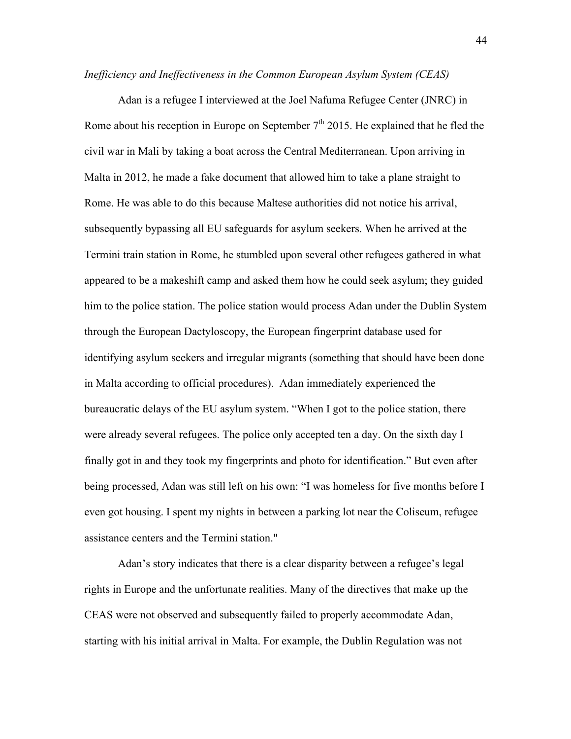*Inefficiency and Ineffectiveness in the Common European Asylum System (CEAS)*

Adan is a refugee I interviewed at the Joel Nafuma Refugee Center (JNRC) in Rome about his reception in Europe on September 7th 2015. He explained that he fled the civil war in Mali by taking a boat across the Central Mediterranean. Upon arriving in Malta in 2012, he made a fake document that allowed him to take a plane straight to Rome. He was able to do this because Maltese authorities did not notice his arrival, subsequently bypassing all EU safeguards for asylum seekers. When he arrived at the Termini train station in Rome, he stumbled upon several other refugees gathered in what appeared to be a makeshift camp and asked them how he could seek asylum; they guided him to the police station. The police station would process Adan under the Dublin System through the European Dactyloscopy, the European fingerprint database used for identifying asylum seekers and irregular migrants (something that should have been done in Malta according to official procedures). Adan immediately experienced the bureaucratic delays of the EU asylum system. "When I got to the police station, there were already several refugees. The police only accepted ten a day. On the sixth day I finally got in and they took my fingerprints and photo for identification." But even after being processed, Adan was still left on his own: "I was homeless for five months before I even got housing. I spent my nights in between a parking lot near the Coliseum, refugee assistance centers and the Termini station."

Adan's story indicates that there is a clear disparity between a refugee's legal rights in Europe and the unfortunate realities. Many of the directives that make up the CEAS were not observed and subsequently failed to properly accommodate Adan, starting with his initial arrival in Malta. For example, the Dublin Regulation was not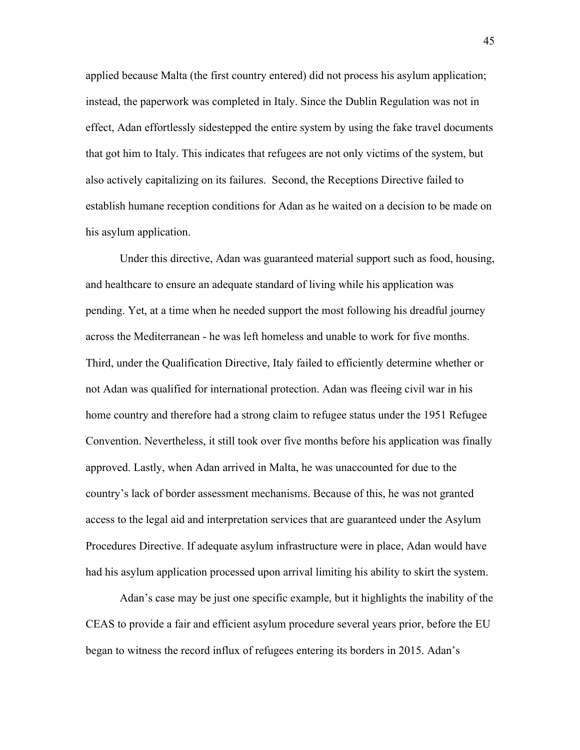applied because Malta (the first country entered) did not process his asylum application; instead, the paperwork was completed in Italy. Since the Dublin Regulation was not in effect, Adan effortlessly sidestepped the entire system by using the fake travel documents that got him to Italy. This indicates that refugees are not only victims of the system, but also actively capitalizing on its failures.  Second, the Receptions Directive failed to establish humane reception conditions for Adan as he waited on a decision to be made on his asylum application.

Under this directive, Adan was guaranteed material support such as food, housing, and healthcare to ensure an adequate standard of living while his application was pending. Yet, at a time when he needed support the most following his dreadful journey across the Mediterranean - he was left homeless and unable to work for five months. Third, under the Qualification Directive, Italy failed to efficiently determine whether or not Adan was qualified for international protection. Adan was fleeing civil war in his home country and therefore had a strong claim to refugee status under the 1951 Refugee Convention. Nevertheless, it still took over five months before his application was finally approved. Lastly, when Adan arrived in Malta, he was unaccounted for due to the country's lack of border assessment mechanisms. Because of this, he was not granted access to the legal aid and interpretation services that are guaranteed under the Asylum Procedures Directive. If adequate asylum infrastructure were in place, Adan would have had his asylum application processed upon arrival limiting his ability to skirt the system.

Adan's case may be just one specific example, but it highlights the inability of the CEAS to provide a fair and efficient asylum procedure several years prior, before the EU began to witness the record influx of refugees entering its borders in 2015. Adan's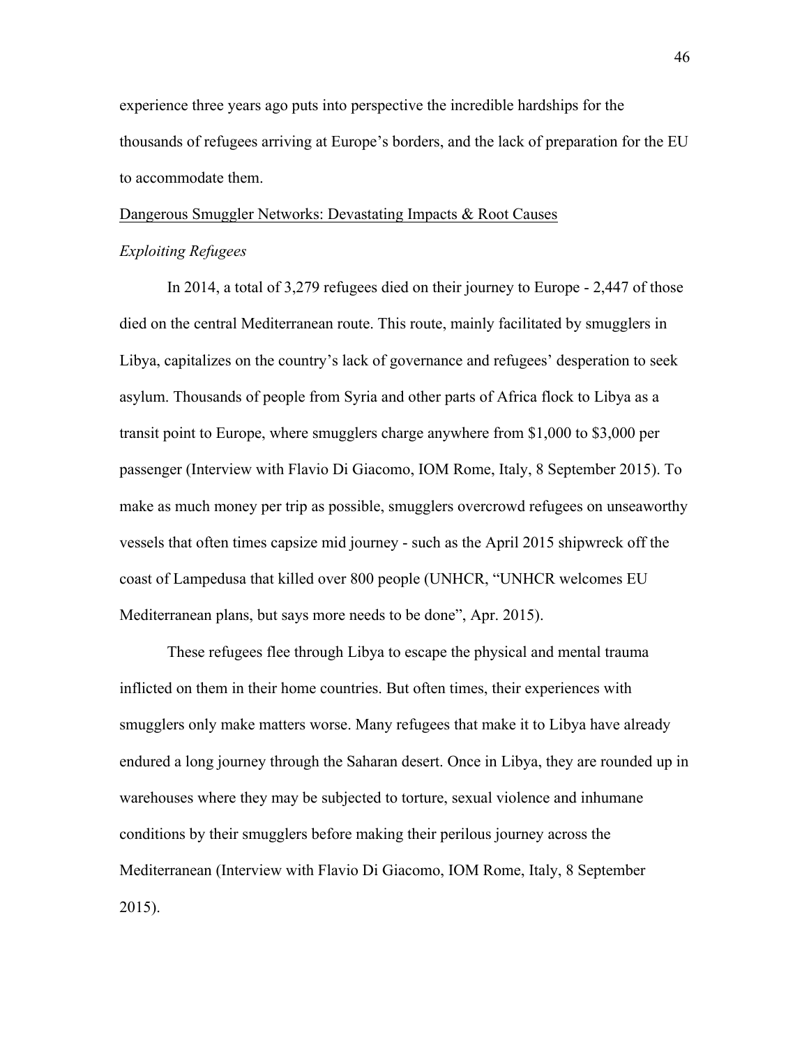experience three years ago puts into perspective the incredible hardships for the thousands of refugees arriving at Europe's borders, and the lack of preparation for the EU to accommodate them.

## Dangerous Smuggler Networks: Devastating Impacts & Root Causes

### *Exploiting Refugees*

In 2014, a total of 3,279 refugees died on their journey to Europe - 2,447 of those died on the central Mediterranean route. This route, mainly facilitated by smugglers in Libya, capitalizes on the country's lack of governance and refugees' desperation to seek asylum. Thousands of people from Syria and other parts of Africa flock to Libya as a transit point to Europe, where smugglers charge anywhere from $1,000 to $3,000 per passenger (Interview with Flavio Di Giacomo, IOM Rome, Italy, 8 September 2015). To make as much money per trip as possible, smugglers overcrowd refugees on unseaworthy vessels that often times capsize mid journey - such as the April 2015 shipwreck off the coast of Lampedusa that killed over 800 people (UNHCR, "UNHCR welcomes EU Mediterranean plans, but says more needs to be done", Apr. 2015).

These refugees flee through Libya to escape the physical and mental trauma inflicted on them in their home countries. But often times, their experiences with smugglers only make matters worse. Many refugees that make it to Libya have already endured a long journey through the Saharan desert. Once in Libya, they are rounded up in warehouses where they may be subjected to torture, sexual violence and inhumane conditions by their smugglers before making their perilous journey across the Mediterranean (Interview with Flavio Di Giacomo, IOM Rome, Italy, 8 September 2015).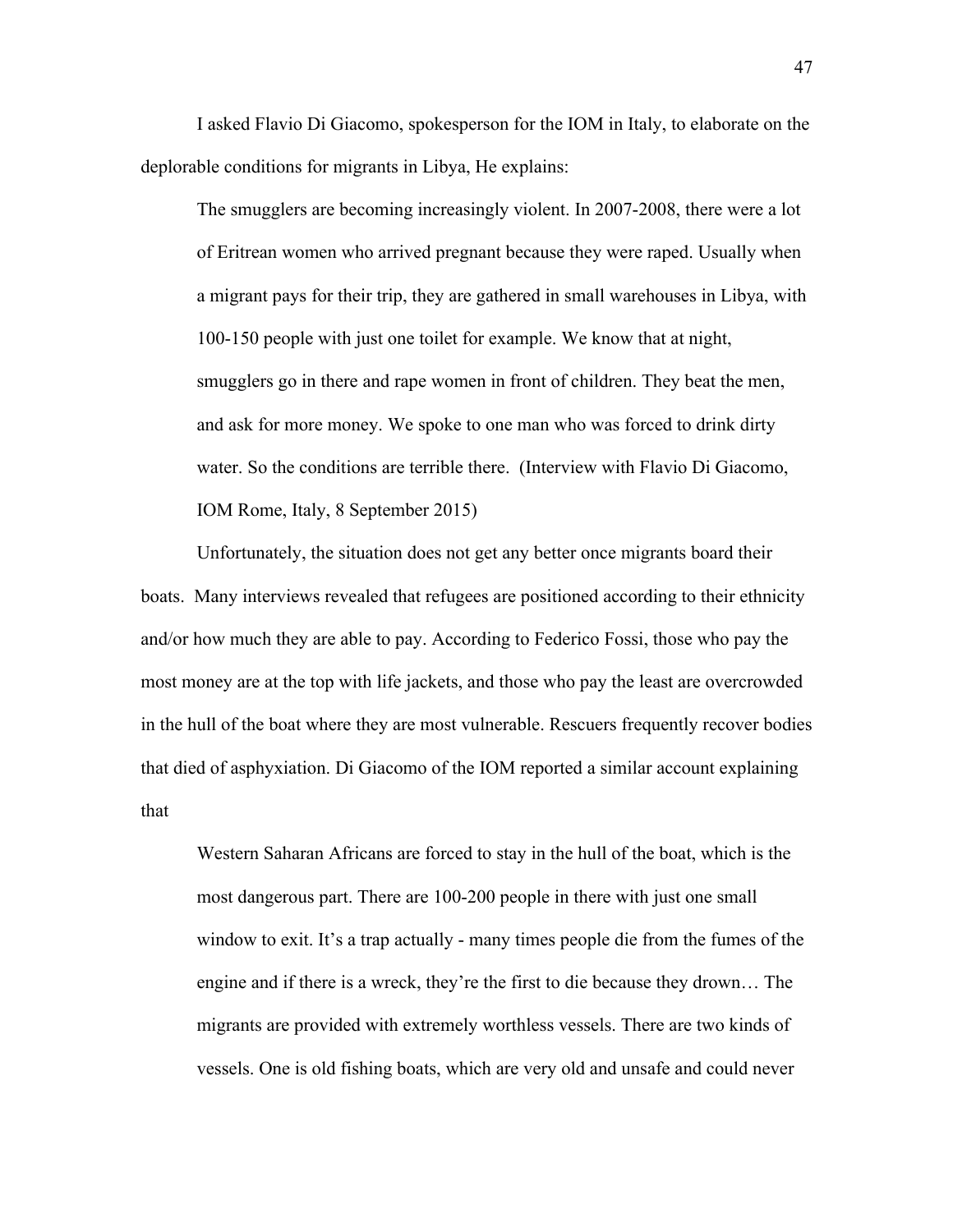I asked Flavio Di Giacomo, spokesperson for the IOM in Italy, to elaborate on the deplorable conditions for migrants in Libya, He explains:

> The smugglers are becoming increasingly violent. In 2007-2008, there were a lot of Eritrean women who arrived pregnant because they were raped. Usually when a migrant pays for their trip, they are gathered in small warehouses in Libya, with 100-150 people with just one toilet for example. We know that at night, smugglers go in there and rape women in front of children. They beat the men, and ask for more money. We spoke to one man who was forced to drink dirty water. So the conditions are terrible there. (Interview with Flavio Di Giacomo, IOM Rome, Italy, 8 September 2015)

Unfortunately, the situation does not get any better once migrants board their boats. Many interviews revealed that refugees are positioned according to their ethnicity and/or how much they are able to pay. According to Federico Fossi, those who pay the most money are at the top with life jackets, and those who pay the least are overcrowded in the hull of the boat where they are most vulnerable. Rescuers frequently recover bodies that died of asphyxiation. Di Giacomo of the IOM reported a similar account explaining that

> Western Saharan Africans are forced to stay in the hull of the boat, which is the most dangerous part. There are 100-200 people in there with just one small window to exit. It's a trap actually - many times people die from the fumes of the engine and if there is a wreck, they're the first to die because they drown… The migrants are provided with extremely worthless vessels. There are two kinds of vessels. One is old fishing boats, which are very old and unsafe and could never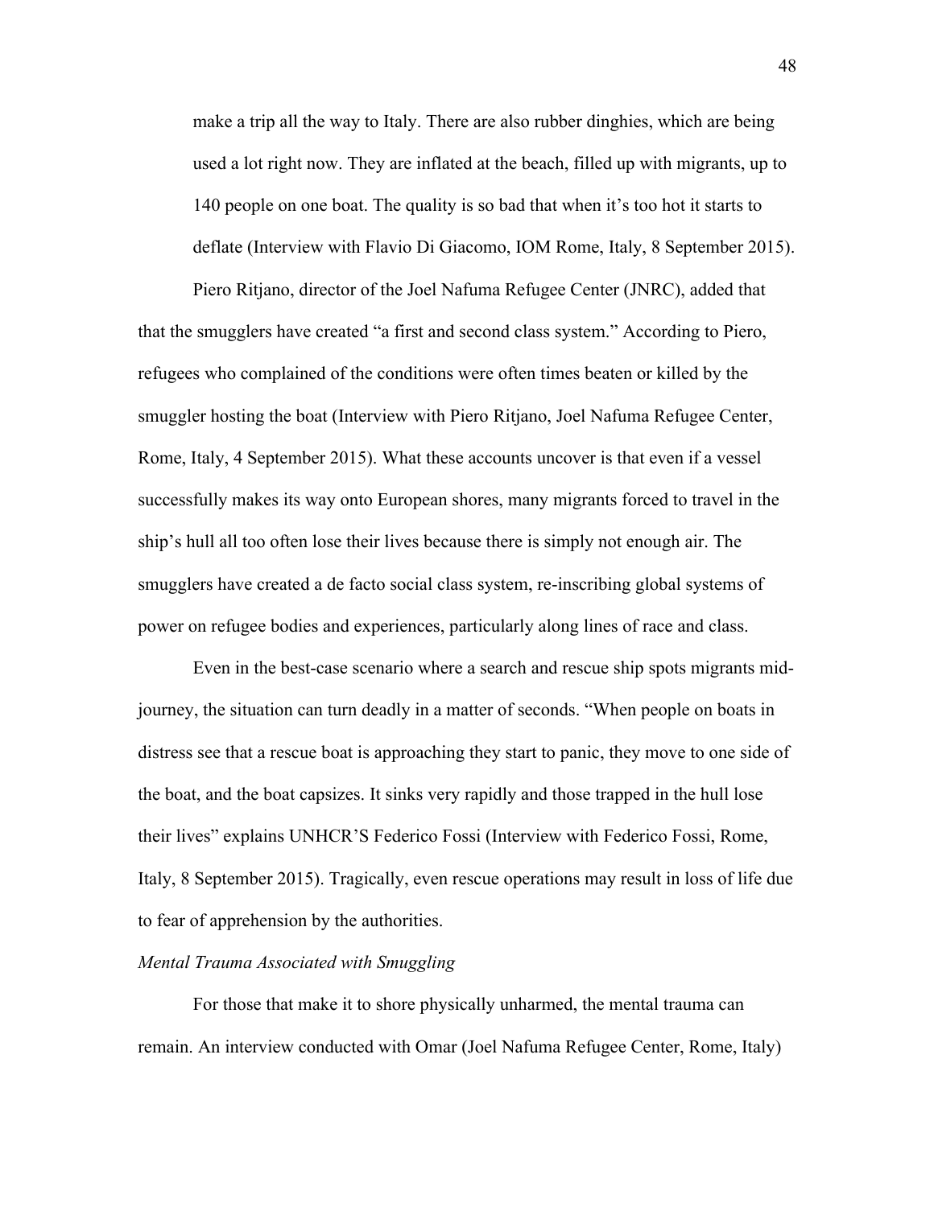make a trip all the way to Italy. There are also rubber dinghies, which are being used a lot right now. They are inflated at the beach, filled up with migrants, up to 140 people on one boat. The quality is so bad that when it's too hot it starts to deflate (Interview with Flavio Di Giacomo, IOM Rome, Italy, 8 September 2015).

Piero Ritjano, director of the Joel Nafuma Refugee Center (JNRC), added that that the smugglers have created "a first and second class system." According to Piero, refugees who complained of the conditions were often times beaten or killed by the smuggler hosting the boat (Interview with Piero Ritjano, Joel Nafuma Refugee Center, Rome, Italy, 4 September 2015). What these accounts uncover is that even if a vessel successfully makes its way onto European shores, many migrants forced to travel in the ship's hull all too often lose their lives because there is simply not enough air. The smugglers have created a de facto social class system, re-inscribing global systems of power on refugee bodies and experiences, particularly along lines of race and class.

Even in the best-case scenario where a search and rescue ship spots migrants mid-journey, the situation can turn deadly in a matter of seconds. "When people on boats in distress see that a rescue boat is approaching they start to panic, they move to one side of the boat, and the boat capsizes. It sinks very rapidly and those trapped in the hull lose their lives" explains UNHCR'S Federico Fossi (Interview with Federico Fossi, Rome, Italy, 8 September 2015). Tragically, even rescue operations may result in loss of life due to fear of apprehension by the authorities.

*Mental Trauma Associated with Smuggling*

For those that make it to shore physically unharmed, the mental trauma can remain. An interview conducted with Omar (Joel Nafuma Refugee Center, Rome, Italy)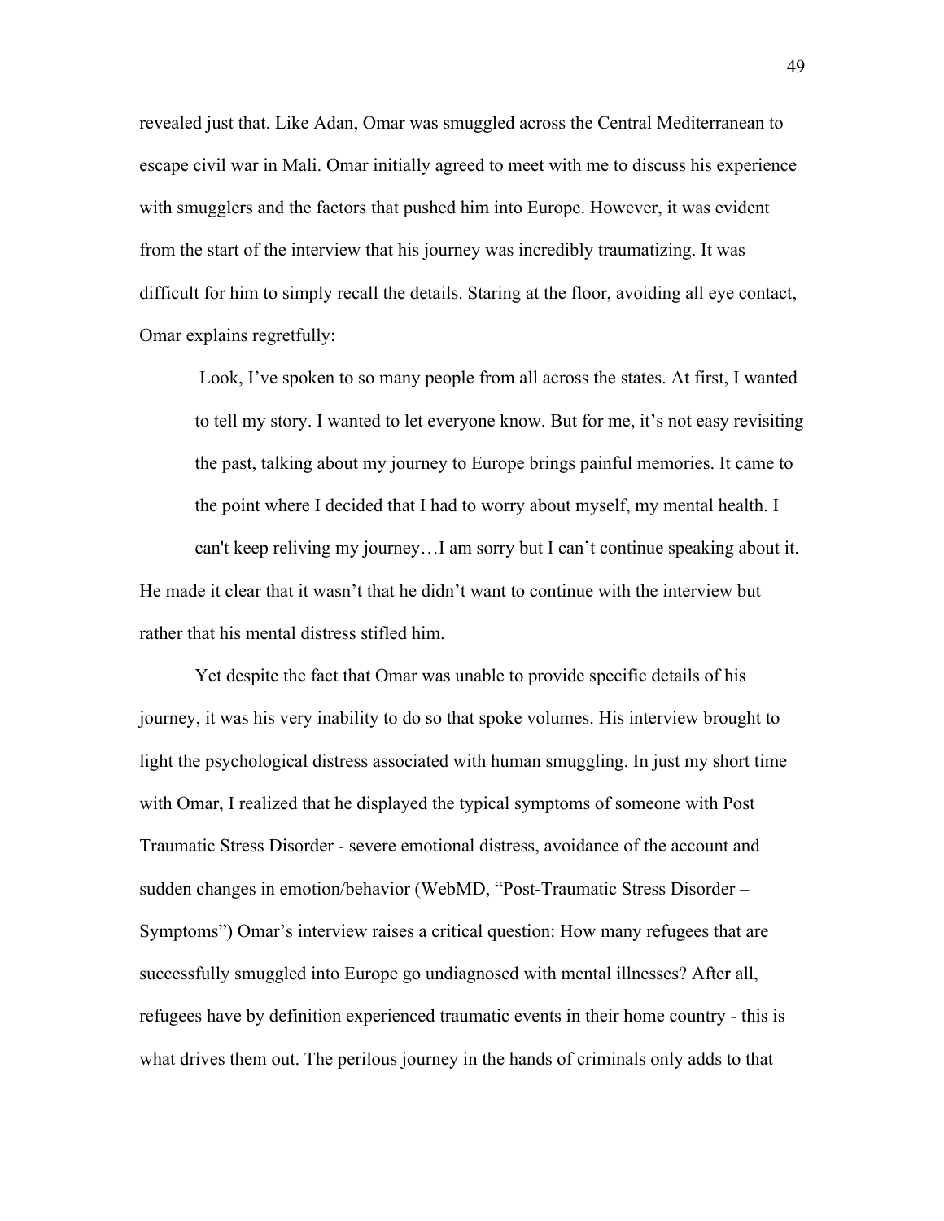revealed just that. Like Adan, Omar was smuggled across the Central Mediterranean to escape civil war in Mali. Omar initially agreed to meet with me to discuss his experience with smugglers and the factors that pushed him into Europe. However, it was evident from the start of the interview that his journey was incredibly traumatizing. It was difficult for him to simply recall the details. Staring at the floor, avoiding all eye contact, Omar explains regretfully:

> Look, I've spoken to so many people from all across the states. At first, I wanted to tell my story. I wanted to let everyone know. But for me, it's not easy revisiting the past, talking about my journey to Europe brings painful memories. It came to the point where I decided that I had to worry about myself, my mental health. I can't keep reliving my journey…I am sorry but I can't continue speaking about it.

He made it clear that it wasn't that he didn't want to continue with the interview but rather that his mental distress stifled him.

Yet despite the fact that Omar was unable to provide specific details of his journey, it was his very inability to do so that spoke volumes. His interview brought to light the psychological distress associated with human smuggling. In just my short time with Omar, I realized that he displayed the typical symptoms of someone with Post Traumatic Stress Disorder - severe emotional distress, avoidance of the account and sudden changes in emotion/behavior (WebMD, "Post-Traumatic Stress Disorder – Symptoms") Omar's interview raises a critical question: How many refugees that are successfully smuggled into Europe go undiagnosed with mental illnesses? After all, refugees have by definition experienced traumatic events in their home country - this is what drives them out. The perilous journey in the hands of criminals only adds to that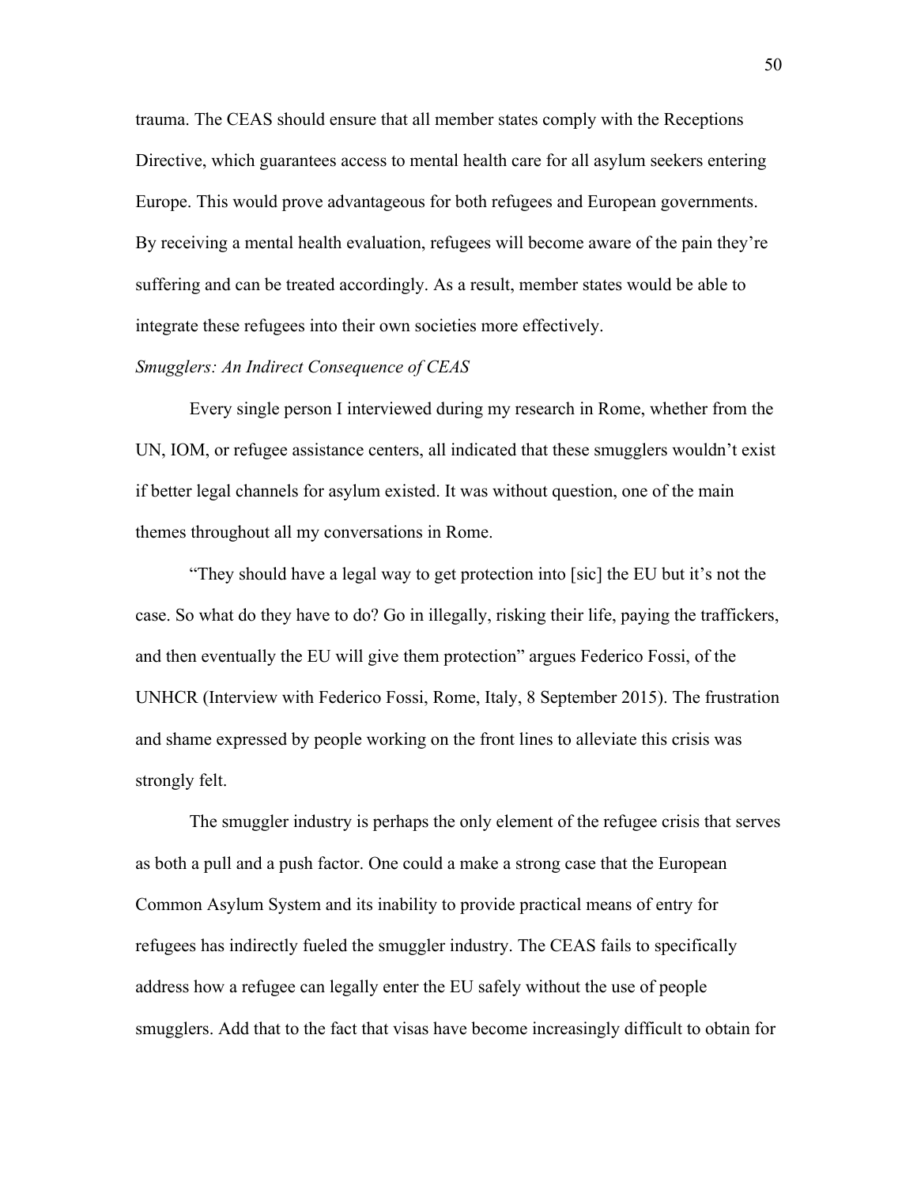trauma. The CEAS should ensure that all member states comply with the Receptions Directive, which guarantees access to mental health care for all asylum seekers entering Europe. This would prove advantageous for both refugees and European governments. By receiving a mental health evaluation, refugees will become aware of the pain they're suffering and can be treated accordingly. As a result, member states would be able to integrate these refugees into their own societies more effectively.

*Smugglers: An Indirect Consequence of CEAS*

Every single person I interviewed during my research in Rome, whether from the UN, IOM, or refugee assistance centers, all indicated that these smugglers wouldn't exist if better legal channels for asylum existed. It was without question, one of the main themes throughout all my conversations in Rome.

"They should have a legal way to get protection into [sic] the EU but it's not the case. So what do they have to do? Go in illegally, risking their life, paying the traffickers, and then eventually the EU will give them protection" argues Federico Fossi, of the UNHCR (Interview with Federico Fossi, Rome, Italy, 8 September 2015). The frustration and shame expressed by people working on the front lines to alleviate this crisis was strongly felt.

The smuggler industry is perhaps the only element of the refugee crisis that serves as both a pull and a push factor. One could a make a strong case that the European Common Asylum System and its inability to provide practical means of entry for refugees has indirectly fueled the smuggler industry. The CEAS fails to specifically address how a refugee can legally enter the EU safely without the use of people smugglers. Add that to the fact that visas have become increasingly difficult to obtain for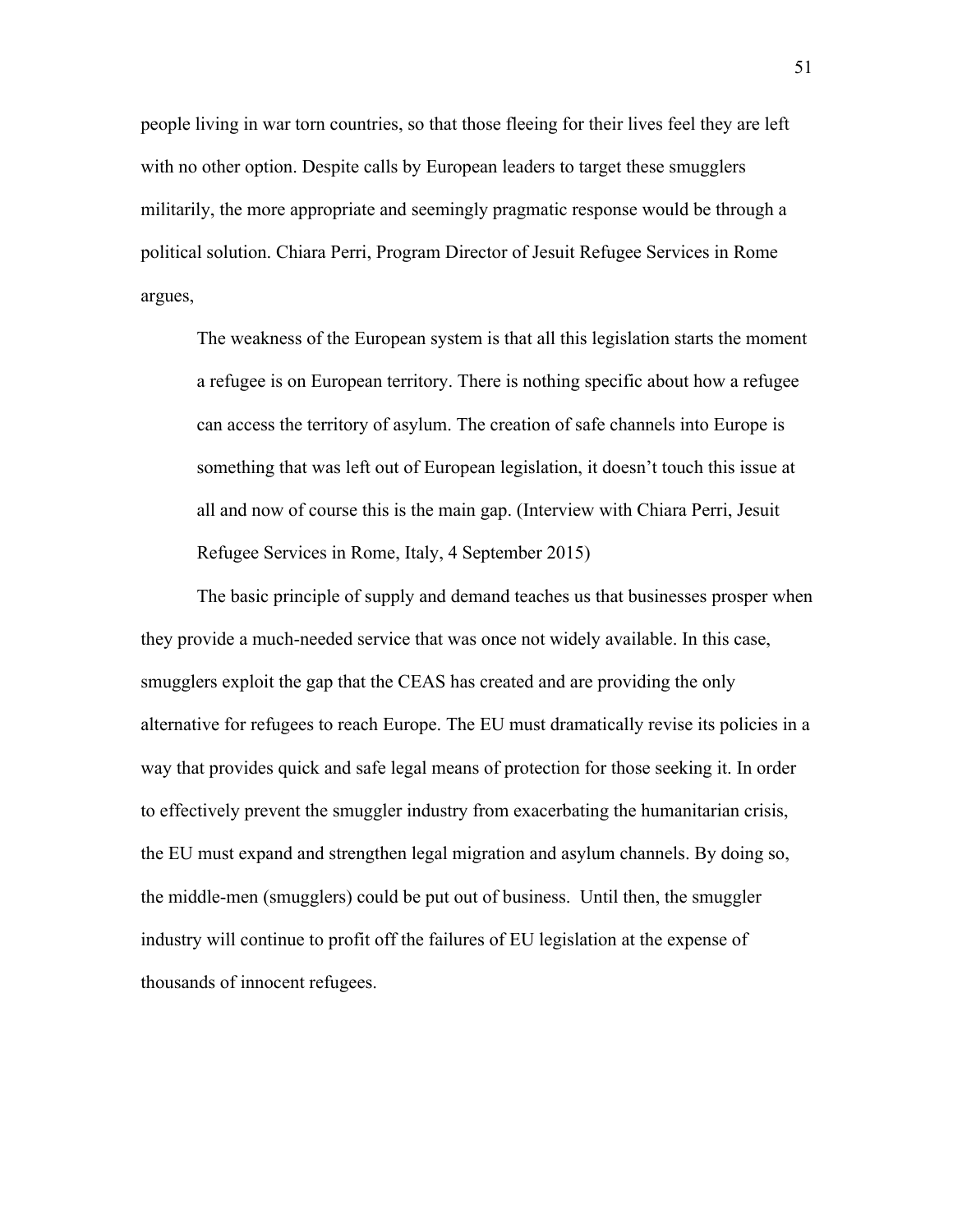people living in war torn countries, so that those fleeing for their lives feel they are left with no other option. Despite calls by European leaders to target these smugglers militarily, the more appropriate and seemingly pragmatic response would be through a political solution. Chiara Perri, Program Director of Jesuit Refugee Services in Rome argues,

> The weakness of the European system is that all this legislation starts the moment a refugee is on European territory. There is nothing specific about how a refugee can access the territory of asylum. The creation of safe channels into Europe is something that was left out of European legislation, it doesn't touch this issue at all and now of course this is the main gap. (Interview with Chiara Perri, Jesuit Refugee Services in Rome, Italy, 4 September 2015)

The basic principle of supply and demand teaches us that businesses prosper when they provide a much-needed service that was once not widely available. In this case, smugglers exploit the gap that the CEAS has created and are providing the only alternative for refugees to reach Europe. The EU must dramatically revise its policies in a way that provides quick and safe legal means of protection for those seeking it. In order to effectively prevent the smuggler industry from exacerbating the humanitarian crisis, the EU must expand and strengthen legal migration and asylum channels. By doing so, the middle-men (smugglers) could be put out of business. Until then, the smuggler industry will continue to profit off the failures of EU legislation at the expense of thousands of innocent refugees.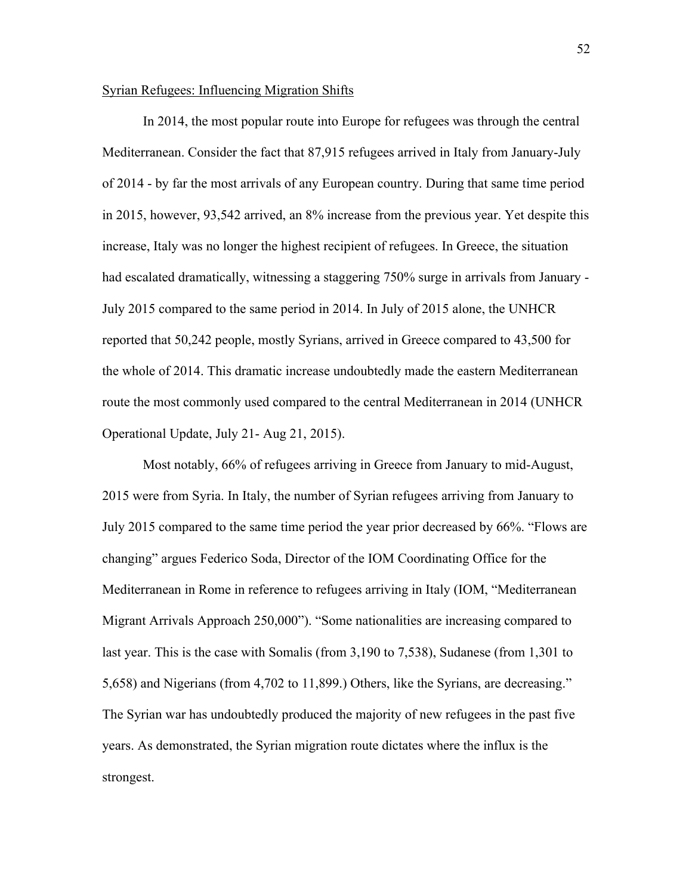Syrian Refugees: Influencing Migration Shifts

In 2014, the most popular route into Europe for refugees was through the central Mediterranean. Consider the fact that 87,915 refugees arrived in Italy from January-July of 2014 - by far the most arrivals of any European country. During that same time period in 2015, however, 93,542 arrived, an 8% increase from the previous year. Yet despite this increase, Italy was no longer the highest recipient of refugees. In Greece, the situation had escalated dramatically, witnessing a staggering 750% surge in arrivals from January - July 2015 compared to the same period in 2014. In July of 2015 alone, the UNHCR reported that 50,242 people, mostly Syrians, arrived in Greece compared to 43,500 for the whole of 2014. This dramatic increase undoubtedly made the eastern Mediterranean route the most commonly used compared to the central Mediterranean in 2014 (UNHCR Operational Update, July 21- Aug 21, 2015).

Most notably, 66% of refugees arriving in Greece from January to mid-August, 2015 were from Syria. In Italy, the number of Syrian refugees arriving from January to July 2015 compared to the same time period the year prior decreased by 66%. "Flows are changing" argues Federico Soda, Director of the IOM Coordinating Office for the Mediterranean in Rome in reference to refugees arriving in Italy (IOM, "Mediterranean Migrant Arrivals Approach 250,000"). "Some nationalities are increasing compared to last year. This is the case with Somalis (from 3,190 to 7,538), Sudanese (from 1,301 to 5,658) and Nigerians (from 4,702 to 11,899.) Others, like the Syrians, are decreasing." The Syrian war has undoubtedly produced the majority of new refugees in the past five years. As demonstrated, the Syrian migration route dictates where the influx is the strongest.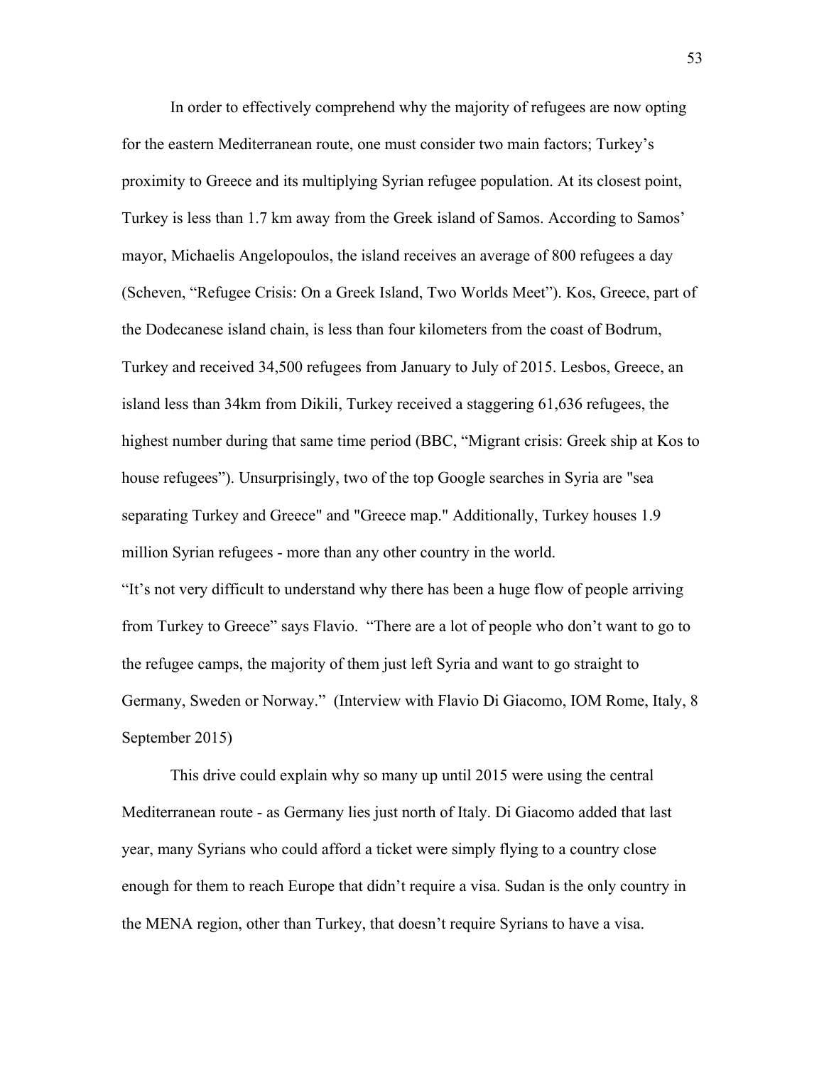In order to effectively comprehend why the majority of refugees are now opting for the eastern Mediterranean route, one must consider two main factors; Turkey's proximity to Greece and its multiplying Syrian refugee population. At its closest point, Turkey is less than 1.7 km away from the Greek island of Samos. According to Samos' mayor, Michaelis Angelopoulos, the island receives an average of 800 refugees a day (Scheven, "Refugee Crisis: On a Greek Island, Two Worlds Meet"). Kos, Greece, part of the Dodecanese island chain, is less than four kilometers from the coast of Bodrum, Turkey and received 34,500 refugees from January to July of 2015. Lesbos, Greece, an island less than 34km from Dikili, Turkey received a staggering 61,636 refugees, the highest number during that same time period (BBC, "Migrant crisis: Greek ship at Kos to house refugees"). Unsurprisingly, two of the top Google searches in Syria are "sea separating Turkey and Greece" and "Greece map." Additionally, Turkey houses 1.9 million Syrian refugees - more than any other country in the world.

"It's not very difficult to understand why there has been a huge flow of people arriving from Turkey to Greece" says Flavio. "There are a lot of people who don't want to go to the refugee camps, the majority of them just left Syria and want to go straight to Germany, Sweden or Norway." (Interview with Flavio Di Giacomo, IOM Rome, Italy, 8 September 2015)

This drive could explain why so many up until 2015 were using the central Mediterranean route - as Germany lies just north of Italy. Di Giacomo added that last year, many Syrians who could afford a ticket were simply flying to a country close enough for them to reach Europe that didn't require a visa. Sudan is the only country in the MENA region, other than Turkey, that doesn't require Syrians to have a visa.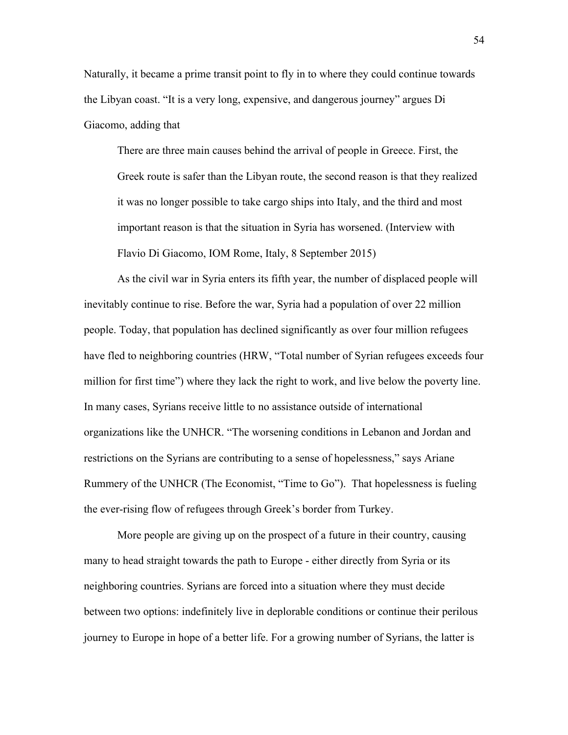Naturally, it became a prime transit point to fly in to where they could continue towards the Libyan coast. "It is a very long, expensive, and dangerous journey" argues Di Giacomo, adding that

> There are three main causes behind the arrival of people in Greece. First, the Greek route is safer than the Libyan route, the second reason is that they realized it was no longer possible to take cargo ships into Italy, and the third and most important reason is that the situation in Syria has worsened. (Interview with Flavio Di Giacomo, IOM Rome, Italy, 8 September 2015)

As the civil war in Syria enters its fifth year, the number of displaced people will inevitably continue to rise. Before the war, Syria had a population of over 22 million people. Today, that population has declined significantly as over four million refugees have fled to neighboring countries (HRW, "Total number of Syrian refugees exceeds four million for first time") where they lack the right to work, and live below the poverty line. In many cases, Syrians receive little to no assistance outside of international organizations like the UNHCR. "The worsening conditions in Lebanon and Jordan and restrictions on the Syrians are contributing to a sense of hopelessness," says Ariane Rummery of the UNHCR (The Economist, "Time to Go"). That hopelessness is fueling the ever-rising flow of refugees through Greek's border from Turkey.

More people are giving up on the prospect of a future in their country, causing many to head straight towards the path to Europe - either directly from Syria or its neighboring countries. Syrians are forced into a situation where they must decide between two options: indefinitely live in deplorable conditions or continue their perilous journey to Europe in hope of a better life. For a growing number of Syrians, the latter is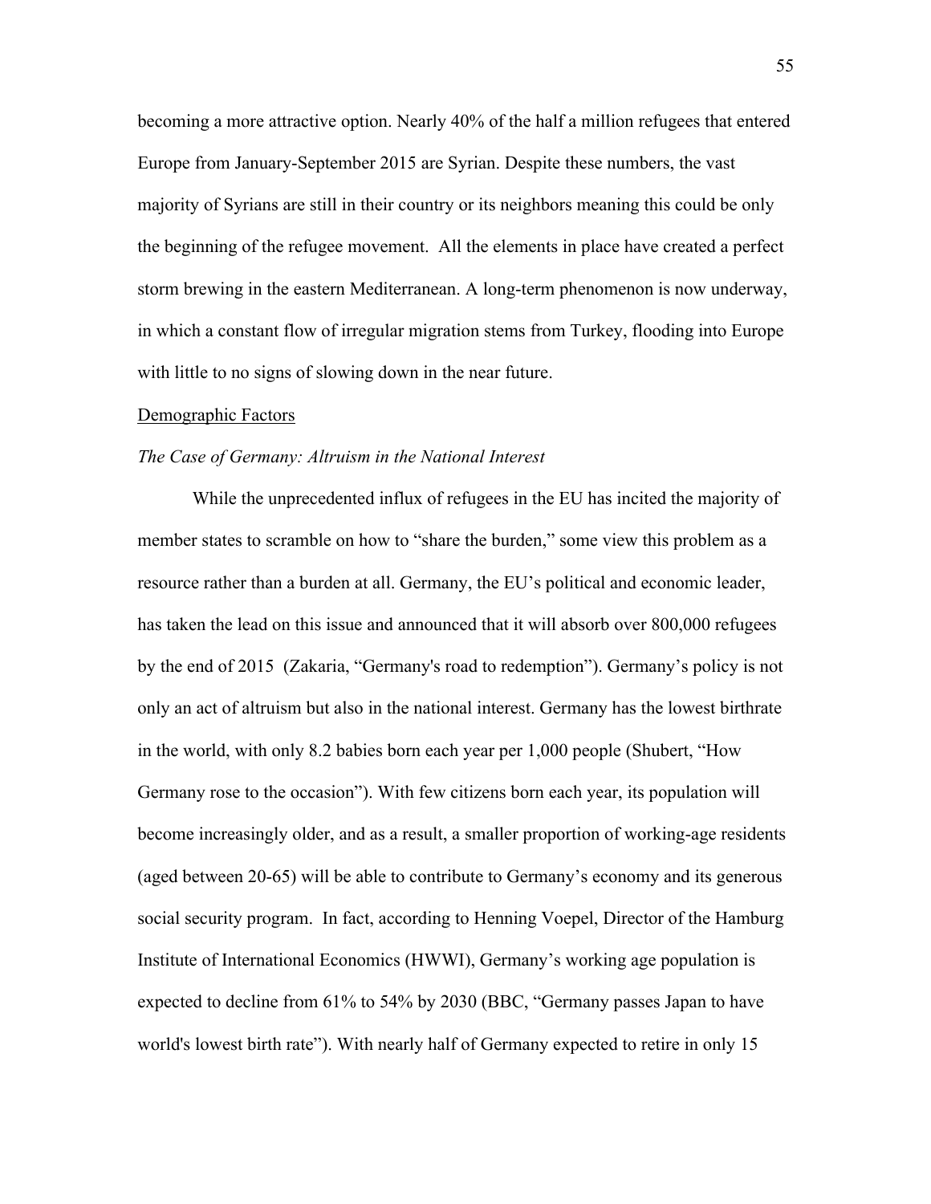becoming a more attractive option. Nearly 40% of the half a million refugees that entered Europe from January-September 2015 are Syrian. Despite these numbers, the vast majority of Syrians are still in their country or its neighbors meaning this could be only the beginning of the refugee movement. All the elements in place have created a perfect storm brewing in the eastern Mediterranean. A long-term phenomenon is now underway, in which a constant flow of irregular migration stems from Turkey, flooding into Europe with little to no signs of slowing down in the near future.

<u>Demographic Factors</u>

*The Case of Germany: Altruism in the National Interest*

While the unprecedented influx of refugees in the EU has incited the majority of member states to scramble on how to "share the burden," some view this problem as a resource rather than a burden at all. Germany, the EU's political and economic leader, has taken the lead on this issue and announced that it will absorb over 800,000 refugees by the end of 2015 (Zakaria, "Germany's road to redemption"). Germany's policy is not only an act of altruism but also in the national interest. Germany has the lowest birthrate in the world, with only 8.2 babies born each year per 1,000 people (Shubert, "How Germany rose to the occasion"). With few citizens born each year, its population will become increasingly older, and as a result, a smaller proportion of working-age residents (aged between 20-65) will be able to contribute to Germany's economy and its generous social security program. In fact, according to Henning Voepel, Director of the Hamburg Institute of International Economics (HWWI), Germany's working age population is expected to decline from 61% to 54% by 2030 (BBC, "Germany passes Japan to have world's lowest birth rate"). With nearly half of Germany expected to retire in only 15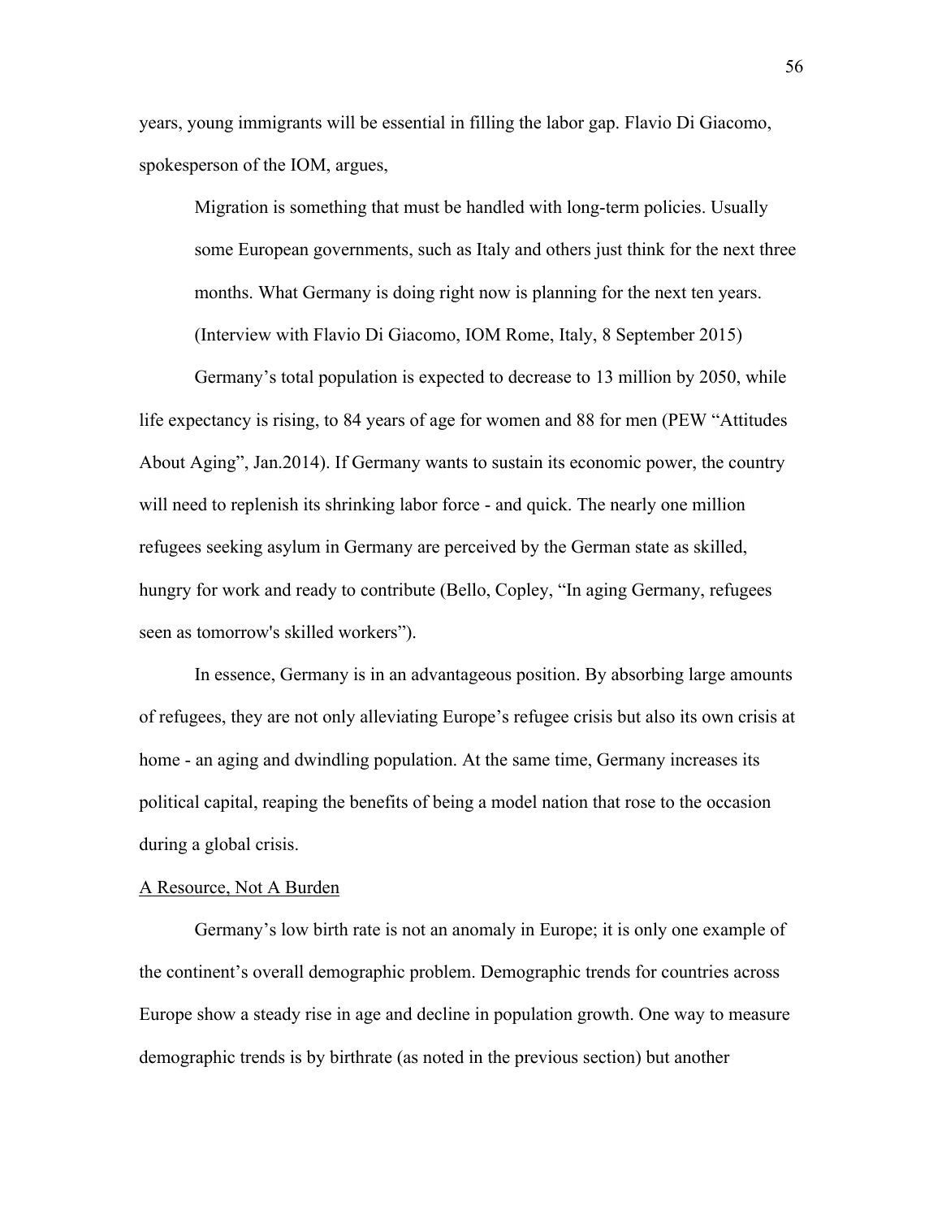years, young immigrants will be essential in filling the labor gap. Flavio Di Giacomo, spokesperson of the IOM, argues,

> Migration is something that must be handled with long-term policies. Usually some European governments, such as Italy and others just think for the next three months. What Germany is doing right now is planning for the next ten years. (Interview with Flavio Di Giacomo, IOM Rome, Italy, 8 September 2015)

Germany's total population is expected to decrease to 13 million by 2050, while life expectancy is rising, to 84 years of age for women and 88 for men (PEW "Attitudes About Aging", Jan.2014). If Germany wants to sustain its economic power, the country will need to replenish its shrinking labor force - and quick. The nearly one million refugees seeking asylum in Germany are perceived by the German state as skilled, hungry for work and ready to contribute (Bello, Copley, "In aging Germany, refugees seen as tomorrow's skilled workers").

In essence, Germany is in an advantageous position. By absorbing large amounts of refugees, they are not only alleviating Europe's refugee crisis but also its own crisis at home - an aging and dwindling population. At the same time, Germany increases its political capital, reaping the benefits of being a model nation that rose to the occasion during a global crisis.

### A Resource, Not A Burden

Germany's low birth rate is not an anomaly in Europe; it is only one example of the continent's overall demographic problem. Demographic trends for countries across Europe show a steady rise in age and decline in population growth. One way to measure demographic trends is by birthrate (as noted in the previous section) but another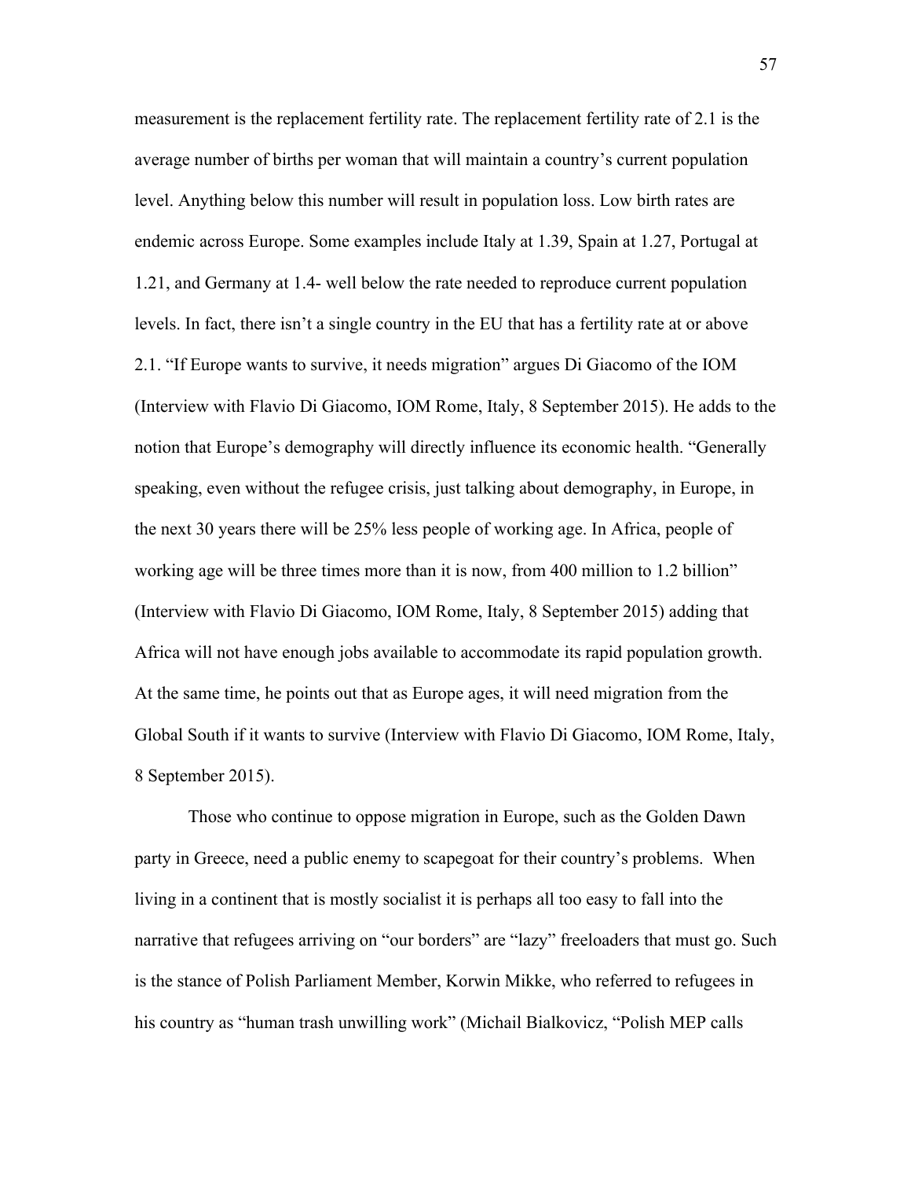measurement is the replacement fertility rate. The replacement fertility rate of 2.1 is the average number of births per woman that will maintain a country's current population level. Anything below this number will result in population loss. Low birth rates are endemic across Europe. Some examples include Italy at 1.39, Spain at 1.27, Portugal at 1.21, and Germany at 1.4- well below the rate needed to reproduce current population levels. In fact, there isn't a single country in the EU that has a fertility rate at or above 2.1. "If Europe wants to survive, it needs migration" argues Di Giacomo of the IOM (Interview with Flavio Di Giacomo, IOM Rome, Italy, 8 September 2015). He adds to the notion that Europe's demography will directly influence its economic health. "Generally speaking, even without the refugee crisis, just talking about demography, in Europe, in the next 30 years there will be 25% less people of working age. In Africa, people of working age will be three times more than it is now, from 400 million to 1.2 billion" (Interview with Flavio Di Giacomo, IOM Rome, Italy, 8 September 2015) adding that Africa will not have enough jobs available to accommodate its rapid population growth. At the same time, he points out that as Europe ages, it will need migration from the Global South if it wants to survive (Interview with Flavio Di Giacomo, IOM Rome, Italy, 8 September 2015).

Those who continue to oppose migration in Europe, such as the Golden Dawn party in Greece, need a public enemy to scapegoat for their country's problems. When living in a continent that is mostly socialist it is perhaps all too easy to fall into the narrative that refugees arriving on "our borders" are "lazy" freeloaders that must go. Such is the stance of Polish Parliament Member, Korwin Mikke, who referred to refugees in his country as "human trash unwilling work" (Michail Bialkovicz, "Polish MEP calls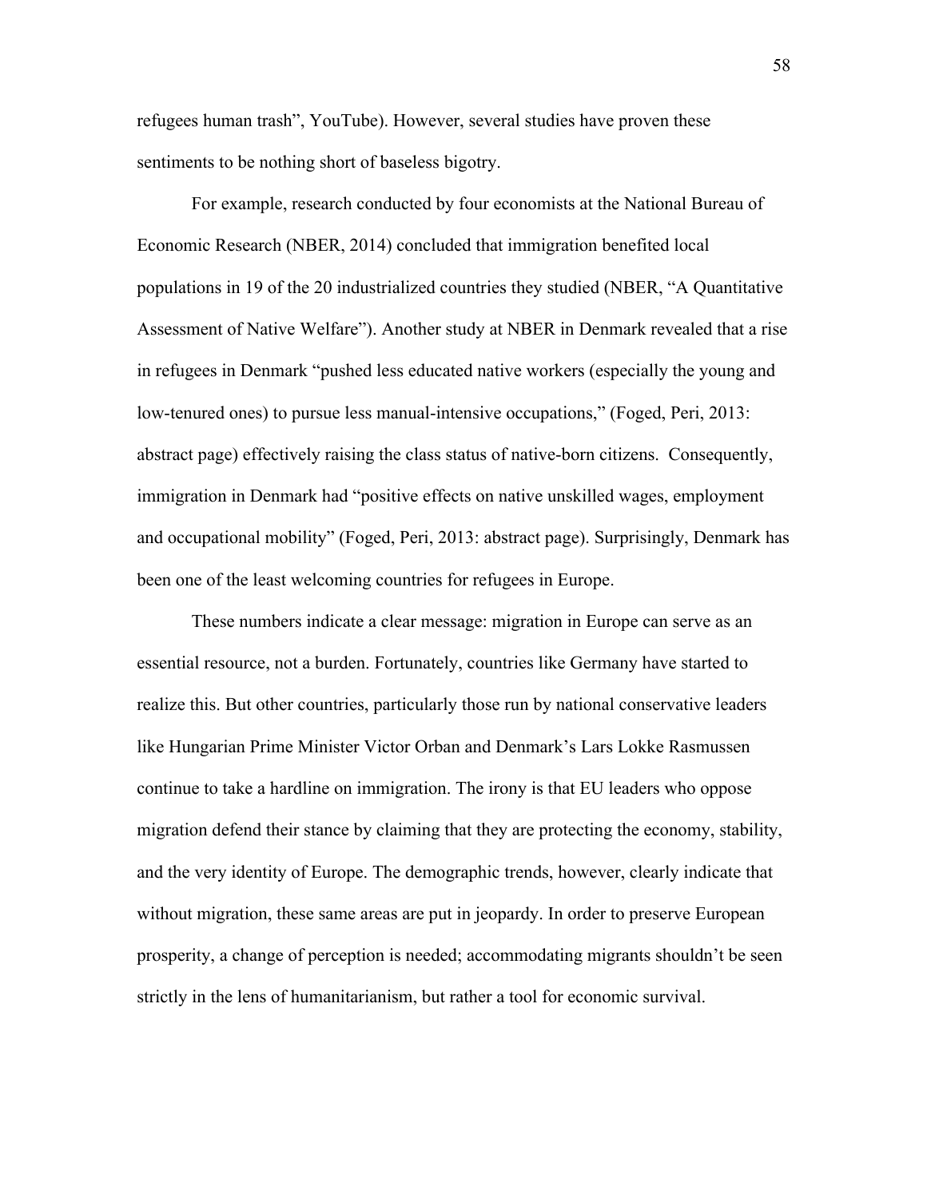refugees human trash", YouTube). However, several studies have proven these sentiments to be nothing short of baseless bigotry.

For example, research conducted by four economists at the National Bureau of Economic Research (NBER, 2014) concluded that immigration benefited local populations in 19 of the 20 industrialized countries they studied (NBER, "A Quantitative Assessment of Native Welfare"). Another study at NBER in Denmark revealed that a rise in refugees in Denmark "pushed less educated native workers (especially the young and low-tenured ones) to pursue less manual-intensive occupations," (Foged, Peri, 2013: abstract page) effectively raising the class status of native-born citizens. Consequently, immigration in Denmark had "positive effects on native unskilled wages, employment and occupational mobility" (Foged, Peri, 2013: abstract page). Surprisingly, Denmark has been one of the least welcoming countries for refugees in Europe.

These numbers indicate a clear message: migration in Europe can serve as an essential resource, not a burden. Fortunately, countries like Germany have started to realize this. But other countries, particularly those run by national conservative leaders like Hungarian Prime Minister Victor Orban and Denmark's Lars Lokke Rasmussen continue to take a hardline on immigration. The irony is that EU leaders who oppose migration defend their stance by claiming that they are protecting the economy, stability, and the very identity of Europe. The demographic trends, however, clearly indicate that without migration, these same areas are put in jeopardy. In order to preserve European prosperity, a change of perception is needed; accommodating migrants shouldn't be seen strictly in the lens of humanitarianism, but rather a tool for economic survival.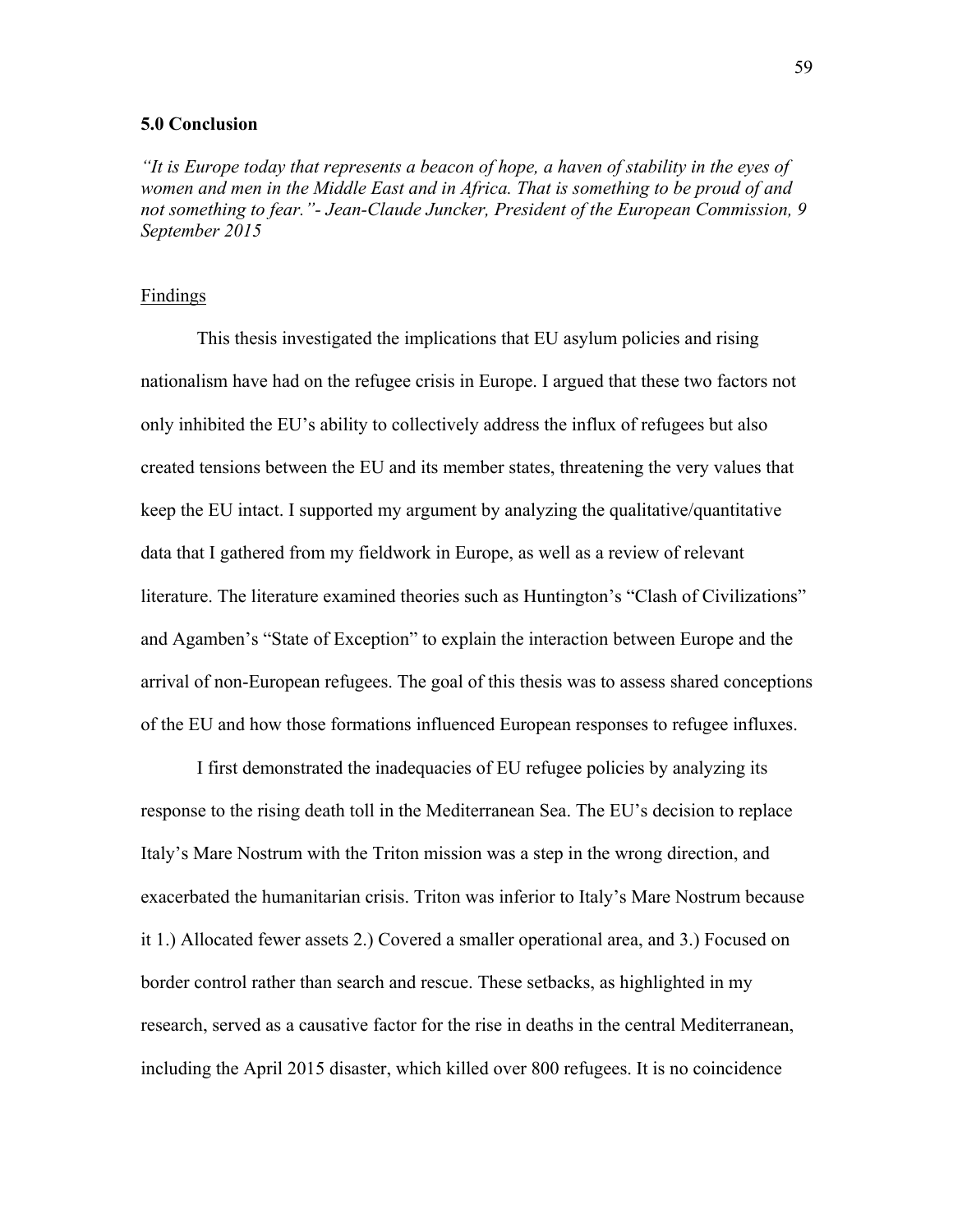## 5.0 Conclusion

*"It is Europe today that represents a beacon of hope, a haven of stability in the eyes of women and men in the Middle East and in Africa. That is something to be proud of and not something to fear."- Jean-Claude Juncker, President of the European Commission, 9 September 2015*

### Findings

This thesis investigated the implications that EU asylum policies and rising nationalism have had on the refugee crisis in Europe. I argued that these two factors not only inhibited the EU's ability to collectively address the influx of refugees but also created tensions between the EU and its member states, threatening the very values that keep the EU intact. I supported my argument by analyzing the qualitative/quantitative data that I gathered from my fieldwork in Europe, as well as a review of relevant literature. The literature examined theories such as Huntington's "Clash of Civilizations" and Agamben's "State of Exception" to explain the interaction between Europe and the arrival of non-European refugees. The goal of this thesis was to assess shared conceptions of the EU and how those formations influenced European responses to refugee influxes.

I first demonstrated the inadequacies of EU refugee policies by analyzing its response to the rising death toll in the Mediterranean Sea. The EU's decision to replace Italy's Mare Nostrum with the Triton mission was a step in the wrong direction, and exacerbated the humanitarian crisis. Triton was inferior to Italy's Mare Nostrum because it 1.) Allocated fewer assets 2.) Covered a smaller operational area, and 3.) Focused on border control rather than search and rescue. These setbacks, as highlighted in my research, served as a causative factor for the rise in deaths in the central Mediterranean, including the April 2015 disaster, which killed over 800 refugees. It is no coincidence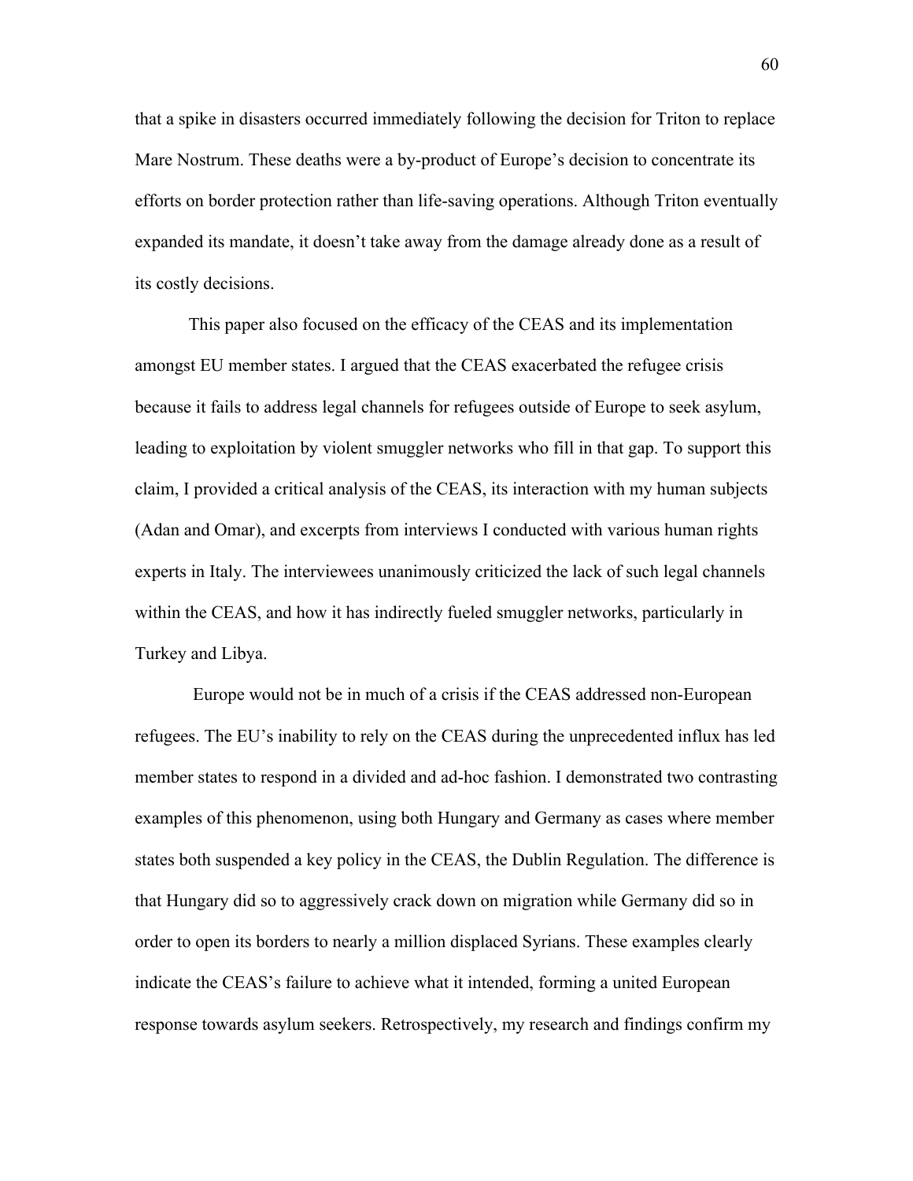that a spike in disasters occurred immediately following the decision for Triton to replace Mare Nostrum. These deaths were a by-product of Europe's decision to concentrate its efforts on border protection rather than life-saving operations. Although Triton eventually expanded its mandate, it doesn't take away from the damage already done as a result of its costly decisions.

This paper also focused on the efficacy of the CEAS and its implementation amongst EU member states. I argued that the CEAS exacerbated the refugee crisis because it fails to address legal channels for refugees outside of Europe to seek asylum, leading to exploitation by violent smuggler networks who fill in that gap. To support this claim, I provided a critical analysis of the CEAS, its interaction with my human subjects (Adan and Omar), and excerpts from interviews I conducted with various human rights experts in Italy. The interviewees unanimously criticized the lack of such legal channels within the CEAS, and how it has indirectly fueled smuggler networks, particularly in Turkey and Libya.

Europe would not be in much of a crisis if the CEAS addressed non-European refugees. The EU's inability to rely on the CEAS during the unprecedented influx has led member states to respond in a divided and ad-hoc fashion. I demonstrated two contrasting examples of this phenomenon, using both Hungary and Germany as cases where member states both suspended a key policy in the CEAS, the Dublin Regulation. The difference is that Hungary did so to aggressively crack down on migration while Germany did so in order to open its borders to nearly a million displaced Syrians. These examples clearly indicate the CEAS's failure to achieve what it intended, forming a united European response towards asylum seekers. Retrospectively, my research and findings confirm my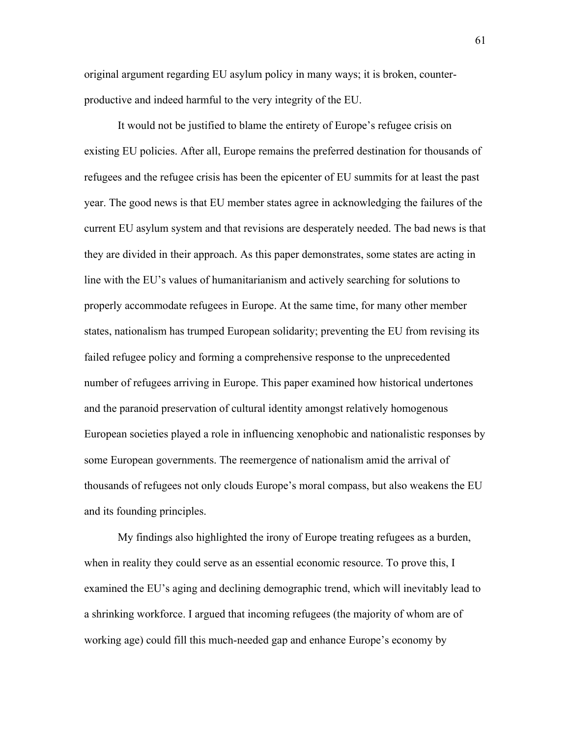original argument regarding EU asylum policy in many ways; it is broken, counter-productive and indeed harmful to the very integrity of the EU.

It would not be justified to blame the entirety of Europe's refugee crisis on existing EU policies. After all, Europe remains the preferred destination for thousands of refugees and the refugee crisis has been the epicenter of EU summits for at least the past year. The good news is that EU member states agree in acknowledging the failures of the current EU asylum system and that revisions are desperately needed. The bad news is that they are divided in their approach. As this paper demonstrates, some states are acting in line with the EU's values of humanitarianism and actively searching for solutions to properly accommodate refugees in Europe. At the same time, for many other member states, nationalism has trumped European solidarity; preventing the EU from revising its failed refugee policy and forming a comprehensive response to the unprecedented number of refugees arriving in Europe. This paper examined how historical undertones and the paranoid preservation of cultural identity amongst relatively homogenous European societies played a role in influencing xenophobic and nationalistic responses by some European governments. The reemergence of nationalism amid the arrival of thousands of refugees not only clouds Europe's moral compass, but also weakens the EU and its founding principles.

My findings also highlighted the irony of Europe treating refugees as a burden, when in reality they could serve as an essential economic resource. To prove this, I examined the EU's aging and declining demographic trend, which will inevitably lead to a shrinking workforce. I argued that incoming refugees (the majority of whom are of working age) could fill this much-needed gap and enhance Europe's economy by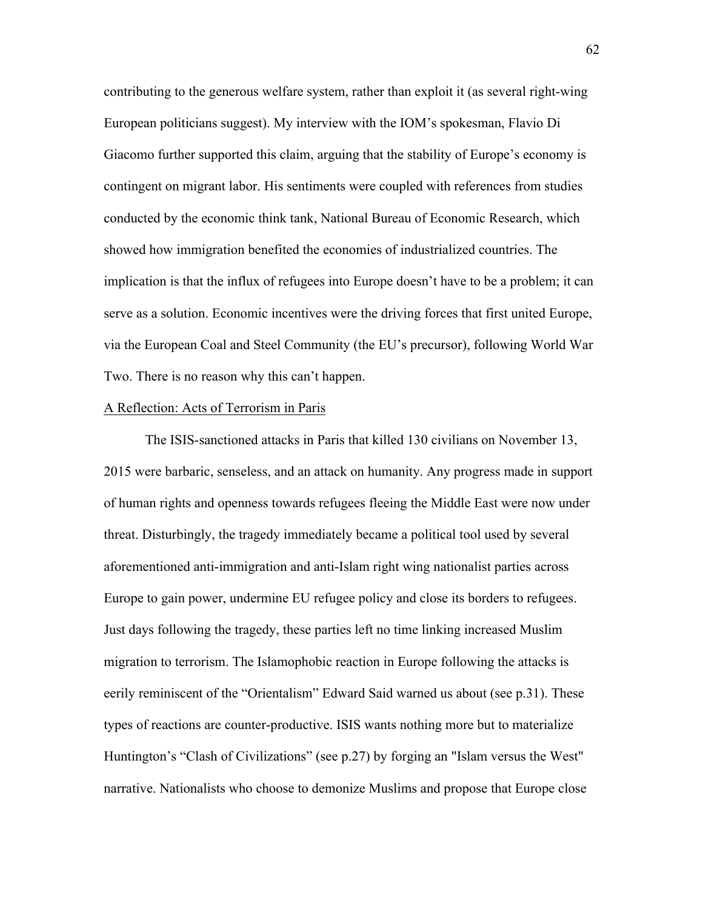contributing to the generous welfare system, rather than exploit it (as several right-wing European politicians suggest). My interview with the IOM's spokesman, Flavio Di Giacomo further supported this claim, arguing that the stability of Europe's economy is contingent on migrant labor. His sentiments were coupled with references from studies conducted by the economic think tank, National Bureau of Economic Research, which showed how immigration benefited the economies of industrialized countries. The implication is that the influx of refugees into Europe doesn't have to be a problem; it can serve as a solution. Economic incentives were the driving forces that first united Europe, via the European Coal and Steel Community (the EU's precursor), following World War Two. There is no reason why this can't happen.

## A Reflection: Acts of Terrorism in Paris

The ISIS-sanctioned attacks in Paris that killed 130 civilians on November 13, 2015 were barbaric, senseless, and an attack on humanity. Any progress made in support of human rights and openness towards refugees fleeing the Middle East were now under threat. Disturbingly, the tragedy immediately became a political tool used by several aforementioned anti-immigration and anti-Islam right wing nationalist parties across Europe to gain power, undermine EU refugee policy and close its borders to refugees. Just days following the tragedy, these parties left no time linking increased Muslim migration to terrorism. The Islamophobic reaction in Europe following the attacks is eerily reminiscent of the "Orientalism" Edward Said warned us about (see p.31). These types of reactions are counter-productive. ISIS wants nothing more but to materialize Huntington's "Clash of Civilizations" (see p.27) by forging an "Islam versus the West" narrative. Nationalists who choose to demonize Muslims and propose that Europe close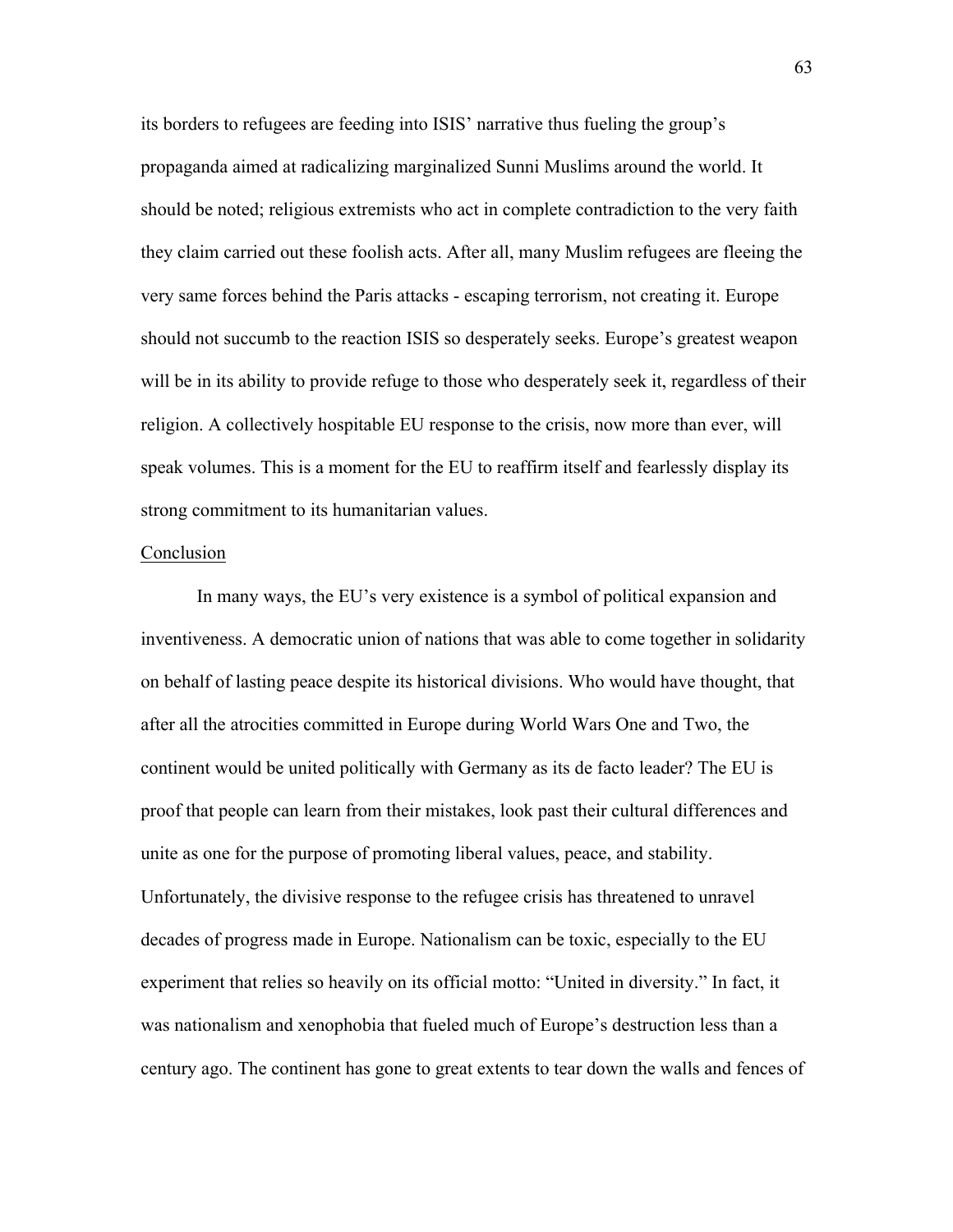its borders to refugees are feeding into ISIS' narrative thus fueling the group's propaganda aimed at radicalizing marginalized Sunni Muslims around the world. It should be noted; religious extremists who act in complete contradiction to the very faith they claim carried out these foolish acts. After all, many Muslim refugees are fleeing the very same forces behind the Paris attacks - escaping terrorism, not creating it. Europe should not succumb to the reaction ISIS so desperately seeks. Europe's greatest weapon will be in its ability to provide refuge to those who desperately seek it, regardless of their religion. A collectively hospitable EU response to the crisis, now more than ever, will speak volumes. This is a moment for the EU to reaffirm itself and fearlessly display its strong commitment to its humanitarian values.

## Conclusion

In many ways, the EU's very existence is a symbol of political expansion and inventiveness. A democratic union of nations that was able to come together in solidarity on behalf of lasting peace despite its historical divisions. Who would have thought, that after all the atrocities committed in Europe during World Wars One and Two, the continent would be united politically with Germany as its de facto leader? The EU is proof that people can learn from their mistakes, look past their cultural differences and unite as one for the purpose of promoting liberal values, peace, and stability. Unfortunately, the divisive response to the refugee crisis has threatened to unravel decades of progress made in Europe. Nationalism can be toxic, especially to the EU experiment that relies so heavily on its official motto: "United in diversity." In fact, it was nationalism and xenophobia that fueled much of Europe's destruction less than a century ago. The continent has gone to great extents to tear down the walls and fences of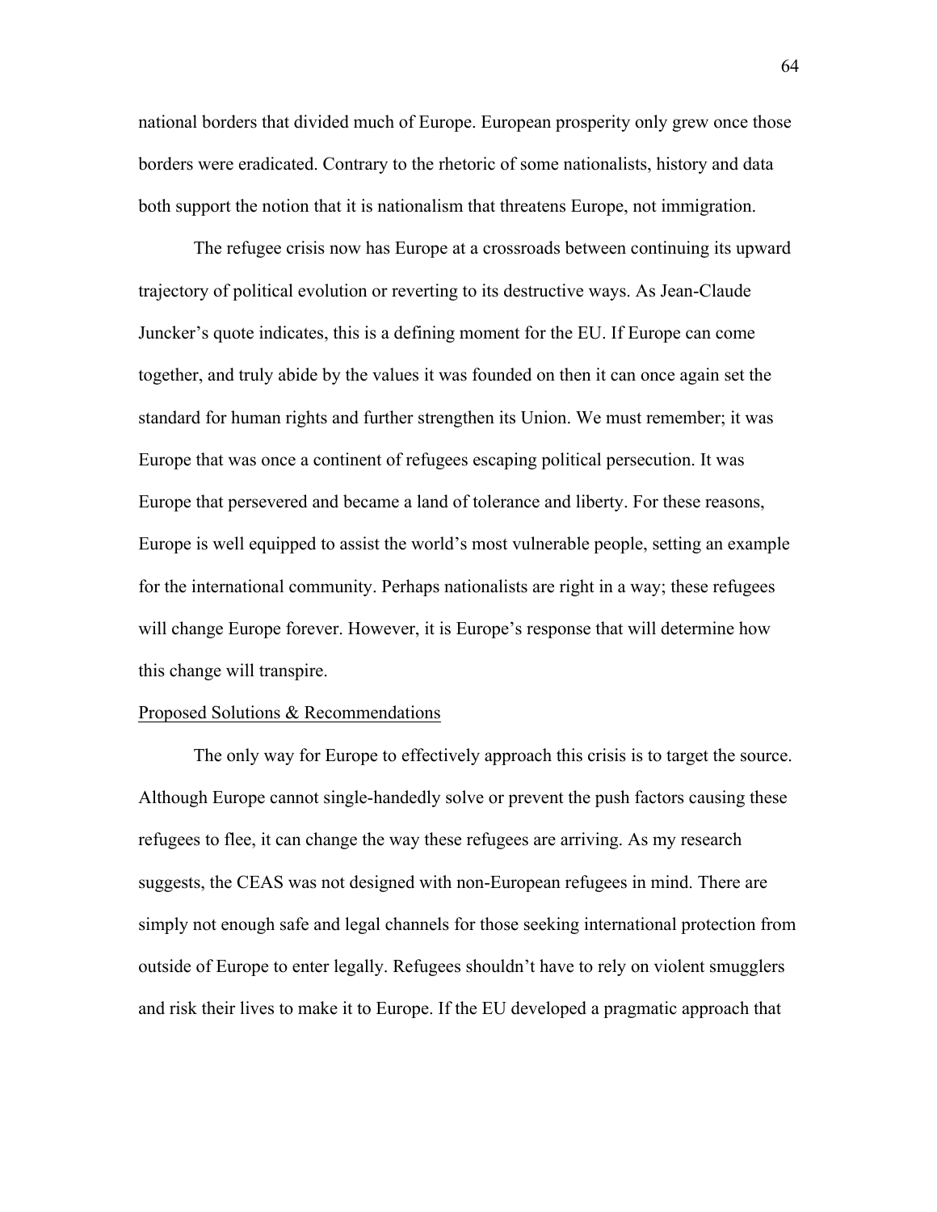national borders that divided much of Europe. European prosperity only grew once those borders were eradicated. Contrary to the rhetoric of some nationalists, history and data both support the notion that it is nationalism that threatens Europe, not immigration.

The refugee crisis now has Europe at a crossroads between continuing its upward trajectory of political evolution or reverting to its destructive ways. As Jean-Claude Juncker's quote indicates, this is a defining moment for the EU. If Europe can come together, and truly abide by the values it was founded on then it can once again set the standard for human rights and further strengthen its Union. We must remember; it was Europe that was once a continent of refugees escaping political persecution. It was Europe that persevered and became a land of tolerance and liberty. For these reasons, Europe is well equipped to assist the world's most vulnerable people, setting an example for the international community. Perhaps nationalists are right in a way; these refugees will change Europe forever. However, it is Europe's response that will determine how this change will transpire.

<u>Proposed Solutions & Recommendations</u>

The only way for Europe to effectively approach this crisis is to target the source. Although Europe cannot single-handedly solve or prevent the push factors causing these refugees to flee, it can change the way these refugees are arriving. As my research suggests, the CEAS was not designed with non-European refugees in mind. There are simply not enough safe and legal channels for those seeking international protection from outside of Europe to enter legally. Refugees shouldn't have to rely on violent smugglers and risk their lives to make it to Europe. If the EU developed a pragmatic approach that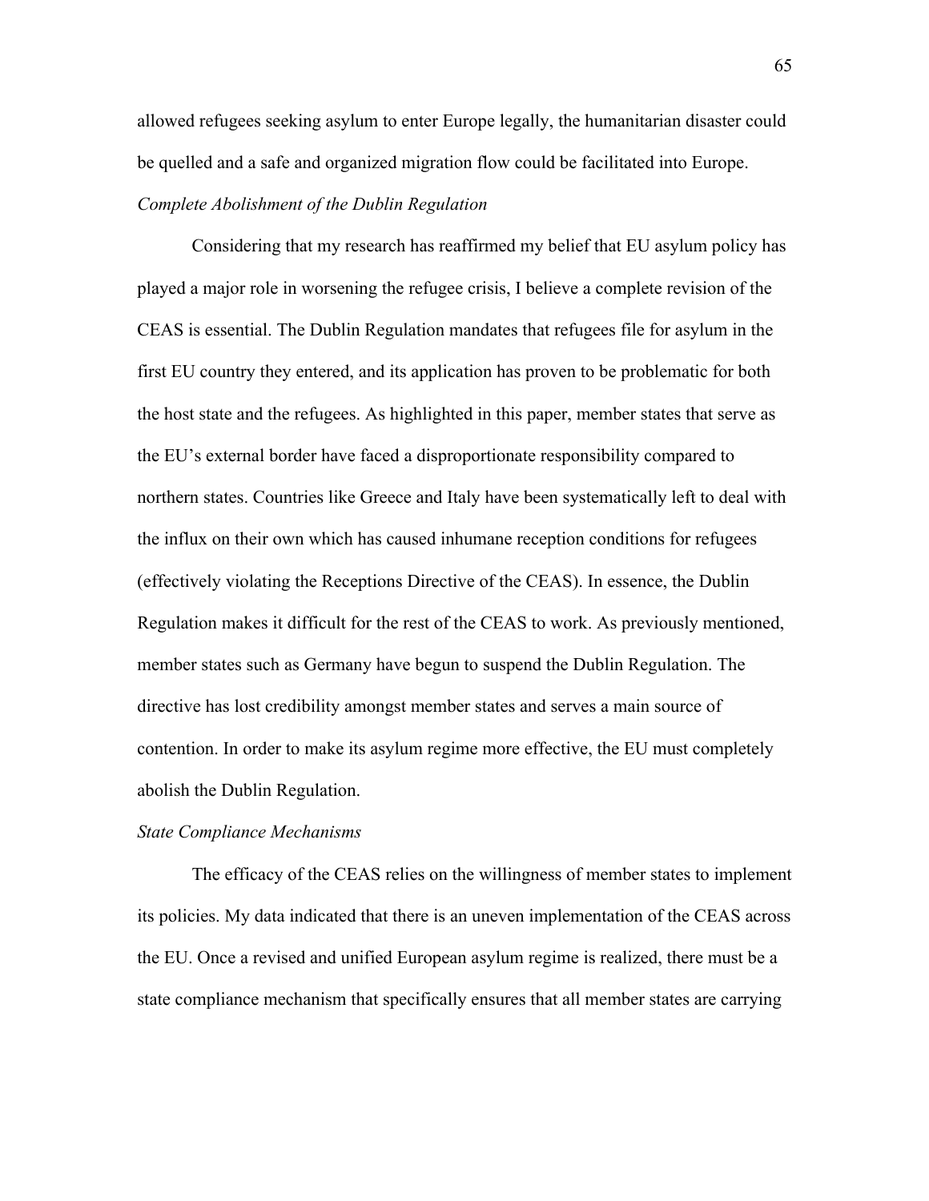allowed refugees seeking asylum to enter Europe legally, the humanitarian disaster could be quelled and a safe and organized migration flow could be facilitated into Europe.

*Complete Abolishment of the Dublin Regulation*

Considering that my research has reaffirmed my belief that EU asylum policy has played a major role in worsening the refugee crisis, I believe a complete revision of the CEAS is essential. The Dublin Regulation mandates that refugees file for asylum in the first EU country they entered, and its application has proven to be problematic for both the host state and the refugees. As highlighted in this paper, member states that serve as the EU's external border have faced a disproportionate responsibility compared to northern states. Countries like Greece and Italy have been systematically left to deal with the influx on their own which has caused inhumane reception conditions for refugees (effectively violating the Receptions Directive of the CEAS). In essence, the Dublin Regulation makes it difficult for the rest of the CEAS to work. As previously mentioned, member states such as Germany have begun to suspend the Dublin Regulation. The directive has lost credibility amongst member states and serves a main source of contention. In order to make its asylum regime more effective, the EU must completely abolish the Dublin Regulation.

*State Compliance Mechanisms*

The efficacy of the CEAS relies on the willingness of member states to implement its policies. My data indicated that there is an uneven implementation of the CEAS across the EU. Once a revised and unified European asylum regime is realized, there must be a state compliance mechanism that specifically ensures that all member states are carrying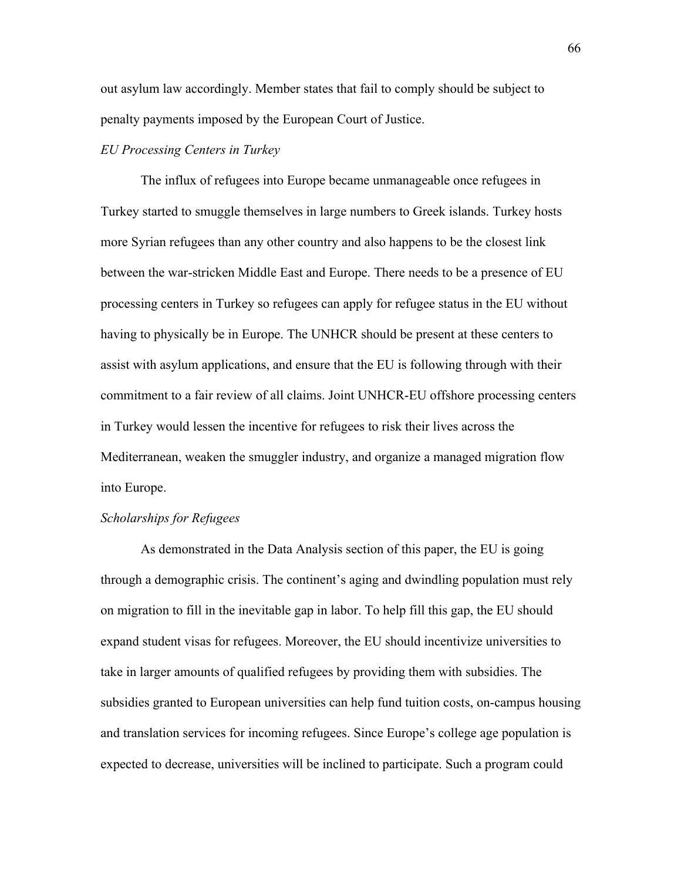out asylum law accordingly. Member states that fail to comply should be subject to penalty payments imposed by the European Court of Justice.

*EU Processing Centers in Turkey*

The influx of refugees into Europe became unmanageable once refugees in Turkey started to smuggle themselves in large numbers to Greek islands. Turkey hosts more Syrian refugees than any other country and also happens to be the closest link between the war-stricken Middle East and Europe. There needs to be a presence of EU processing centers in Turkey so refugees can apply for refugee status in the EU without having to physically be in Europe. The UNHCR should be present at these centers to assist with asylum applications, and ensure that the EU is following through with their commitment to a fair review of all claims. Joint UNHCR-EU offshore processing centers in Turkey would lessen the incentive for refugees to risk their lives across the Mediterranean, weaken the smuggler industry, and organize a managed migration flow into Europe.

*Scholarships for Refugees*

As demonstrated in the Data Analysis section of this paper, the EU is going through a demographic crisis. The continent's aging and dwindling population must rely on migration to fill in the inevitable gap in labor. To help fill this gap, the EU should expand student visas for refugees. Moreover, the EU should incentivize universities to take in larger amounts of qualified refugees by providing them with subsidies. The subsidies granted to European universities can help fund tuition costs, on-campus housing and translation services for incoming refugees. Since Europe's college age population is expected to decrease, universities will be inclined to participate. Such a program could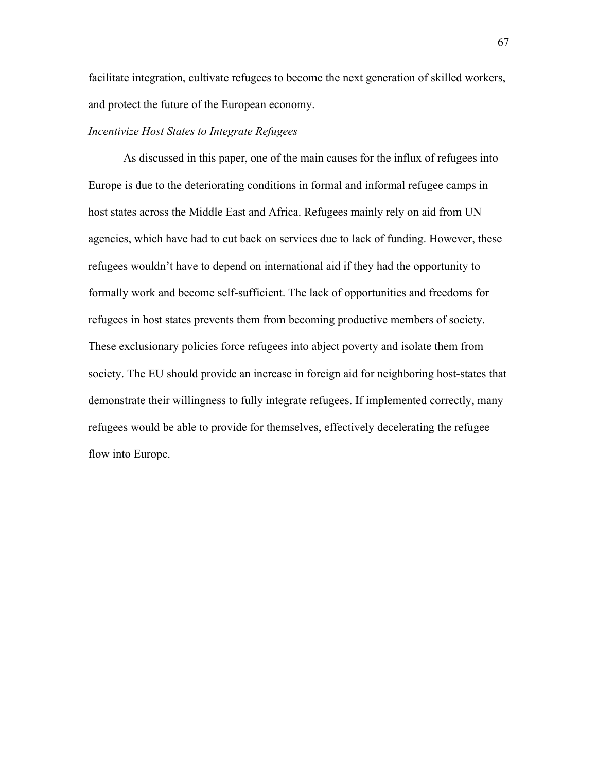facilitate integration, cultivate refugees to become the next generation of skilled workers, and protect the future of the European economy.

*Incentivize Host States to Integrate Refugees*

As discussed in this paper, one of the main causes for the influx of refugees into Europe is due to the deteriorating conditions in formal and informal refugee camps in host states across the Middle East and Africa. Refugees mainly rely on aid from UN agencies, which have had to cut back on services due to lack of funding. However, these refugees wouldn't have to depend on international aid if they had the opportunity to formally work and become self-sufficient. The lack of opportunities and freedoms for refugees in host states prevents them from becoming productive members of society. These exclusionary policies force refugees into abject poverty and isolate them from society. The EU should provide an increase in foreign aid for neighboring host-states that demonstrate their willingness to fully integrate refugees. If implemented correctly, many refugees would be able to provide for themselves, effectively decelerating the refugee flow into Europe.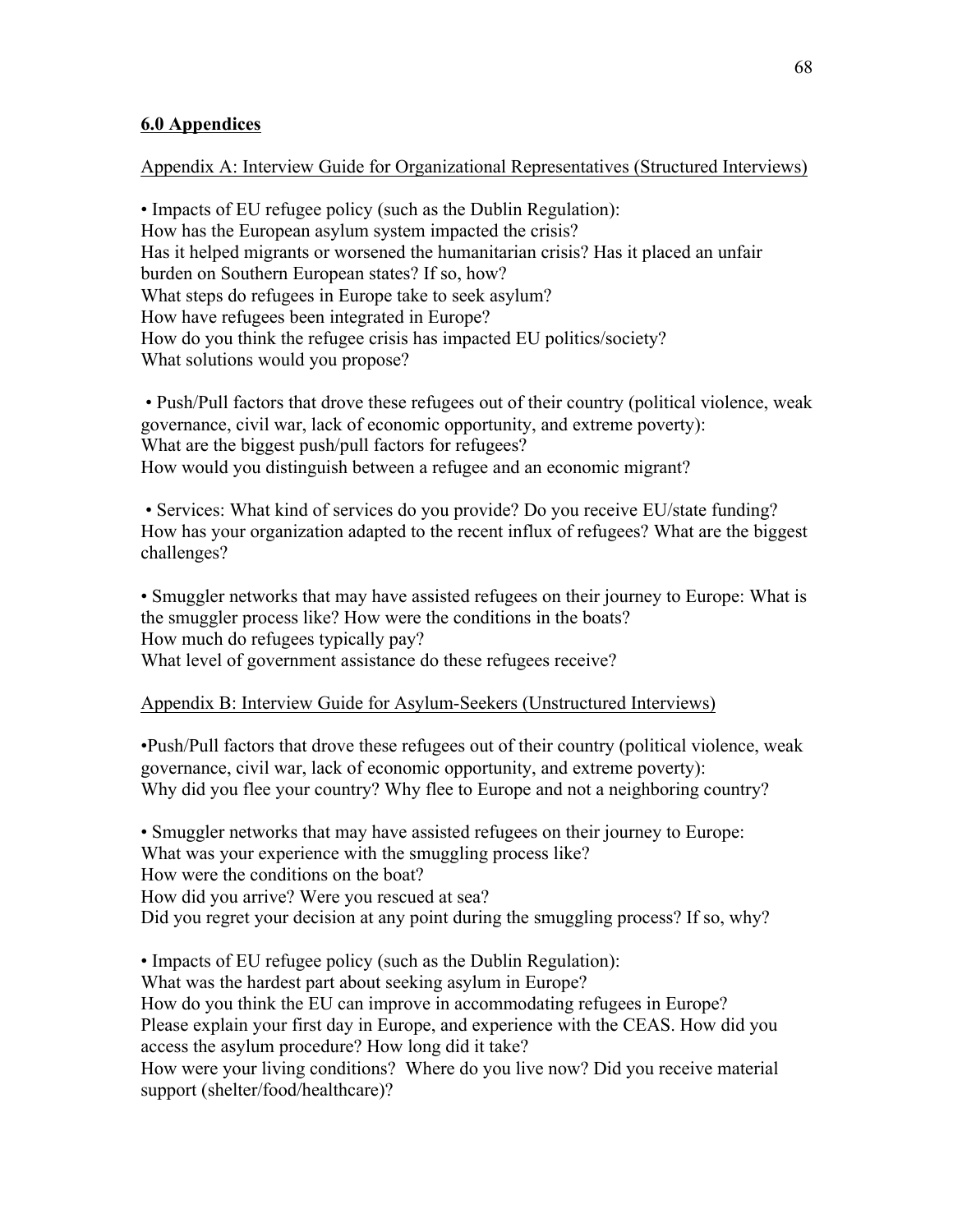## **6.0 Appendices**

Appendix A: Interview Guide for Organizational Representatives (Structured Interviews)

• Impacts of EU refugee policy (such as the Dublin Regulation):
How has the European asylum system impacted the crisis?
Has it helped migrants or worsened the humanitarian crisis? Has it placed an unfair burden on Southern European states? If so, how?
What steps do refugees in Europe take to seek asylum?
How have refugees been integrated in Europe?
How do you think the refugee crisis has impacted EU politics/society?
What solutions would you propose?

• Push/Pull factors that drove these refugees out of their country (political violence, weak governance, civil war, lack of economic opportunity, and extreme poverty):
What are the biggest push/pull factors for refugees?
How would you distinguish between a refugee and an economic migrant?

• Services: What kind of services do you provide? Do you receive EU/state funding? How has your organization adapted to the recent influx of refugees? What are the biggest challenges?

• Smuggler networks that may have assisted refugees on their journey to Europe: What is the smuggler process like? How were the conditions in the boats?
How much do refugees typically pay?
What level of government assistance do these refugees receive?

Appendix B: Interview Guide for Asylum-Seekers (Unstructured Interviews)

•Push/Pull factors that drove these refugees out of their country (political violence, weak governance, civil war, lack of economic opportunity, and extreme poverty):
Why did you flee your country? Why flee to Europe and not a neighboring country?

• Smuggler networks that may have assisted refugees on their journey to Europe:
What was your experience with the smuggling process like?
How were the conditions on the boat?
How did you arrive? Were you rescued at sea?
Did you regret your decision at any point during the smuggling process? If so, why?

• Impacts of EU refugee policy (such as the Dublin Regulation):
What was the hardest part about seeking asylum in Europe?
How do you think the EU can improve in accommodating refugees in Europe?
Please explain your first day in Europe, and experience with the CEAS. How did you access the asylum procedure? How long did it take?
How were your living conditions? Where do you live now? Did you receive material support (shelter/food/healthcare)?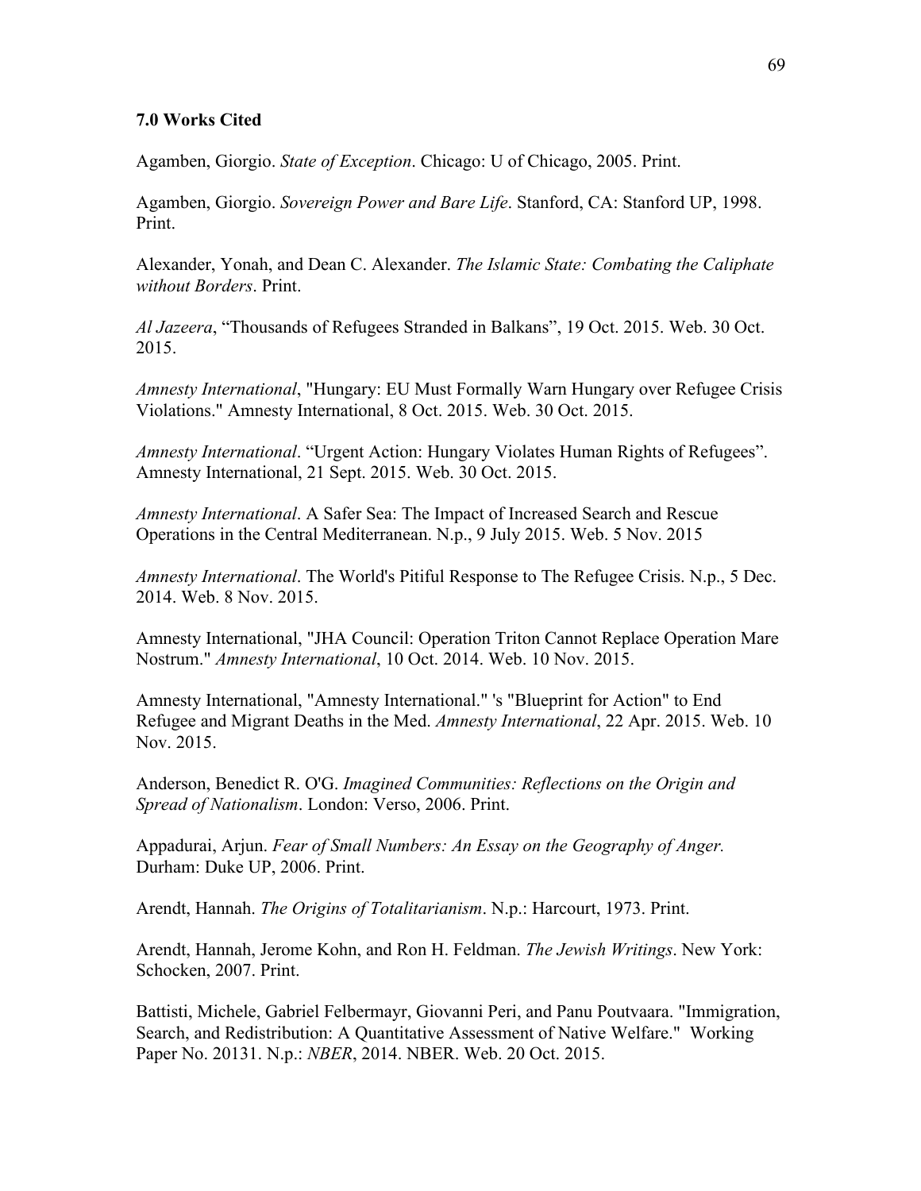### 7.0 Works Cited

Agamben, Giorgio. *State of Exception*. Chicago: U of Chicago, 2005. Print.

Agamben, Giorgio. *Sovereign Power and Bare Life*. Stanford, CA: Stanford UP, 1998. Print.

Alexander, Yonah, and Dean C. Alexander. *The Islamic State: Combating the Caliphate without Borders*. Print.

*Al Jazeera*, "Thousands of Refugees Stranded in Balkans", 19 Oct. 2015. Web. 30 Oct. 2015.

*Amnesty International*, "Hungary: EU Must Formally Warn Hungary over Refugee Crisis Violations." Amnesty International, 8 Oct. 2015. Web. 30 Oct. 2015.

*Amnesty International*. "Urgent Action: Hungary Violates Human Rights of Refugees". Amnesty International, 21 Sept. 2015. Web. 30 Oct. 2015.

*Amnesty International*. A Safer Sea: The Impact of Increased Search and Rescue Operations in the Central Mediterranean. N.p., 9 July 2015. Web. 5 Nov. 2015

*Amnesty International*. The World's Pitiful Response to The Refugee Crisis. N.p., 5 Dec. 2014. Web. 8 Nov. 2015.

Amnesty International, "JHA Council: Operation Triton Cannot Replace Operation Mare Nostrum." *Amnesty International*, 10 Oct. 2014. Web. 10 Nov. 2015.

Amnesty International, "Amnesty International." 's "Blueprint for Action" to End Refugee and Migrant Deaths in the Med. *Amnesty International*, 22 Apr. 2015. Web. 10 Nov. 2015.

Anderson, Benedict R. O'G. *Imagined Communities: Reflections on the Origin and Spread of Nationalism*. London: Verso, 2006. Print.

Appadurai, Arjun. *Fear of Small Numbers: An Essay on the Geography of Anger.* Durham: Duke UP, 2006. Print.

Arendt, Hannah. *The Origins of Totalitarianism*. N.p.: Harcourt, 1973. Print.

Arendt, Hannah, Jerome Kohn, and Ron H. Feldman. *The Jewish Writings*. New York: Schocken, 2007. Print.

Battisti, Michele, Gabriel Felbermayr, Giovanni Peri, and Panu Poutvaara. "Immigration, Search, and Redistribution: A Quantitative Assessment of Native Welfare." Working Paper No. 20131. N.p.: *NBER*, 2014. NBER. Web. 20 Oct. 2015.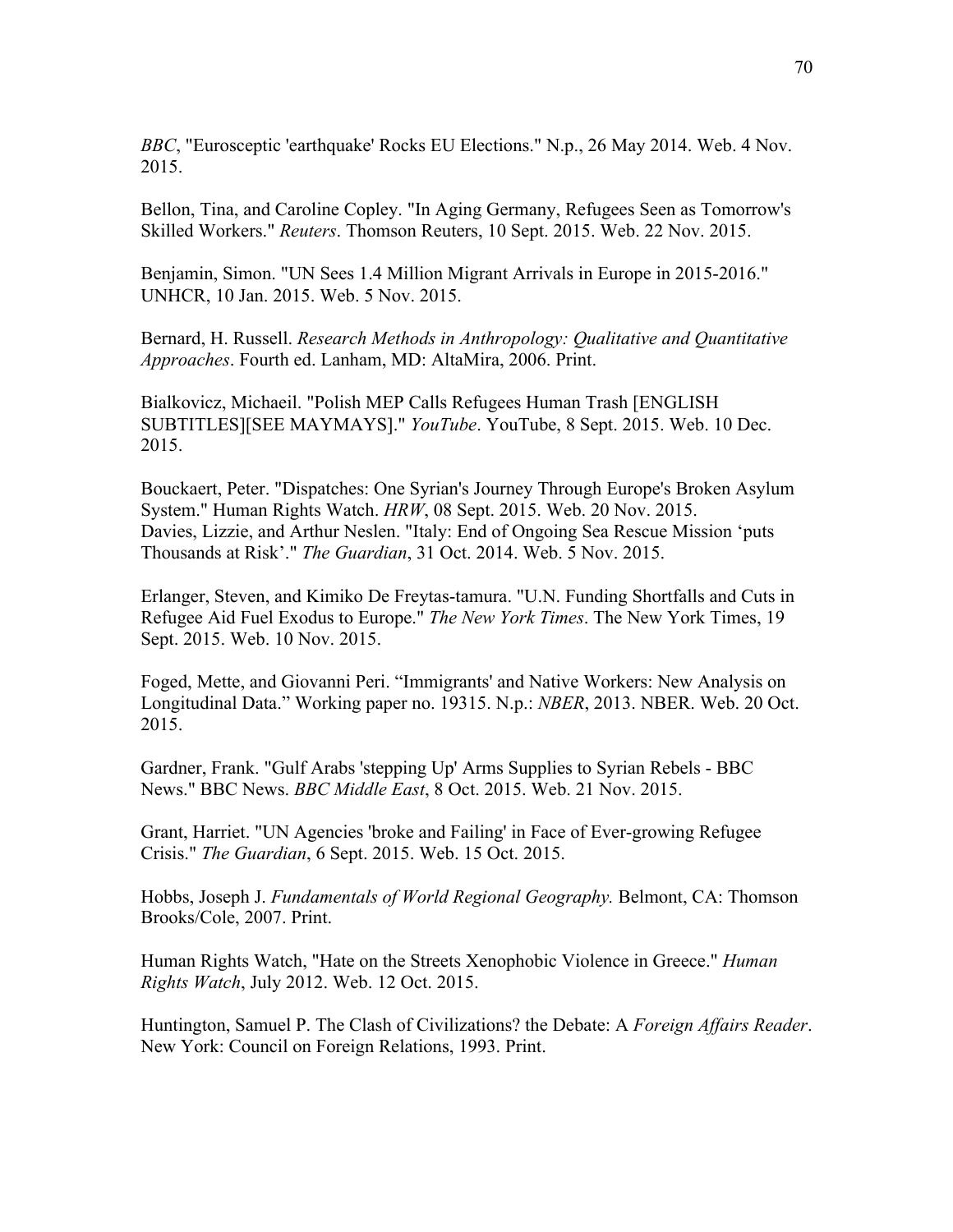*BBC*, "Eurosceptic 'earthquake' Rocks EU Elections." N.p., 26 May 2014. Web. 4 Nov. 2015.

Bellon, Tina, and Caroline Copley. "In Aging Germany, Refugees Seen as Tomorrow's Skilled Workers." *Reuters*. Thomson Reuters, 10 Sept. 2015. Web. 22 Nov. 2015.

Benjamin, Simon. "UN Sees 1.4 Million Migrant Arrivals in Europe in 2015-2016." UNHCR, 10 Jan. 2015. Web. 5 Nov. 2015.

Bernard, H. Russell. *Research Methods in Anthropology: Qualitative and Quantitative Approaches*. Fourth ed. Lanham, MD: AltaMira, 2006. Print.

Bialkovicz, Michaeil. "Polish MEP Calls Refugees Human Trash [ENGLISH SUBTITLES][SEE MAYMAYS]." *YouTube*. YouTube, 8 Sept. 2015. Web. 10 Dec. 2015.

Bouckaert, Peter. "Dispatches: One Syrian's Journey Through Europe's Broken Asylum System." Human Rights Watch. *HRW*, 08 Sept. 2015. Web. 20 Nov. 2015.
Davies, Lizzie, and Arthur Neslen. "Italy: End of Ongoing Sea Rescue Mission 'puts Thousands at Risk'." *The Guardian*, 31 Oct. 2014. Web. 5 Nov. 2015.

Erlanger, Steven, and Kimiko De Freytas-tamura. "U.N. Funding Shortfalls and Cuts in Refugee Aid Fuel Exodus to Europe." *The New York Times*. The New York Times, 19 Sept. 2015. Web. 10 Nov. 2015.

Foged, Mette, and Giovanni Peri. "Immigrants' and Native Workers: New Analysis on Longitudinal Data." Working paper no. 19315. N.p.: *NBER*, 2013. NBER. Web. 20 Oct. 2015.

Gardner, Frank. "Gulf Arabs 'stepping Up' Arms Supplies to Syrian Rebels - BBC News." BBC News. *BBC Middle East*, 8 Oct. 2015. Web. 21 Nov. 2015.

Grant, Harriet. "UN Agencies 'broke and Failing' in Face of Ever-growing Refugee Crisis." *The Guardian*, 6 Sept. 2015. Web. 15 Oct. 2015.

Hobbs, Joseph J. *Fundamentals of World Regional Geography.* Belmont, CA: Thomson Brooks/Cole, 2007. Print.

Human Rights Watch, "Hate on the Streets Xenophobic Violence in Greece." *Human Rights Watch*, July 2012. Web. 12 Oct. 2015.

Huntington, Samuel P. The Clash of Civilizations? the Debate: A *Foreign Affairs Reader*. New York: Council on Foreign Relations, 1993. Print.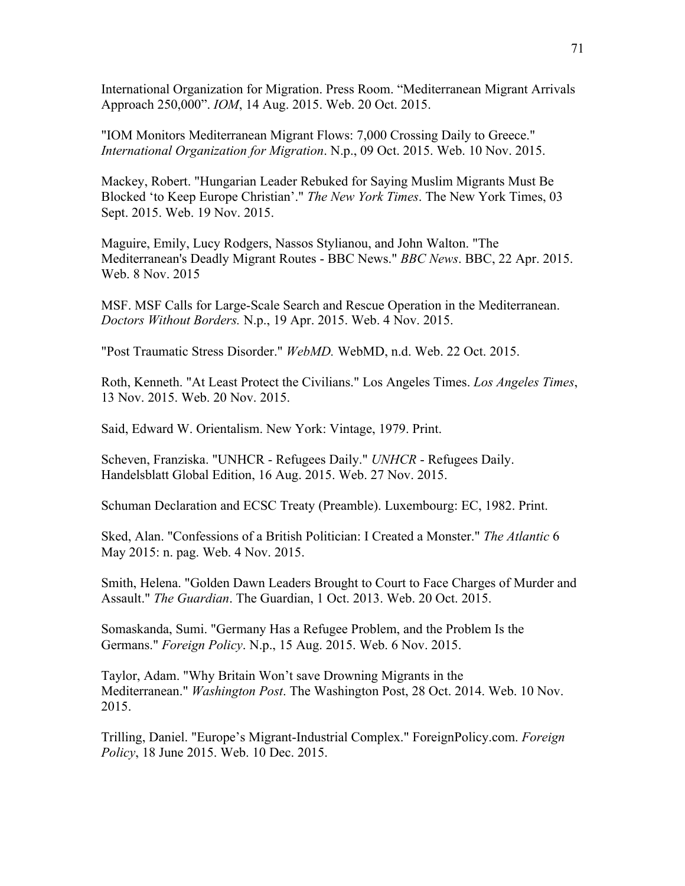International Organization for Migration. Press Room. "Mediterranean Migrant Arrivals Approach 250,000". *IOM*, 14 Aug. 2015. Web. 20 Oct. 2015.

"IOM Monitors Mediterranean Migrant Flows: 7,000 Crossing Daily to Greece." *International Organization for Migration*. N.p., 09 Oct. 2015. Web. 10 Nov. 2015.

Mackey, Robert. "Hungarian Leader Rebuked for Saying Muslim Migrants Must Be Blocked 'to Keep Europe Christian'." *The New York Times*. The New York Times, 03 Sept. 2015. Web. 19 Nov. 2015.

Maguire, Emily, Lucy Rodgers, Nassos Stylianou, and John Walton. "The Mediterranean's Deadly Migrant Routes - BBC News." *BBC News*. BBC, 22 Apr. 2015. Web. 8 Nov. 2015

MSF. MSF Calls for Large-Scale Search and Rescue Operation in the Mediterranean. *Doctors Without Borders.* N.p., 19 Apr. 2015. Web. 4 Nov. 2015.

"Post Traumatic Stress Disorder." *WebMD.* WebMD, n.d. Web. 22 Oct. 2015.

Roth, Kenneth. "At Least Protect the Civilians." Los Angeles Times. *Los Angeles Times*, 13 Nov. 2015. Web. 20 Nov. 2015.

Said, Edward W. Orientalism. New York: Vintage, 1979. Print.

Scheven, Franziska. "UNHCR - Refugees Daily." *UNHCR* - Refugees Daily. Handelsblatt Global Edition, 16 Aug. 2015. Web. 27 Nov. 2015.

Schuman Declaration and ECSC Treaty (Preamble). Luxembourg: EC, 1982. Print.

Sked, Alan. "Confessions of a British Politician: I Created a Monster." *The Atlantic* 6 May 2015: n. pag. Web. 4 Nov. 2015.

Smith, Helena. "Golden Dawn Leaders Brought to Court to Face Charges of Murder and Assault." *The Guardian*. The Guardian, 1 Oct. 2013. Web. 20 Oct. 2015.

Somaskanda, Sumi. "Germany Has a Refugee Problem, and the Problem Is the Germans." *Foreign Policy*. N.p., 15 Aug. 2015. Web. 6 Nov. 2015.

Taylor, Adam. "Why Britain Won't save Drowning Migrants in the Mediterranean." *Washington Post*. The Washington Post, 28 Oct. 2014. Web. 10 Nov. 2015.

Trilling, Daniel. "Europe's Migrant-Industrial Complex." ForeignPolicy.com. *Foreign Policy*, 18 June 2015. Web. 10 Dec. 2015.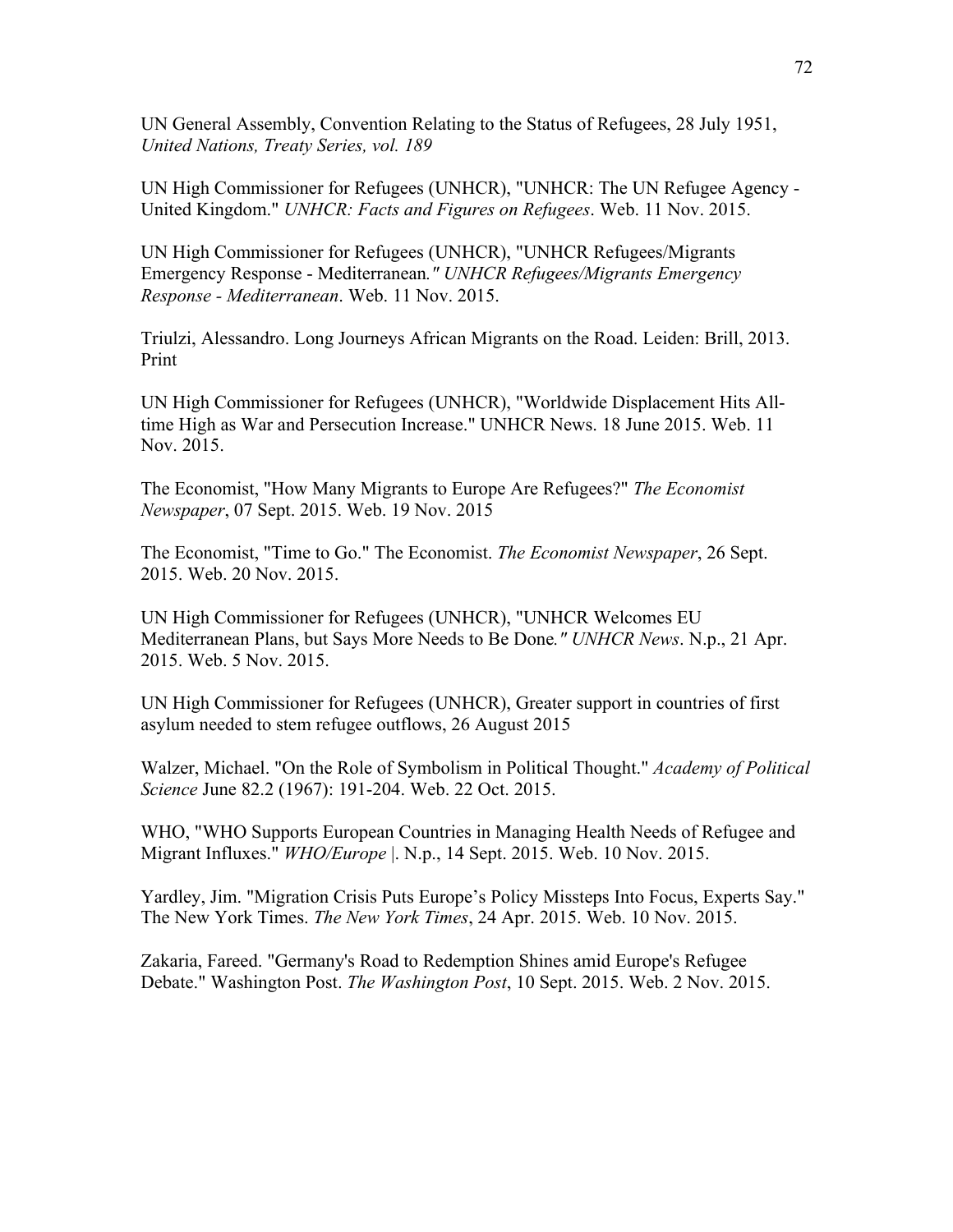UN General Assembly, Convention Relating to the Status of Refugees, 28 July 1951, *United Nations, Treaty Series, vol. 189*

UN High Commissioner for Refugees (UNHCR), "UNHCR: The UN Refugee Agency - United Kingdom." *UNHCR: Facts and Figures on Refugees*. Web. 11 Nov. 2015.

UN High Commissioner for Refugees (UNHCR), "UNHCR Refugees/Migrants Emergency Response - Mediterranean*." UNHCR Refugees/Migrants Emergency Response - Mediterranean*. Web. 11 Nov. 2015.

Triulzi, Alessandro. Long Journeys African Migrants on the Road. Leiden: Brill, 2013. Print

UN High Commissioner for Refugees (UNHCR), "Worldwide Displacement Hits All-time High as War and Persecution Increase." UNHCR News. 18 June 2015. Web. 11 Nov. 2015.

The Economist, "How Many Migrants to Europe Are Refugees?" *The Economist Newspaper*, 07 Sept. 2015. Web. 19 Nov. 2015

The Economist, "Time to Go." The Economist. *The Economist Newspaper*, 26 Sept. 2015. Web. 20 Nov. 2015.

UN High Commissioner for Refugees (UNHCR), "UNHCR Welcomes EU Mediterranean Plans, but Says More Needs to Be Done*." UNHCR News*. N.p., 21 Apr. 2015. Web. 5 Nov. 2015.

UN High Commissioner for Refugees (UNHCR), Greater support in countries of first asylum needed to stem refugee outflows, 26 August 2015

Walzer, Michael. "On the Role of Symbolism in Political Thought." *Academy of Political Science* June 82.2 (1967): 191-204. Web. 22 Oct. 2015.

WHO, "WHO Supports European Countries in Managing Health Needs of Refugee and Migrant Influxes." *WHO/Europe |*. N.p., 14 Sept. 2015. Web. 10 Nov. 2015.

Yardley, Jim. "Migration Crisis Puts Europe's Policy Missteps Into Focus, Experts Say." The New York Times. *The New York Times*, 24 Apr. 2015. Web. 10 Nov. 2015.

Zakaria, Fareed. "Germany's Road to Redemption Shines amid Europe's Refugee Debate." Washington Post. *The Washington Post*, 10 Sept. 2015. Web. 2 Nov. 2015.